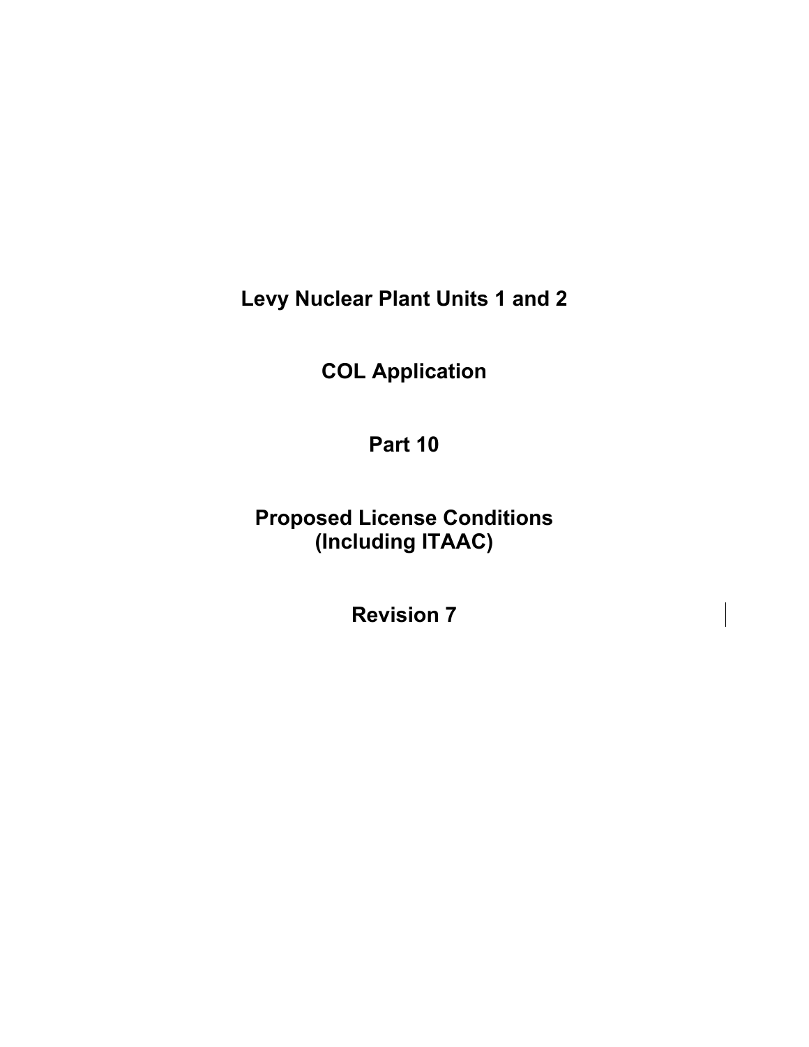# Levy Nuclear Plant Units 1 and 2

# COL Application

# Part 10

# Proposed License Conditions (Including ITAAC)

# Revision 7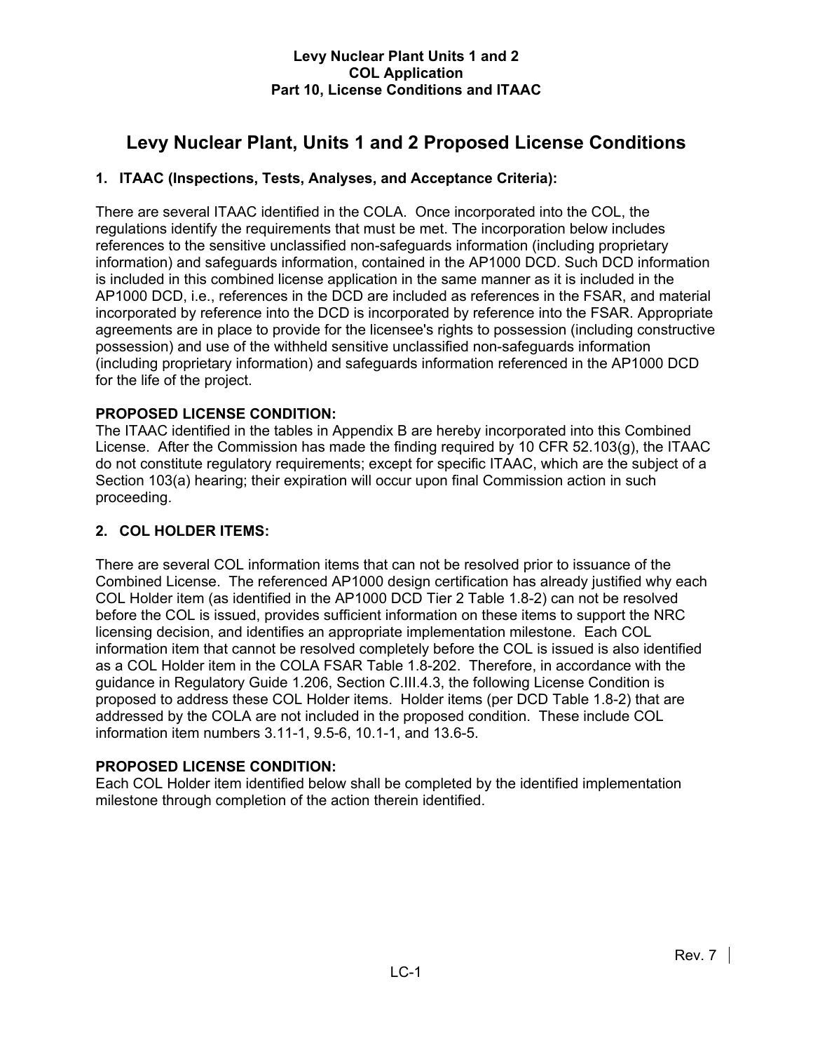# Levy Nuclear Plant, Units 1 and 2 Proposed License Conditions

## 1. ITAAC (Inspections, Tests, Analyses, and Acceptance Criteria):

There are several ITAAC identified in the COLA. Once incorporated into the COL, the regulations identify the requirements that must be met. The incorporation below includes references to the sensitive unclassified non-safeguards information (including proprietary information) and safeguards information, contained in the AP1000 DCD. Such DCD information is included in this combined license application in the same manner as it is included in the AP1000 DCD, i.e., references in the DCD are included as references in the FSAR, and material incorporated by reference into the DCD is incorporated by reference into the FSAR. Appropriate agreements are in place to provide for the licensee's rights to possession (including constructive possession) and use of the withheld sensitive unclassified non-safeguards information (including proprietary information) and safeguards information referenced in the AP1000 DCD for the life of the project.

**PROPOSED LICENSE CONDITION:**
The ITAAC identified in the tables in Appendix B are hereby incorporated into this Combined License. After the Commission has made the finding required by 10 CFR 52.103(g), the ITAAC do not constitute regulatory requirements; except for specific ITAAC, which are the subject of a Section 103(a) hearing; their expiration will occur upon final Commission action in such proceeding.

## 2. COL HOLDER ITEMS:

There are several COL information items that can not be resolved prior to issuance of the Combined License. The referenced AP1000 design certification has already justified why each COL Holder item (as identified in the AP1000 DCD Tier 2 Table 1.8-2) can not be resolved before the COL is issued, provides sufficient information on these items to support the NRC licensing decision, and identifies an appropriate implementation milestone. Each COL information item that cannot be resolved completely before the COL is issued is also identified as a COL Holder item in the COLA FSAR Table 1.8-202. Therefore, in accordance with the guidance in Regulatory Guide 1.206, Section C.III.4.3, the following License Condition is proposed to address these COL Holder items. Holder items (per DCD Table 1.8-2) that are addressed by the COLA are not included in the proposed condition. These include COL information item numbers 3.11-1, 9.5-6, 10.1-1, and 13.6-5.

**PROPOSED LICENSE CONDITION:**
Each COL Holder item identified below shall be completed by the identified implementation milestone through completion of the action therein identified.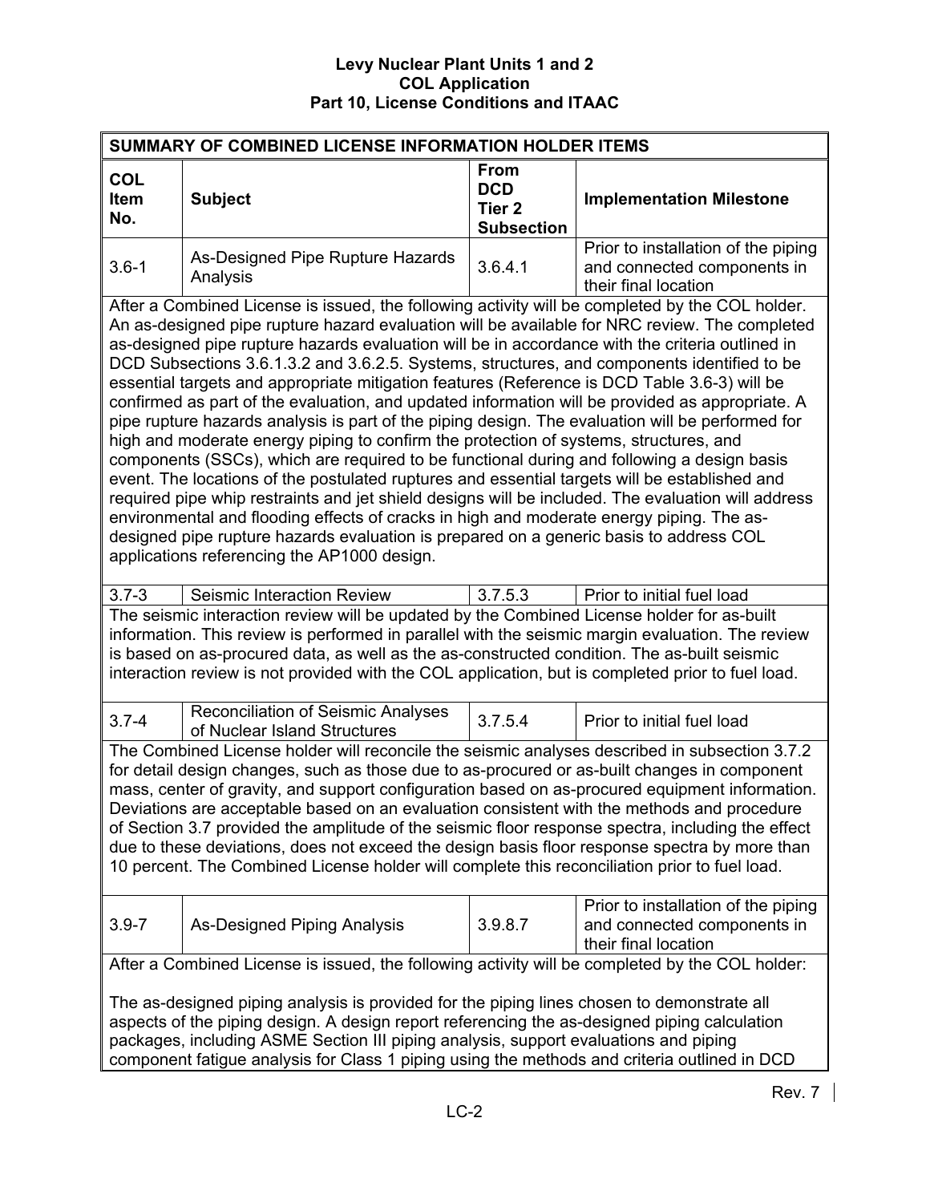| SUMMARY OF COMBINED LICENSE INFORMATION HOLDER ITEMS | | | |
|---|---|---|---|
| **COL Item No.** | **Subject** | **From DCD Tier 2 Subsection** | **Implementation Milestone** |
| 3.6-1 | As-Designed Pipe Rupture Hazards Analysis | 3.6.4.1 | Prior to installation of the piping and connected components in their final location |
| After a Combined License is issued, the following activity will be completed by the COL holder. An as-designed pipe rupture hazard evaluation will be available for NRC review. The completed as-designed pipe rupture hazards evaluation will be in accordance with the criteria outlined in DCD Subsections 3.6.1.3.2 and 3.6.2.5. Systems, structures, and components identified to be essential targets and appropriate mitigation features (Reference is DCD Table 3.6-3) will be confirmed as part of the evaluation, and updated information will be provided as appropriate. A pipe rupture hazards analysis is part of the piping design. The evaluation will be performed for high and moderate energy piping to confirm the protection of systems, structures, and components (SSCs), which are required to be functional during and following a design basis event. The locations of the postulated ruptures and essential targets will be established and required pipe whip restraints and jet shield designs will be included. The evaluation will address environmental and flooding effects of cracks in high and moderate energy piping. The as-designed pipe rupture hazards evaluation is prepared on a generic basis to address COL applications referencing the AP1000 design. | | | |
| 3.7-3 | Seismic Interaction Review | 3.7.5.3 | Prior to initial fuel load |
| The seismic interaction review will be updated by the Combined License holder for as-built information. This review is performed in parallel with the seismic margin evaluation. The review is based on as-procured data, as well as the as-constructed condition. The as-built seismic interaction review is not provided with the COL application, but is completed prior to fuel load. | | | |
| 3.7-4 | Reconciliation of Seismic Analyses of Nuclear Island Structures | 3.7.5.4 | Prior to initial fuel load |
| The Combined License holder will reconcile the seismic analyses described in subsection 3.7.2 for detail design changes, such as those due to as-procured or as-built changes in component mass, center of gravity, and support configuration based on as-procured equipment information. Deviations are acceptable based on an evaluation consistent with the methods and procedure of Section 3.7 provided the amplitude of the seismic floor response spectra, including the effect due to these deviations, does not exceed the design basis floor response spectra by more than 10 percent. The Combined License holder will complete this reconciliation prior to fuel load. | | | |
| 3.9-7 | As-Designed Piping Analysis | 3.9.8.7 | Prior to installation of the piping and connected components in their final location |
| After a Combined License is issued, the following activity will be completed by the COL holder:<br><br>The as-designed piping analysis is provided for the piping lines chosen to demonstrate all aspects of the piping design. A design report referencing the as-designed piping calculation packages, including ASME Section III piping analysis, support evaluations and piping component fatigue analysis for Class 1 piping using the methods and criteria outlined in DCD | | | |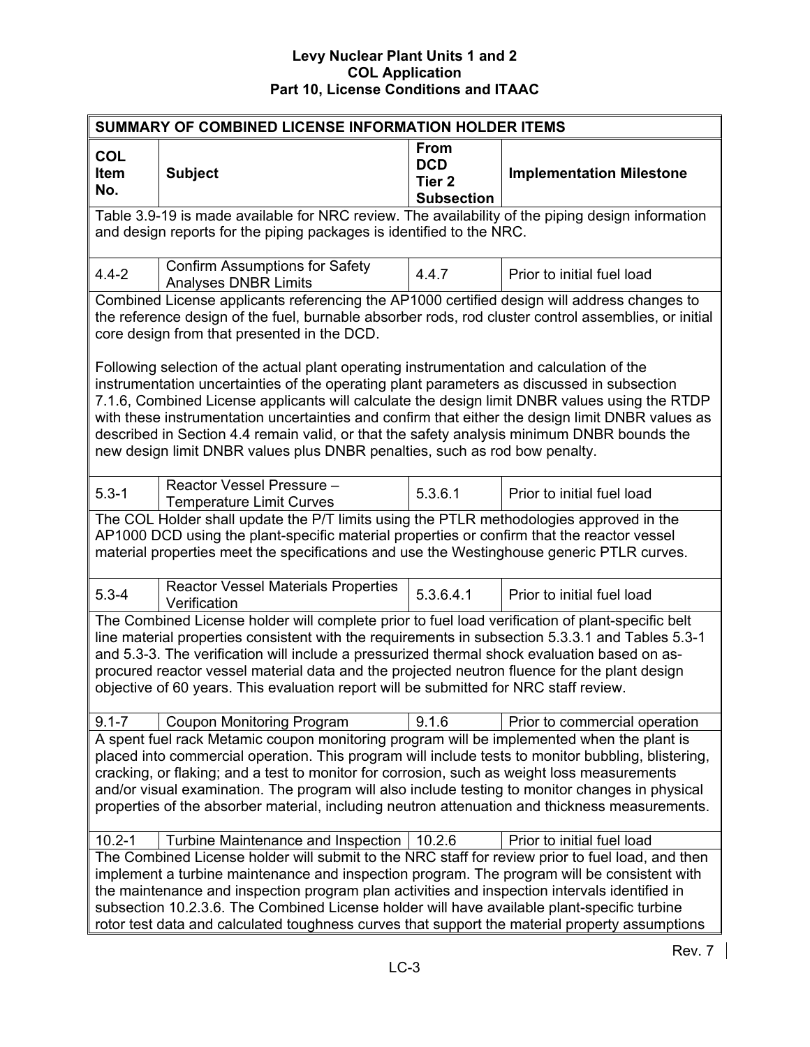| SUMMARY OF COMBINED LICENSE INFORMATION HOLDER ITEMS | | | |
|---|---|---|---|
| **COL Item No.** | **Subject** | **From DCD Tier 2 Subsection** | **Implementation Milestone** |
| Table 3.9-19 is made available for NRC review. The availability of the piping design information and design reports for the piping packages is identified to the NRC. | | | |
| 4.4-2 | Confirm Assumptions for Safety Analyses DNBR Limits | 4.4.7 | Prior to initial fuel load |
| Combined License applicants referencing the AP1000 certified design will address changes to the reference design of the fuel, burnable absorber rods, rod cluster control assemblies, or initial core design from that presented in the DCD.<br><br>Following selection of the actual plant operating instrumentation and calculation of the instrumentation uncertainties of the operating plant parameters as discussed in subsection 7.1.6, Combined License applicants will calculate the design limit DNBR values using the RTDP with these instrumentation uncertainties and confirm that either the design limit DNBR values as described in Section 4.4 remain valid, or that the safety analysis minimum DNBR bounds the new design limit DNBR values plus DNBR penalties, such as rod bow penalty. | | | |
| 5.3-1 | Reactor Vessel Pressure – Temperature Limit Curves | 5.3.6.1 | Prior to initial fuel load |
| The COL Holder shall update the P/T limits using the PTLR methodologies approved in the AP1000 DCD using the plant-specific material properties or confirm that the reactor vessel material properties meet the specifications and use the Westinghouse generic PTLR curves. | | | |
| 5.3-4 | Reactor Vessel Materials Properties Verification | 5.3.6.4.1 | Prior to initial fuel load |
| The Combined License holder will complete prior to fuel load verification of plant-specific belt line material properties consistent with the requirements in subsection 5.3.3.1 and Tables 5.3-1 and 5.3-3. The verification will include a pressurized thermal shock evaluation based on as-procured reactor vessel material data and the projected neutron fluence for the plant design objective of 60 years. This evaluation report will be submitted for NRC staff review. | | | |
| 9.1-7 | Coupon Monitoring Program | 9.1.6 | Prior to commercial operation |
| A spent fuel rack Metamic coupon monitoring program will be implemented when the plant is placed into commercial operation. This program will include tests to monitor bubbling, blistering, cracking, or flaking; and a test to monitor for corrosion, such as weight loss measurements and/or visual examination. The program will also include testing to monitor changes in physical properties of the absorber material, including neutron attenuation and thickness measurements. | | | |
| 10.2-1 | Turbine Maintenance and Inspection | 10.2.6 | Prior to initial fuel load |
| The Combined License holder will submit to the NRC staff for review prior to fuel load, and then implement a turbine maintenance and inspection program. The program will be consistent with the maintenance and inspection program plan activities and inspection intervals identified in subsection 10.2.3.6. The Combined License holder will have available plant-specific turbine rotor test data and calculated toughness curves that support the material property assumptions | | | |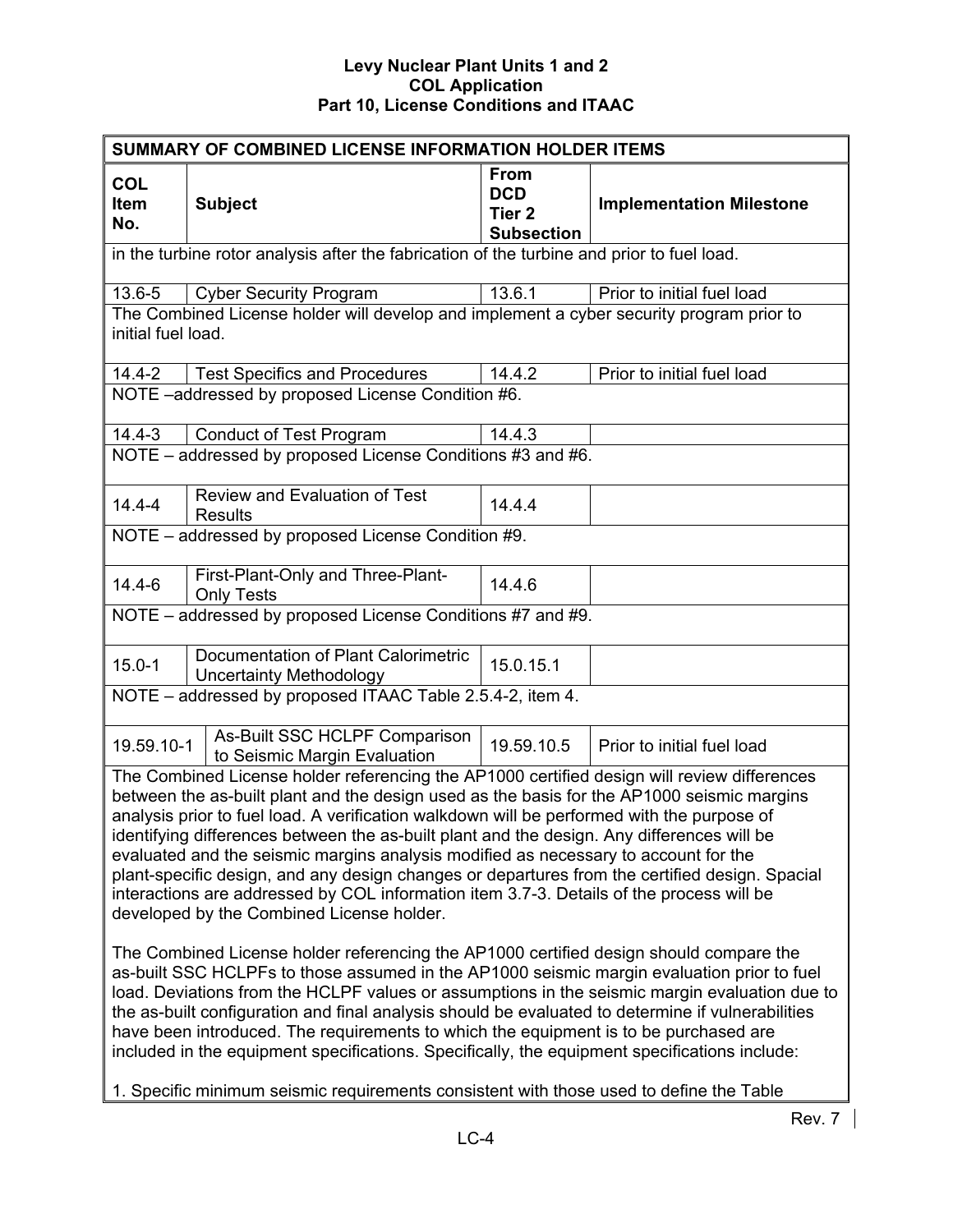| SUMMARY OF COMBINED LICENSE INFORMATION HOLDER ITEMS | | | |
|---|---|---|---|
| **COL Item No.** | **Subject** | **From DCD Tier 2 Subsection** | **Implementation Milestone** |
| in the turbine rotor analysis after the fabrication of the turbine and prior to fuel load. | | | |
| 13.6-5 | Cyber Security Program | 13.6.1 | Prior to initial fuel load |
| The Combined License holder will develop and implement a cyber security program prior to initial fuel load. | | | |
| 14.4-2 | Test Specifics and Procedures | 14.4.2 | Prior to initial fuel load |
| NOTE –addressed by proposed License Condition #6. | | | |
| 14.4-3 | Conduct of Test Program | 14.4.3 | |
| NOTE – addressed by proposed License Conditions #3 and #6. | | | |
| 14.4-4 | Review and Evaluation of Test Results | 14.4.4 | |
| NOTE – addressed by proposed License Condition #9. | | | |
| 14.4-6 | First-Plant-Only and Three-Plant-Only Tests | 14.4.6 | |
| NOTE – addressed by proposed License Conditions #7 and #9. | | | |
| 15.0-1 | Documentation of Plant Calorimetric Uncertainty Methodology | 15.0.15.1 | |
| NOTE – addressed by proposed ITAAC Table 2.5.4-2, item 4. | | | |
| 19.59.10-1 | As-Built SSC HCLPF Comparison to Seismic Margin Evaluation | 19.59.10.5 | Prior to initial fuel load |
| The Combined License holder referencing the AP1000 certified design will review differences between the as-built plant and the design used as the basis for the AP1000 seismic margins analysis prior to fuel load. A verification walkdown will be performed with the purpose of identifying differences between the as-built plant and the design. Any differences will be evaluated and the seismic margins analysis modified as necessary to account for the plant-specific design, and any design changes or departures from the certified design. Spacial interactions are addressed by COL information item 3.7-3. Details of the process will be developed by the Combined License holder.<br><br>The Combined License holder referencing the AP1000 certified design should compare the as-built SSC HCLPFs to those assumed in the AP1000 seismic margin evaluation prior to fuel load. Deviations from the HCLPF values or assumptions in the seismic margin evaluation due to the as-built configuration and final analysis should be evaluated to determine if vulnerabilities have been introduced. The requirements to which the equipment is to be purchased are included in the equipment specifications. Specifically, the equipment specifications include:<br><br>1. Specific minimum seismic requirements consistent with those used to define the Table | | | |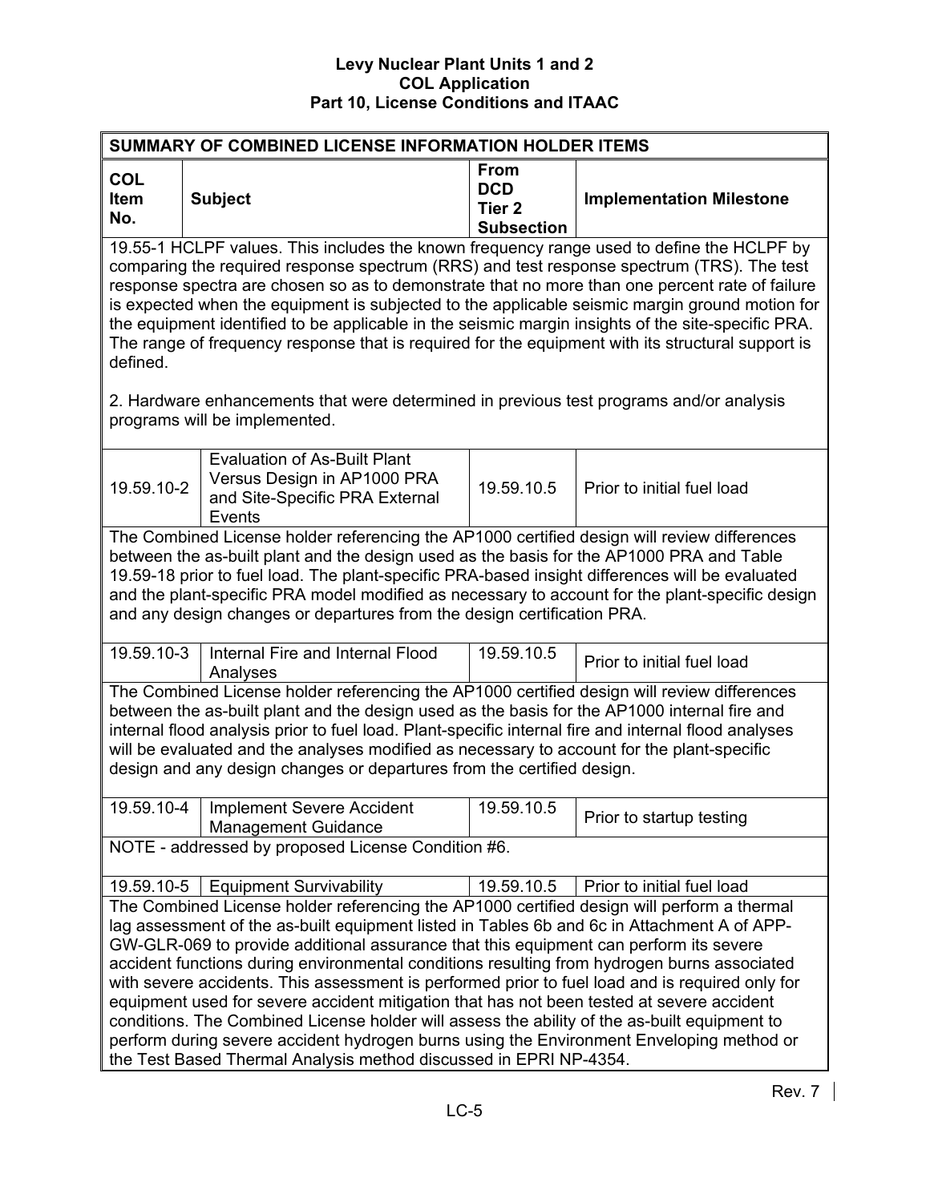| SUMMARY OF COMBINED LICENSE INFORMATION HOLDER ITEMS | | | |
|---|---|---|---|
| **COL Item No.** | **Subject** | **From DCD Tier 2 Subsection** | **Implementation Milestone** |
| 19.55-1 HCLPF values. This includes the known frequency range used to define the HCLPF by comparing the required response spectrum (RRS) and test response spectrum (TRS). The test response spectra are chosen so as to demonstrate that no more than one percent rate of failure is expected when the equipment is subjected to the applicable seismic margin ground motion for the equipment identified to be applicable in the seismic margin insights of the site-specific PRA. The range of frequency response that is required for the equipment with its structural support is defined.<br><br>2. Hardware enhancements that were determined in previous test programs and/or analysis programs will be implemented. | | | |
| 19.59.10-2 | Evaluation of As-Built Plant Versus Design in AP1000 PRA and Site-Specific PRA External Events | 19.59.10.5 | Prior to initial fuel load |
| The Combined License holder referencing the AP1000 certified design will review differences between the as-built plant and the design used as the basis for the AP1000 PRA and Table 19.59-18 prior to fuel load. The plant-specific PRA-based insight differences will be evaluated and the plant-specific PRA model modified as necessary to account for the plant-specific design and any design changes or departures from the design certification PRA. | | | |
| 19.59.10-3 | Internal Fire and Internal Flood Analyses | 19.59.10.5 | Prior to initial fuel load |
| The Combined License holder referencing the AP1000 certified design will review differences between the as-built plant and the design used as the basis for the AP1000 internal fire and internal flood analysis prior to fuel load. Plant-specific internal fire and internal flood analyses will be evaluated and the analyses modified as necessary to account for the plant-specific design and any design changes or departures from the certified design. | | | |
| 19.59.10-4 | Implement Severe Accident Management Guidance | 19.59.10.5 | Prior to startup testing |
| NOTE - addressed by proposed License Condition #6. | | | |
| 19.59.10-5 | Equipment Survivability | 19.59.10.5 | Prior to initial fuel load |
| The Combined License holder referencing the AP1000 certified design will perform a thermal lag assessment of the as-built equipment listed in Tables 6b and 6c in Attachment A of APP-GW-GLR-069 to provide additional assurance that this equipment can perform its severe accident functions during environmental conditions resulting from hydrogen burns associated with severe accidents. This assessment is performed prior to fuel load and is required only for equipment used for severe accident mitigation that has not been tested at severe accident conditions. The Combined License holder will assess the ability of the as-built equipment to perform during severe accident hydrogen burns using the Environment Enveloping method or the Test Based Thermal Analysis method discussed in EPRI NP-4354. | | | |

Rev. 7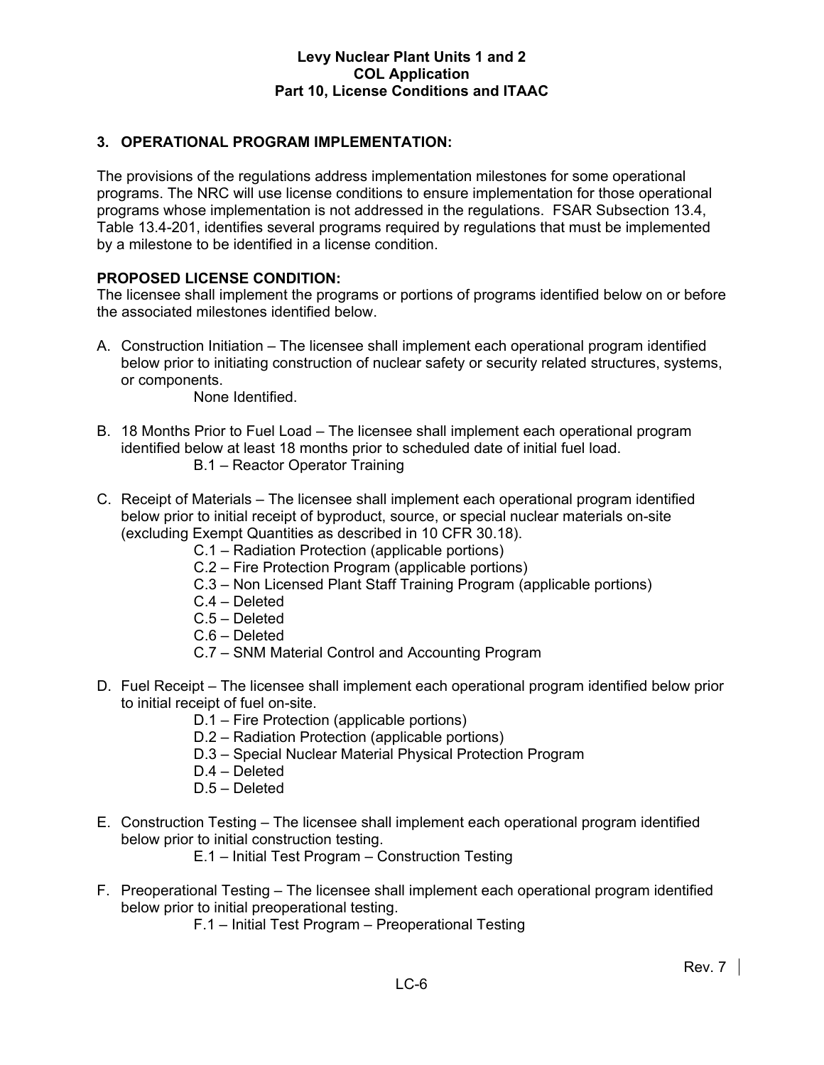## 3. OPERATIONAL PROGRAM IMPLEMENTATION:

The provisions of the regulations address implementation milestones for some operational programs. The NRC will use license conditions to ensure implementation for those operational programs whose implementation is not addressed in the regulations. FSAR Subsection 13.4, Table 13.4-201, identifies several programs required by regulations that must be implemented by a milestone to be identified in a license condition.

**PROPOSED LICENSE CONDITION:**
The licensee shall implement the programs or portions of programs identified below on or before the associated milestones identified below.

A. Construction Initiation – The licensee shall implement each operational program identified below prior to initiating construction of nuclear safety or security related structures, systems, or components.
   None Identified.

B. 18 Months Prior to Fuel Load – The licensee shall implement each operational program identified below at least 18 months prior to scheduled date of initial fuel load.
   B.1 – Reactor Operator Training

C. Receipt of Materials – The licensee shall implement each operational program identified below prior to initial receipt of byproduct, source, or special nuclear materials on-site (excluding Exempt Quantities as described in 10 CFR 30.18).
   C.1 – Radiation Protection (applicable portions)
   C.2 – Fire Protection Program (applicable portions)
   C.3 – Non Licensed Plant Staff Training Program (applicable portions)
   C.4 – Deleted
   C.5 – Deleted
   C.6 – Deleted
   C.7 – SNM Material Control and Accounting Program

D. Fuel Receipt – The licensee shall implement each operational program identified below prior to initial receipt of fuel on-site.
   D.1 – Fire Protection (applicable portions)
   D.2 – Radiation Protection (applicable portions)
   D.3 – Special Nuclear Material Physical Protection Program
   D.4 – Deleted
   D.5 – Deleted

E. Construction Testing – The licensee shall implement each operational program identified below prior to initial construction testing.
   E.1 – Initial Test Program – Construction Testing

F. Preoperational Testing – The licensee shall implement each operational program identified below prior to initial preoperational testing.
   F.1 – Initial Test Program – Preoperational Testing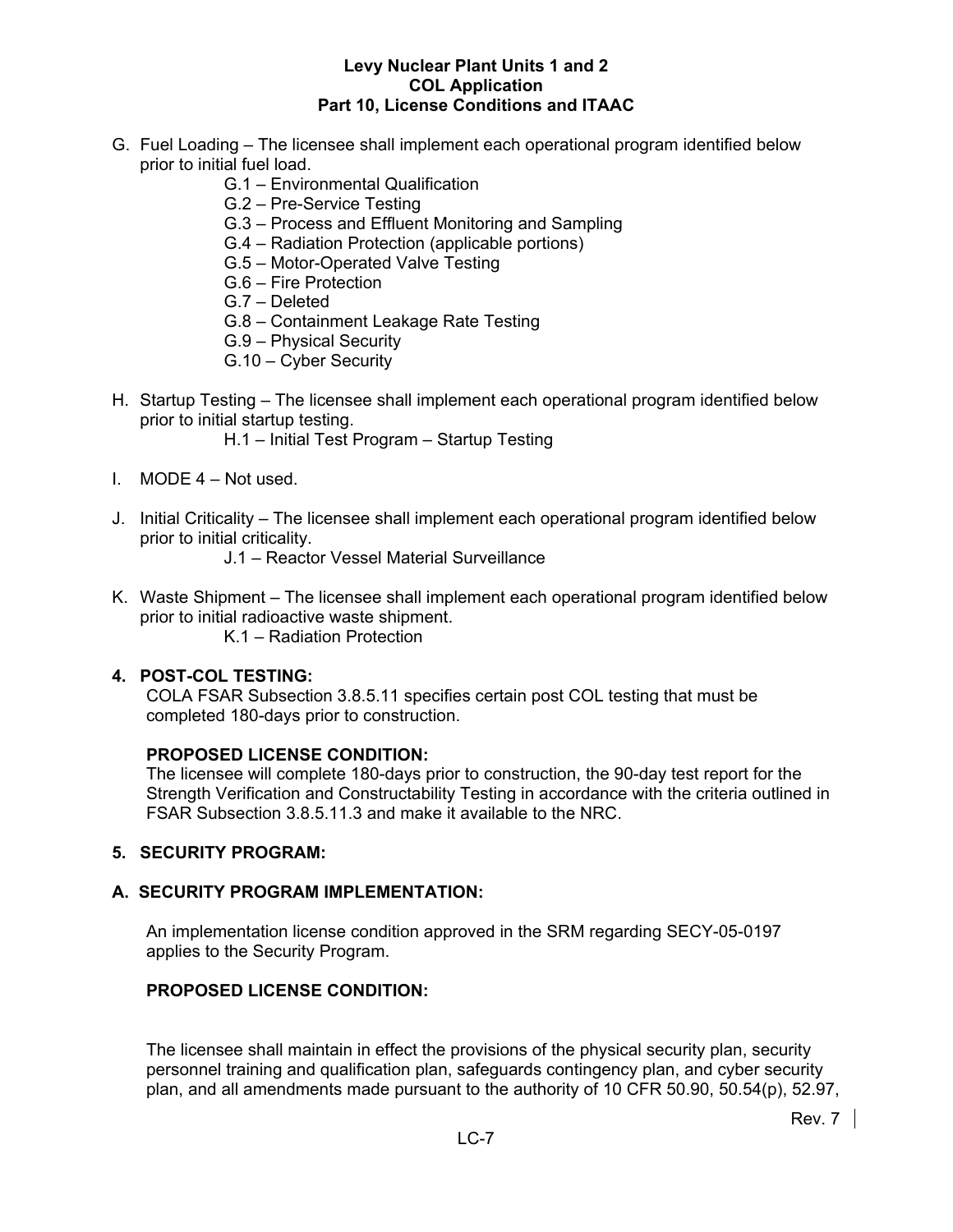G. Fuel Loading – The licensee shall implement each operational program identified below prior to initial fuel load.

- G.1 – Environmental Qualification
- G.2 – Pre-Service Testing
- G.3 – Process and Effluent Monitoring and Sampling
- G.4 – Radiation Protection (applicable portions)
- G.5 – Motor-Operated Valve Testing
- G.6 – Fire Protection
- G.7 – Deleted
- G.8 – Containment Leakage Rate Testing
- G.9 – Physical Security
- G.10 – Cyber Security

H. Startup Testing – The licensee shall implement each operational program identified below prior to initial startup testing.

- H.1 – Initial Test Program – Startup Testing

I. MODE 4 – Not used.

J. Initial Criticality – The licensee shall implement each operational program identified below prior to initial criticality.

- J.1 – Reactor Vessel Material Surveillance

K. Waste Shipment – The licensee shall implement each operational program identified below prior to initial radioactive waste shipment.

- K.1 – Radiation Protection

**4. POST-COL TESTING:**

COLA FSAR Subsection 3.8.5.11 specifies certain post COL testing that must be completed 180-days prior to construction.

**PROPOSED LICENSE CONDITION:**

The licensee will complete 180-days prior to construction, the 90-day test report for the Strength Verification and Constructability Testing in accordance with the criteria outlined in FSAR Subsection 3.8.5.11.3 and make it available to the NRC.

**5. SECURITY PROGRAM:**

**A. SECURITY PROGRAM IMPLEMENTATION:**

An implementation license condition approved in the SRM regarding SECY-05-0197 applies to the Security Program.

**PROPOSED LICENSE CONDITION:**

The licensee shall maintain in effect the provisions of the physical security plan, security personnel training and qualification plan, safeguards contingency plan, and cyber security plan, and all amendments made pursuant to the authority of 10 CFR 50.90, 50.54(p), 52.97,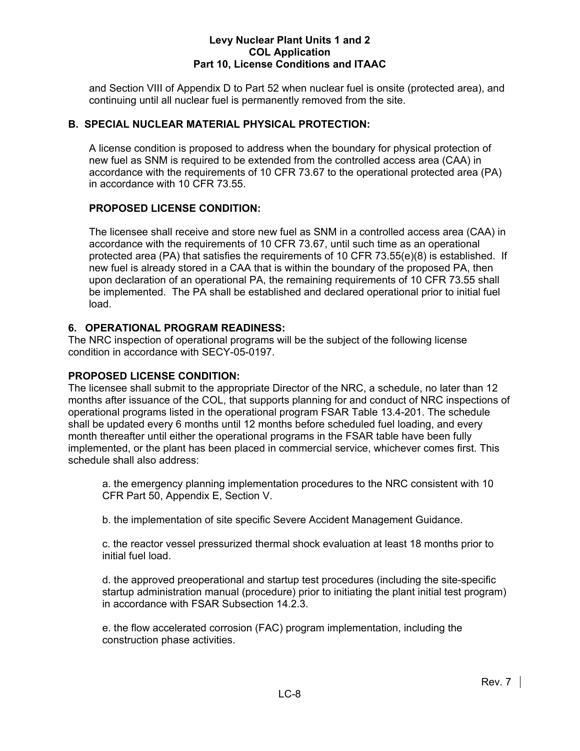and Section VIII of Appendix D to Part 52 when nuclear fuel is onsite (protected area), and continuing until all nuclear fuel is permanently removed from the site.

### B. SPECIAL NUCLEAR MATERIAL PHYSICAL PROTECTION:

A license condition is proposed to address when the boundary for physical protection of new fuel as SNM is required to be extended from the controlled access area (CAA) in accordance with the requirements of 10 CFR 73.67 to the operational protected area (PA) in accordance with 10 CFR 73.55.

#### PROPOSED LICENSE CONDITION:

The licensee shall receive and store new fuel as SNM in a controlled access area (CAA) in accordance with the requirements of 10 CFR 73.67, until such time as an operational protected area (PA) that satisfies the requirements of 10 CFR 73.55(e)(8) is established. If new fuel is already stored in a CAA that is within the boundary of the proposed PA, then upon declaration of an operational PA, the remaining requirements of 10 CFR 73.55 shall be implemented. The PA shall be established and declared operational prior to initial fuel load.

### 6. OPERATIONAL PROGRAM READINESS:

The NRC inspection of operational programs will be the subject of the following license condition in accordance with SECY-05-0197.

#### PROPOSED LICENSE CONDITION:

The licensee shall submit to the appropriate Director of the NRC, a schedule, no later than 12 months after issuance of the COL, that supports planning for and conduct of NRC inspections of operational programs listed in the operational program FSAR Table 13.4-201. The schedule shall be updated every 6 months until 12 months before scheduled fuel loading, and every month thereafter until either the operational programs in the FSAR table have been fully implemented, or the plant has been placed in commercial service, whichever comes first. This schedule shall also address:

a. the emergency planning implementation procedures to the NRC consistent with 10 CFR Part 50, Appendix E, Section V.

b. the implementation of site specific Severe Accident Management Guidance.

c. the reactor vessel pressurized thermal shock evaluation at least 18 months prior to initial fuel load.

d. the approved preoperational and startup test procedures (including the site-specific startup administration manual (procedure) prior to initiating the plant initial test program) in accordance with FSAR Subsection 14.2.3.

e. the flow accelerated corrosion (FAC) program implementation, including the construction phase activities.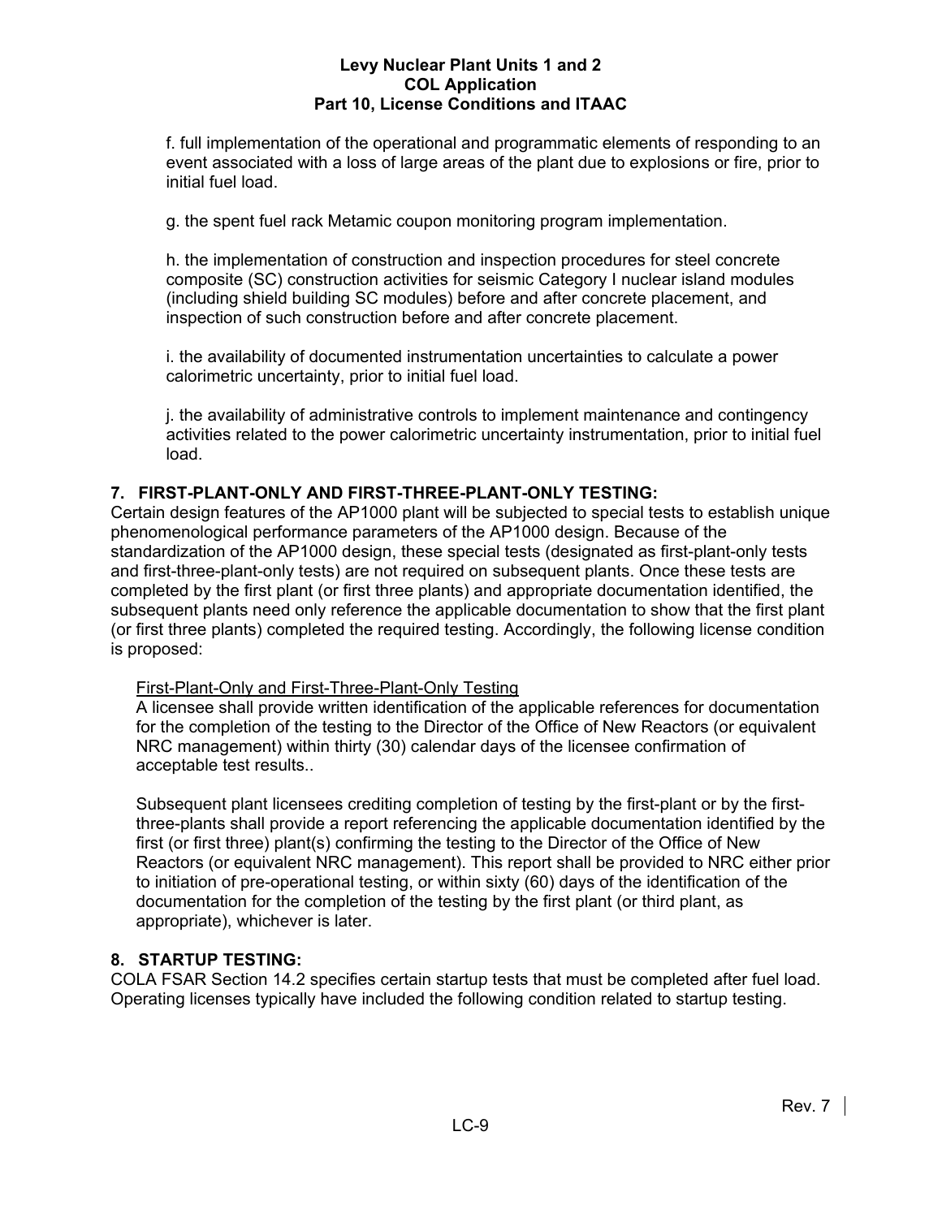f. full implementation of the operational and programmatic elements of responding to an event associated with a loss of large areas of the plant due to explosions or fire, prior to initial fuel load.

g. the spent fuel rack Metamic coupon monitoring program implementation.

h. the implementation of construction and inspection procedures for steel concrete composite (SC) construction activities for seismic Category I nuclear island modules (including shield building SC modules) before and after concrete placement, and inspection of such construction before and after concrete placement.

i. the availability of documented instrumentation uncertainties to calculate a power calorimetric uncertainty, prior to initial fuel load.

j. the availability of administrative controls to implement maintenance and contingency activities related to the power calorimetric uncertainty instrumentation, prior to initial fuel load.

## 7. FIRST-PLANT-ONLY AND FIRST-THREE-PLANT-ONLY TESTING:

Certain design features of the AP1000 plant will be subjected to special tests to establish unique phenomenological performance parameters of the AP1000 design. Because of the standardization of the AP1000 design, these special tests (designated as first-plant-only tests and first-three-plant-only tests) are not required on subsequent plants. Once these tests are completed by the first plant (or first three plants) and appropriate documentation identified, the subsequent plants need only reference the applicable documentation to show that the first plant (or first three plants) completed the required testing. Accordingly, the following license condition is proposed:

<u>First-Plant-Only and First-Three-Plant-Only Testing</u>
A licensee shall provide written identification of the applicable references for documentation for the completion of the testing to the Director of the Office of New Reactors (or equivalent NRC management) within thirty (30) calendar days of the licensee confirmation of acceptable test results..

Subsequent plant licensees crediting completion of testing by the first-plant or by the first-three-plants shall provide a report referencing the applicable documentation identified by the first (or first three) plant(s) confirming the testing to the Director of the Office of New Reactors (or equivalent NRC management). This report shall be provided to NRC either prior to initiation of pre-operational testing, or within sixty (60) days of the identification of the documentation for the completion of the testing by the first plant (or third plant, as appropriate), whichever is later.

## 8. STARTUP TESTING:

COLA FSAR Section 14.2 specifies certain startup tests that must be completed after fuel load. Operating licenses typically have included the following condition related to startup testing.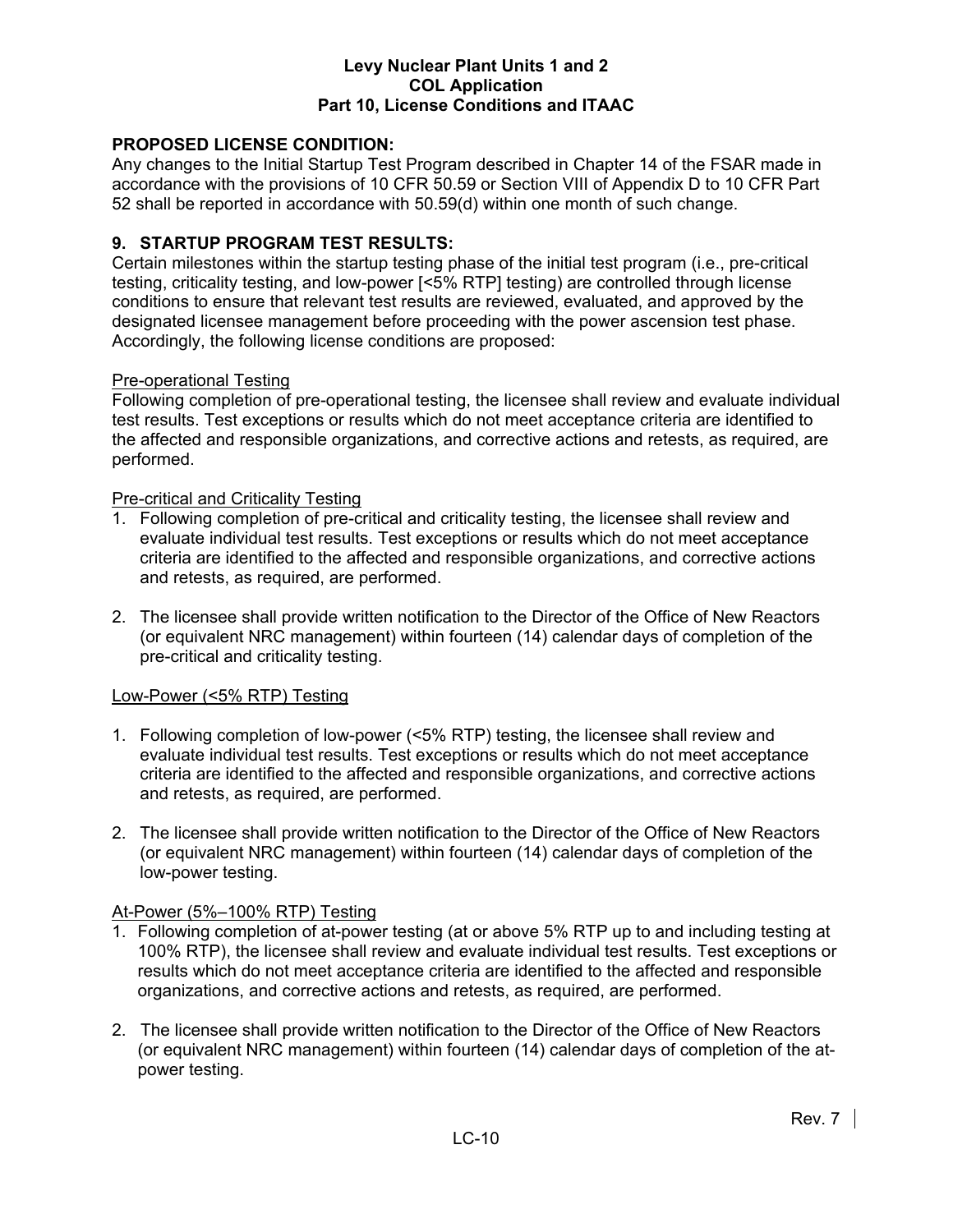**PROPOSED LICENSE CONDITION:**
Any changes to the Initial Startup Test Program described in Chapter 14 of the FSAR made in accordance with the provisions of 10 CFR 50.59 or Section VIII of Appendix D to 10 CFR Part 52 shall be reported in accordance with 50.59(d) within one month of such change.

## 9. STARTUP PROGRAM TEST RESULTS:

Certain milestones within the startup testing phase of the initial test program (i.e., pre-critical testing, criticality testing, and low-power [<5% RTP] testing) are controlled through license conditions to ensure that relevant test results are reviewed, evaluated, and approved by the designated licensee management before proceeding with the power ascension test phase. Accordingly, the following license conditions are proposed:

Pre-operational Testing

Following completion of pre-operational testing, the licensee shall review and evaluate individual test results. Test exceptions or results which do not meet acceptance criteria are identified to the affected and responsible organizations, and corrective actions and retests, as required, are performed.

Pre-critical and Criticality Testing

1. Following completion of pre-critical and criticality testing, the licensee shall review and evaluate individual test results. Test exceptions or results which do not meet acceptance criteria are identified to the affected and responsible organizations, and corrective actions and retests, as required, are performed.
2. The licensee shall provide written notification to the Director of the Office of New Reactors (or equivalent NRC management) within fourteen (14) calendar days of completion of the pre-critical and criticality testing.

Low-Power (<5% RTP) Testing

1. Following completion of low-power (<5% RTP) testing, the licensee shall review and evaluate individual test results. Test exceptions or results which do not meet acceptance criteria are identified to the affected and responsible organizations, and corrective actions and retests, as required, are performed.
2. The licensee shall provide written notification to the Director of the Office of New Reactors (or equivalent NRC management) within fourteen (14) calendar days of completion of the low-power testing.

At-Power (5%–100% RTP) Testing

1. Following completion of at-power testing (at or above 5% RTP up to and including testing at 100% RTP), the licensee shall review and evaluate individual test results. Test exceptions or results which do not meet acceptance criteria are identified to the affected and responsible organizations, and corrective actions and retests, as required, are performed.
2. The licensee shall provide written notification to the Director of the Office of New Reactors (or equivalent NRC management) within fourteen (14) calendar days of completion of the at-power testing.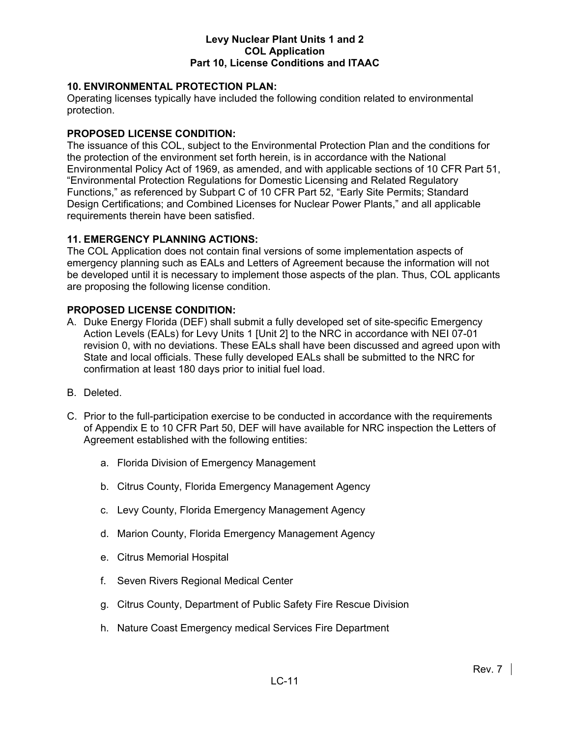**10. ENVIRONMENTAL PROTECTION PLAN:**

Operating licenses typically have included the following condition related to environmental protection.

**PROPOSED LICENSE CONDITION:**

The issuance of this COL, subject to the Environmental Protection Plan and the conditions for the protection of the environment set forth herein, is in accordance with the National Environmental Policy Act of 1969, as amended, and with applicable sections of 10 CFR Part 51, "Environmental Protection Regulations for Domestic Licensing and Related Regulatory Functions," as referenced by Subpart C of 10 CFR Part 52, "Early Site Permits; Standard Design Certifications; and Combined Licenses for Nuclear Power Plants," and all applicable requirements therein have been satisfied.

**11. EMERGENCY PLANNING ACTIONS:**

The COL Application does not contain final versions of some implementation aspects of emergency planning such as EALs and Letters of Agreement because the information will not be developed until it is necessary to implement those aspects of the plan. Thus, COL applicants are proposing the following license condition.

**PROPOSED LICENSE CONDITION:**

A. Duke Energy Florida (DEF) shall submit a fully developed set of site-specific Emergency Action Levels (EALs) for Levy Units 1 [Unit 2] to the NRC in accordance with NEI 07-01 revision 0, with no deviations. These EALs shall have been discussed and agreed upon with State and local officials. These fully developed EALs shall be submitted to the NRC for confirmation at least 180 days prior to initial fuel load.

B. Deleted.

C. Prior to the full-participation exercise to be conducted in accordance with the requirements of Appendix E to 10 CFR Part 50, DEF will have available for NRC inspection the Letters of Agreement established with the following entities:

   a. Florida Division of Emergency Management

   b. Citrus County, Florida Emergency Management Agency

   c. Levy County, Florida Emergency Management Agency

   d. Marion County, Florida Emergency Management Agency

   e. Citrus Memorial Hospital

   f. Seven Rivers Regional Medical Center

   g. Citrus County, Department of Public Safety Fire Rescue Division

   h. Nature Coast Emergency medical Services Fire Department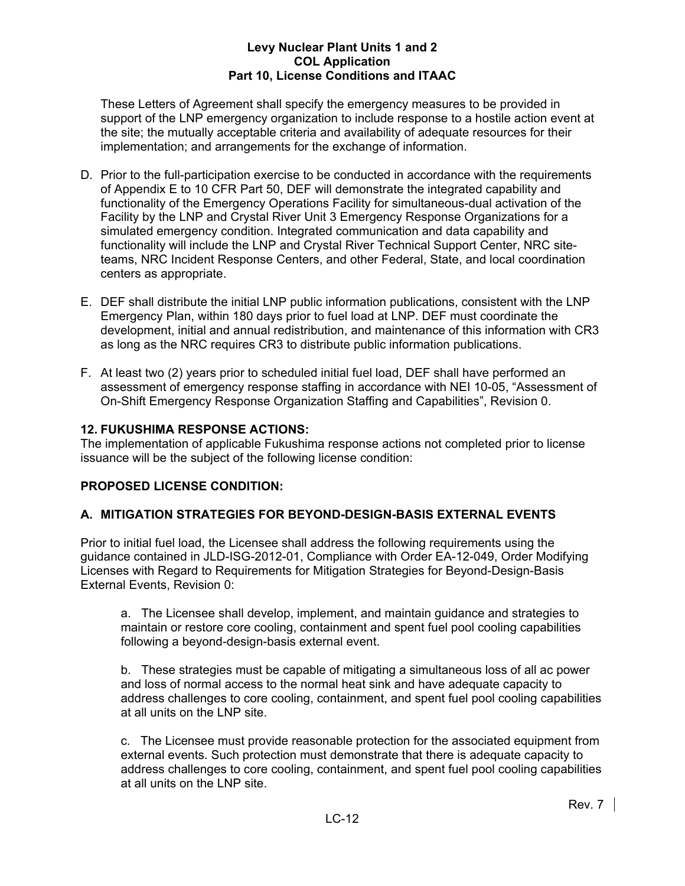These Letters of Agreement shall specify the emergency measures to be provided in support of the LNP emergency organization to include response to a hostile action event at the site; the mutually acceptable criteria and availability of adequate resources for their implementation; and arrangements for the exchange of information.

D. Prior to the full-participation exercise to be conducted in accordance with the requirements of Appendix E to 10 CFR Part 50, DEF will demonstrate the integrated capability and functionality of the Emergency Operations Facility for simultaneous-dual activation of the Facility by the LNP and Crystal River Unit 3 Emergency Response Organizations for a simulated emergency condition. Integrated communication and data capability and functionality will include the LNP and Crystal River Technical Support Center, NRC site-teams, NRC Incident Response Centers, and other Federal, State, and local coordination centers as appropriate.

E. DEF shall distribute the initial LNP public information publications, consistent with the LNP Emergency Plan, within 180 days prior to fuel load at LNP. DEF must coordinate the development, initial and annual redistribution, and maintenance of this information with CR3 as long as the NRC requires CR3 to distribute public information publications.

F. At least two (2) years prior to scheduled initial fuel load, DEF shall have performed an assessment of emergency response staffing in accordance with NEI 10-05, "Assessment of On-Shift Emergency Response Organization Staffing and Capabilities", Revision 0.

**12. FUKUSHIMA RESPONSE ACTIONS:**
The implementation of applicable Fukushima response actions not completed prior to license issuance will be the subject of the following license condition:

**PROPOSED LICENSE CONDITION:**

**A. MITIGATION STRATEGIES FOR BEYOND-DESIGN-BASIS EXTERNAL EVENTS**

Prior to initial fuel load, the Licensee shall address the following requirements using the guidance contained in JLD-ISG-2012-01, Compliance with Order EA-12-049, Order Modifying Licenses with Regard to Requirements for Mitigation Strategies for Beyond-Design-Basis External Events, Revision 0:

a. The Licensee shall develop, implement, and maintain guidance and strategies to maintain or restore core cooling, containment and spent fuel pool cooling capabilities following a beyond-design-basis external event.

b. These strategies must be capable of mitigating a simultaneous loss of all ac power and loss of normal access to the normal heat sink and have adequate capacity to address challenges to core cooling, containment, and spent fuel pool cooling capabilities at all units on the LNP site.

c. The Licensee must provide reasonable protection for the associated equipment from external events. Such protection must demonstrate that there is adequate capacity to address challenges to core cooling, containment, and spent fuel pool cooling capabilities at all units on the LNP site.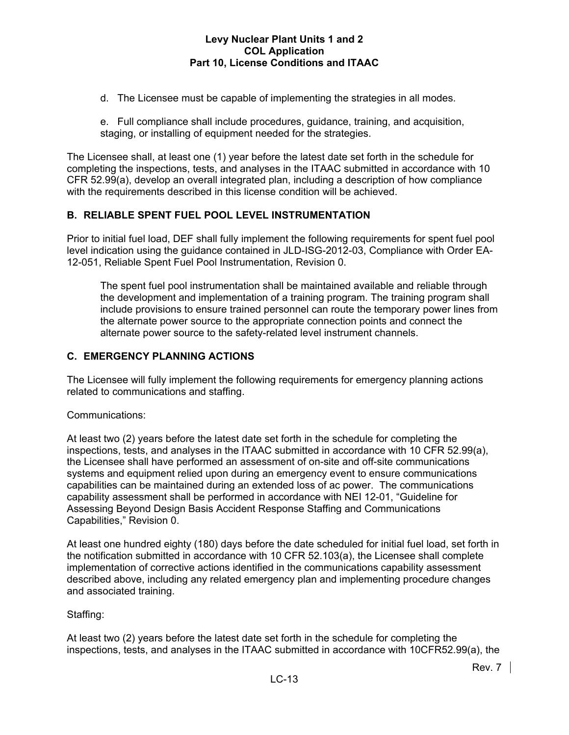d. The Licensee must be capable of implementing the strategies in all modes.

e. Full compliance shall include procedures, guidance, training, and acquisition, staging, or installing of equipment needed for the strategies.

The Licensee shall, at least one (1) year before the latest date set forth in the schedule for completing the inspections, tests, and analyses in the ITAAC submitted in accordance with 10 CFR 52.99(a), develop an overall integrated plan, including a description of how compliance with the requirements described in this license condition will be achieved.

## B. RELIABLE SPENT FUEL POOL LEVEL INSTRUMENTATION

Prior to initial fuel load, DEF shall fully implement the following requirements for spent fuel pool level indication using the guidance contained in JLD-ISG-2012-03, Compliance with Order EA-12-051, Reliable Spent Fuel Pool Instrumentation, Revision 0.

> The spent fuel pool instrumentation shall be maintained available and reliable through the development and implementation of a training program. The training program shall include provisions to ensure trained personnel can route the temporary power lines from the alternate power source to the appropriate connection points and connect the alternate power source to the safety-related level instrument channels.

## C. EMERGENCY PLANNING ACTIONS

The Licensee will fully implement the following requirements for emergency planning actions related to communications and staffing.

Communications:

At least two (2) years before the latest date set forth in the schedule for completing the inspections, tests, and analyses in the ITAAC submitted in accordance with 10 CFR 52.99(a), the Licensee shall have performed an assessment of on-site and off-site communications systems and equipment relied upon during an emergency event to ensure communications capabilities can be maintained during an extended loss of ac power. The communications capability assessment shall be performed in accordance with NEI 12-01, "Guideline for Assessing Beyond Design Basis Accident Response Staffing and Communications Capabilities," Revision 0.

At least one hundred eighty (180) days before the date scheduled for initial fuel load, set forth in the notification submitted in accordance with 10 CFR 52.103(a), the Licensee shall complete implementation of corrective actions identified in the communications capability assessment described above, including any related emergency plan and implementing procedure changes and associated training.

Staffing:

At least two (2) years before the latest date set forth in the schedule for completing the inspections, tests, and analyses in the ITAAC submitted in accordance with 10CFR52.99(a), the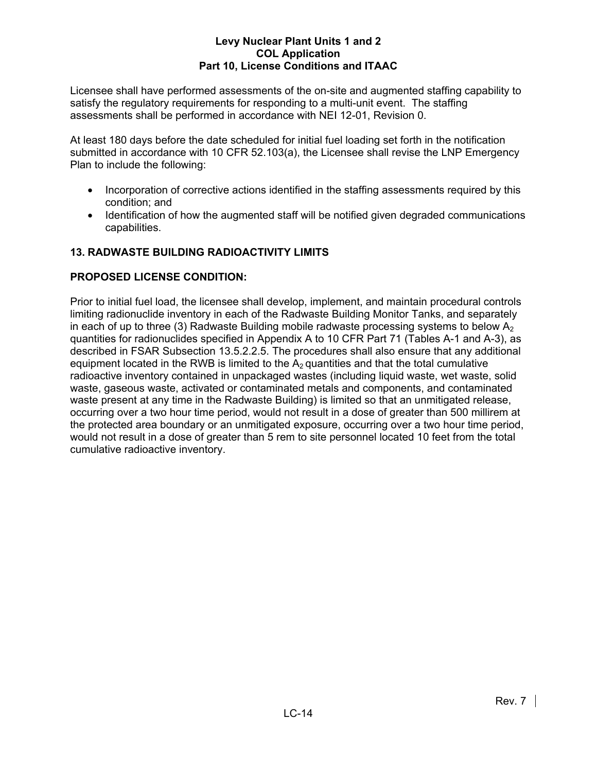Licensee shall have performed assessments of the on-site and augmented staffing capability to satisfy the regulatory requirements for responding to a multi-unit event. The staffing assessments shall be performed in accordance with NEI 12-01, Revision 0.

At least 180 days before the date scheduled for initial fuel loading set forth in the notification submitted in accordance with 10 CFR 52.103(a), the Licensee shall revise the LNP Emergency Plan to include the following:

- Incorporation of corrective actions identified in the staffing assessments required by this condition; and
- Identification of how the augmented staff will be notified given degraded communications capabilities.

## 13. RADWASTE BUILDING RADIOACTIVITY LIMITS

### PROPOSED LICENSE CONDITION:

Prior to initial fuel load, the licensee shall develop, implement, and maintain procedural controls limiting radionuclide inventory in each of the Radwaste Building Monitor Tanks, and separately in each of up to three (3) Radwaste Building mobile radwaste processing systems to below $A_2$ quantities for radionuclides specified in Appendix A to 10 CFR Part 71 (Tables A-1 and A-3), as described in FSAR Subsection 13.5.2.2.5. The procedures shall also ensure that any additional equipment located in the RWB is limited to the $A_2$ quantities and that the total cumulative radioactive inventory contained in unpackaged wastes (including liquid waste, wet waste, solid waste, gaseous waste, activated or contaminated metals and components, and contaminated waste present at any time in the Radwaste Building) is limited so that an unmitigated release, occurring over a two hour time period, would not result in a dose of greater than 500 millirem at the protected area boundary or an unmitigated exposure, occurring over a two hour time period, would not result in a dose of greater than 5 rem to site personnel located 10 feet from the total cumulative radioactive inventory.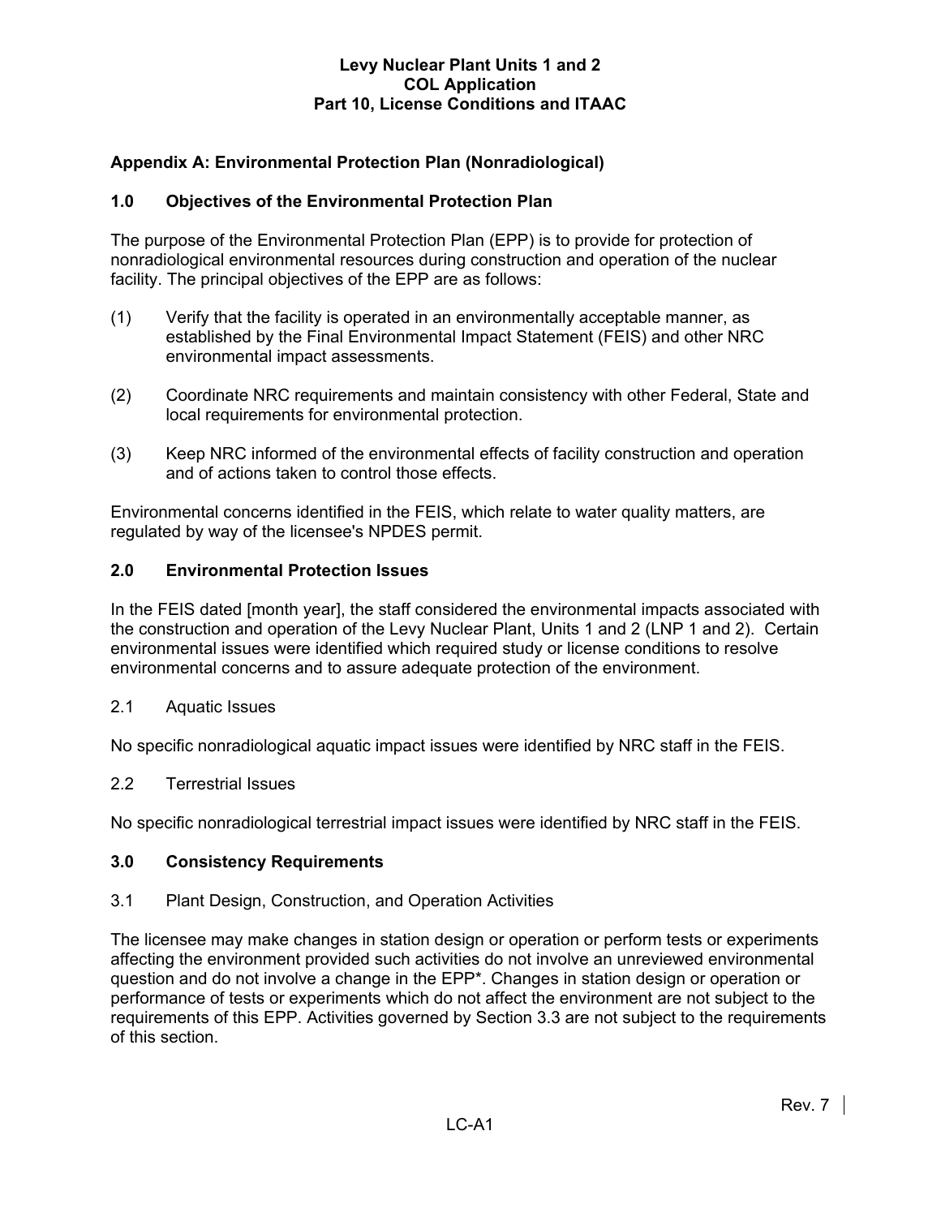## Appendix A: Environmental Protection Plan (Nonradiological)

### 1.0 Objectives of the Environmental Protection Plan

The purpose of the Environmental Protection Plan (EPP) is to provide for protection of nonradiological environmental resources during construction and operation of the nuclear facility. The principal objectives of the EPP are as follows:

(1) Verify that the facility is operated in an environmentally acceptable manner, as established by the Final Environmental Impact Statement (FEIS) and other NRC environmental impact assessments.

(2) Coordinate NRC requirements and maintain consistency with other Federal, State and local requirements for environmental protection.

(3) Keep NRC informed of the environmental effects of facility construction and operation and of actions taken to control those effects.

Environmental concerns identified in the FEIS, which relate to water quality matters, are regulated by way of the licensee's NPDES permit.

### 2.0 Environmental Protection Issues

In the FEIS dated [month year], the staff considered the environmental impacts associated with the construction and operation of the Levy Nuclear Plant, Units 1 and 2 (LNP 1 and 2). Certain environmental issues were identified which required study or license conditions to resolve environmental concerns and to assure adequate protection of the environment.

2.1 Aquatic Issues

No specific nonradiological aquatic impact issues were identified by NRC staff in the FEIS.

2.2 Terrestrial Issues

No specific nonradiological terrestrial impact issues were identified by NRC staff in the FEIS.

### 3.0 Consistency Requirements

3.1 Plant Design, Construction, and Operation Activities

The licensee may make changes in station design or operation or perform tests or experiments affecting the environment provided such activities do not involve an unreviewed environmental question and do not involve a change in the EPP*. Changes in station design or operation or performance of tests or experiments which do not affect the environment are not subject to the requirements of this EPP. Activities governed by Section 3.3 are not subject to the requirements of this section.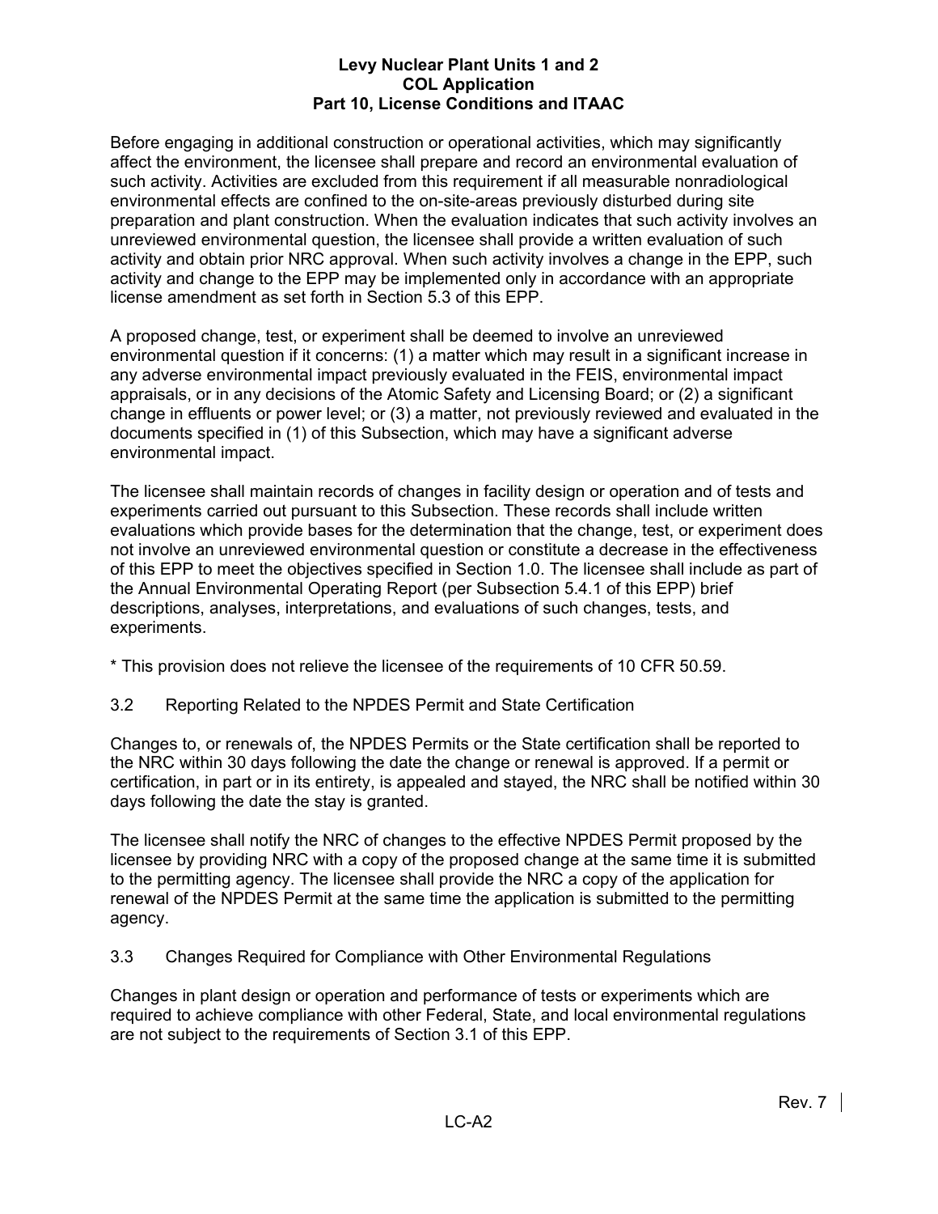Before engaging in additional construction or operational activities, which may significantly affect the environment, the licensee shall prepare and record an environmental evaluation of such activity. Activities are excluded from this requirement if all measurable nonradiological environmental effects are confined to the on-site-areas previously disturbed during site preparation and plant construction. When the evaluation indicates that such activity involves an unreviewed environmental question, the licensee shall provide a written evaluation of such activity and obtain prior NRC approval. When such activity involves a change in the EPP, such activity and change to the EPP may be implemented only in accordance with an appropriate license amendment as set forth in Section 5.3 of this EPP.

A proposed change, test, or experiment shall be deemed to involve an unreviewed environmental question if it concerns: (1) a matter which may result in a significant increase in any adverse environmental impact previously evaluated in the FEIS, environmental impact appraisals, or in any decisions of the Atomic Safety and Licensing Board; or (2) a significant change in effluents or power level; or (3) a matter, not previously reviewed and evaluated in the documents specified in (1) of this Subsection, which may have a significant adverse environmental impact.

The licensee shall maintain records of changes in facility design or operation and of tests and experiments carried out pursuant to this Subsection. These records shall include written evaluations which provide bases for the determination that the change, test, or experiment does not involve an unreviewed environmental question or constitute a decrease in the effectiveness of this EPP to meet the objectives specified in Section 1.0. The licensee shall include as part of the Annual Environmental Operating Report (per Subsection 5.4.1 of this EPP) brief descriptions, analyses, interpretations, and evaluations of such changes, tests, and experiments.

* This provision does not relieve the licensee of the requirements of 10 CFR 50.59.

## 3.2 Reporting Related to the NPDES Permit and State Certification

Changes to, or renewals of, the NPDES Permits or the State certification shall be reported to the NRC within 30 days following the date the change or renewal is approved. If a permit or certification, in part or in its entirety, is appealed and stayed, the NRC shall be notified within 30 days following the date the stay is granted.

The licensee shall notify the NRC of changes to the effective NPDES Permit proposed by the licensee by providing NRC with a copy of the proposed change at the same time it is submitted to the permitting agency. The licensee shall provide the NRC a copy of the application for renewal of the NPDES Permit at the same time the application is submitted to the permitting agency.

## 3.3 Changes Required for Compliance with Other Environmental Regulations

Changes in plant design or operation and performance of tests or experiments which are required to achieve compliance with other Federal, State, and local environmental regulations are not subject to the requirements of Section 3.1 of this EPP.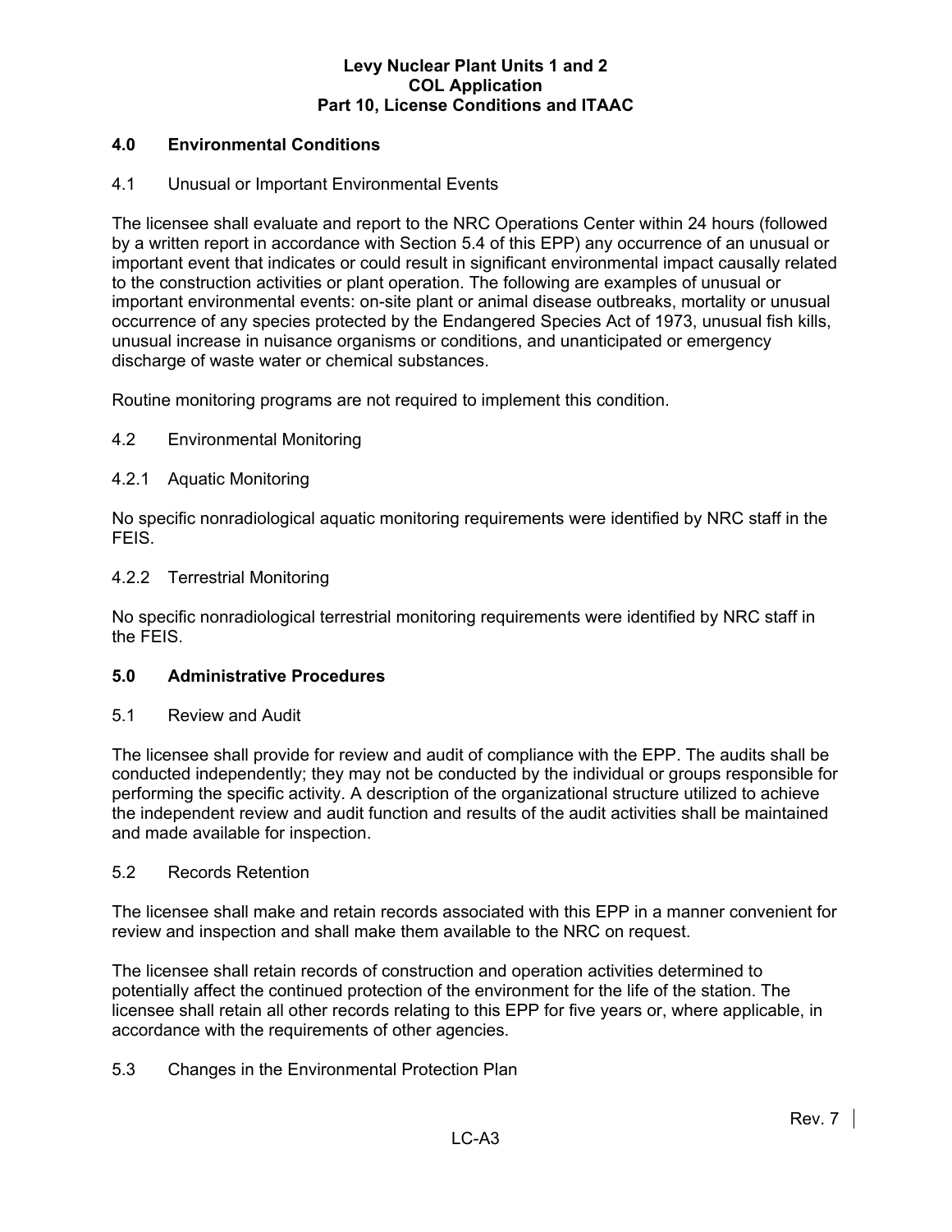## 4.0 Environmental Conditions

### 4.1 Unusual or Important Environmental Events

The licensee shall evaluate and report to the NRC Operations Center within 24 hours (followed by a written report in accordance with Section 5.4 of this EPP) any occurrence of an unusual or important event that indicates or could result in significant environmental impact causally related to the construction activities or plant operation. The following are examples of unusual or important environmental events: on-site plant or animal disease outbreaks, mortality or unusual occurrence of any species protected by the Endangered Species Act of 1973, unusual fish kills, unusual increase in nuisance organisms or conditions, and unanticipated or emergency discharge of waste water or chemical substances.

Routine monitoring programs are not required to implement this condition.

### 4.2 Environmental Monitoring

#### 4.2.1 Aquatic Monitoring

No specific nonradiological aquatic monitoring requirements were identified by NRC staff in the FEIS.

#### 4.2.2 Terrestrial Monitoring

No specific nonradiological terrestrial monitoring requirements were identified by NRC staff in the FEIS.

## 5.0 Administrative Procedures

### 5.1 Review and Audit

The licensee shall provide for review and audit of compliance with the EPP. The audits shall be conducted independently; they may not be conducted by the individual or groups responsible for performing the specific activity. A description of the organizational structure utilized to achieve the independent review and audit function and results of the audit activities shall be maintained and made available for inspection.

### 5.2 Records Retention

The licensee shall make and retain records associated with this EPP in a manner convenient for review and inspection and shall make them available to the NRC on request.

The licensee shall retain records of construction and operation activities determined to potentially affect the continued protection of the environment for the life of the station. The licensee shall retain all other records relating to this EPP for five years or, where applicable, in accordance with the requirements of other agencies.

### 5.3 Changes in the Environmental Protection Plan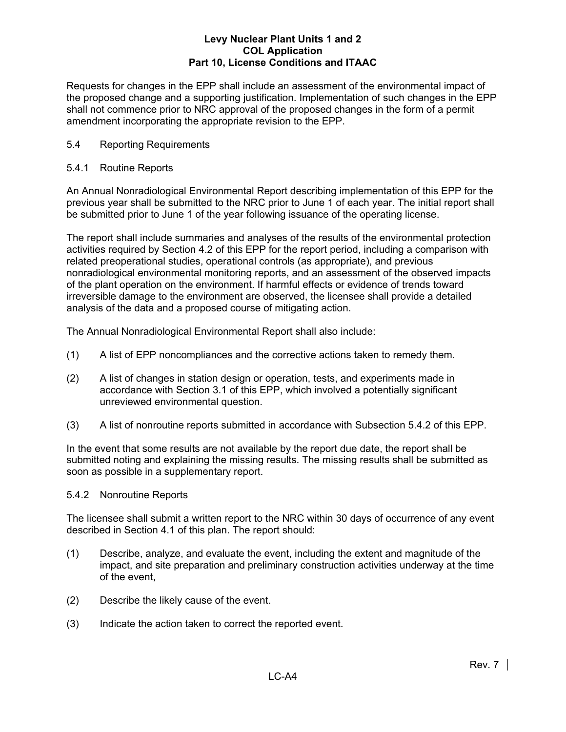Requests for changes in the EPP shall include an assessment of the environmental impact of the proposed change and a supporting justification. Implementation of such changes in the EPP shall not commence prior to NRC approval of the proposed changes in the form of a permit amendment incorporating the appropriate revision to the EPP.

## 5.4 Reporting Requirements

### 5.4.1 Routine Reports

An Annual Nonradiological Environmental Report describing implementation of this EPP for the previous year shall be submitted to the NRC prior to June 1 of each year. The initial report shall be submitted prior to June 1 of the year following issuance of the operating license.

The report shall include summaries and analyses of the results of the environmental protection activities required by Section 4.2 of this EPP for the report period, including a comparison with related preoperational studies, operational controls (as appropriate), and previous nonradiological environmental monitoring reports, and an assessment of the observed impacts of the plant operation on the environment. If harmful effects or evidence of trends toward irreversible damage to the environment are observed, the licensee shall provide a detailed analysis of the data and a proposed course of mitigating action.

The Annual Nonradiological Environmental Report shall also include:

(1) A list of EPP noncompliances and the corrective actions taken to remedy them.

(2) A list of changes in station design or operation, tests, and experiments made in accordance with Section 3.1 of this EPP, which involved a potentially significant unreviewed environmental question.

(3) A list of nonroutine reports submitted in accordance with Subsection 5.4.2 of this EPP.

In the event that some results are not available by the report due date, the report shall be submitted noting and explaining the missing results. The missing results shall be submitted as soon as possible in a supplementary report.

### 5.4.2 Nonroutine Reports

The licensee shall submit a written report to the NRC within 30 days of occurrence of any event described in Section 4.1 of this plan. The report should:

(1) Describe, analyze, and evaluate the event, including the extent and magnitude of the impact, and site preparation and preliminary construction activities underway at the time of the event,

(2) Describe the likely cause of the event.

(3) Indicate the action taken to correct the reported event.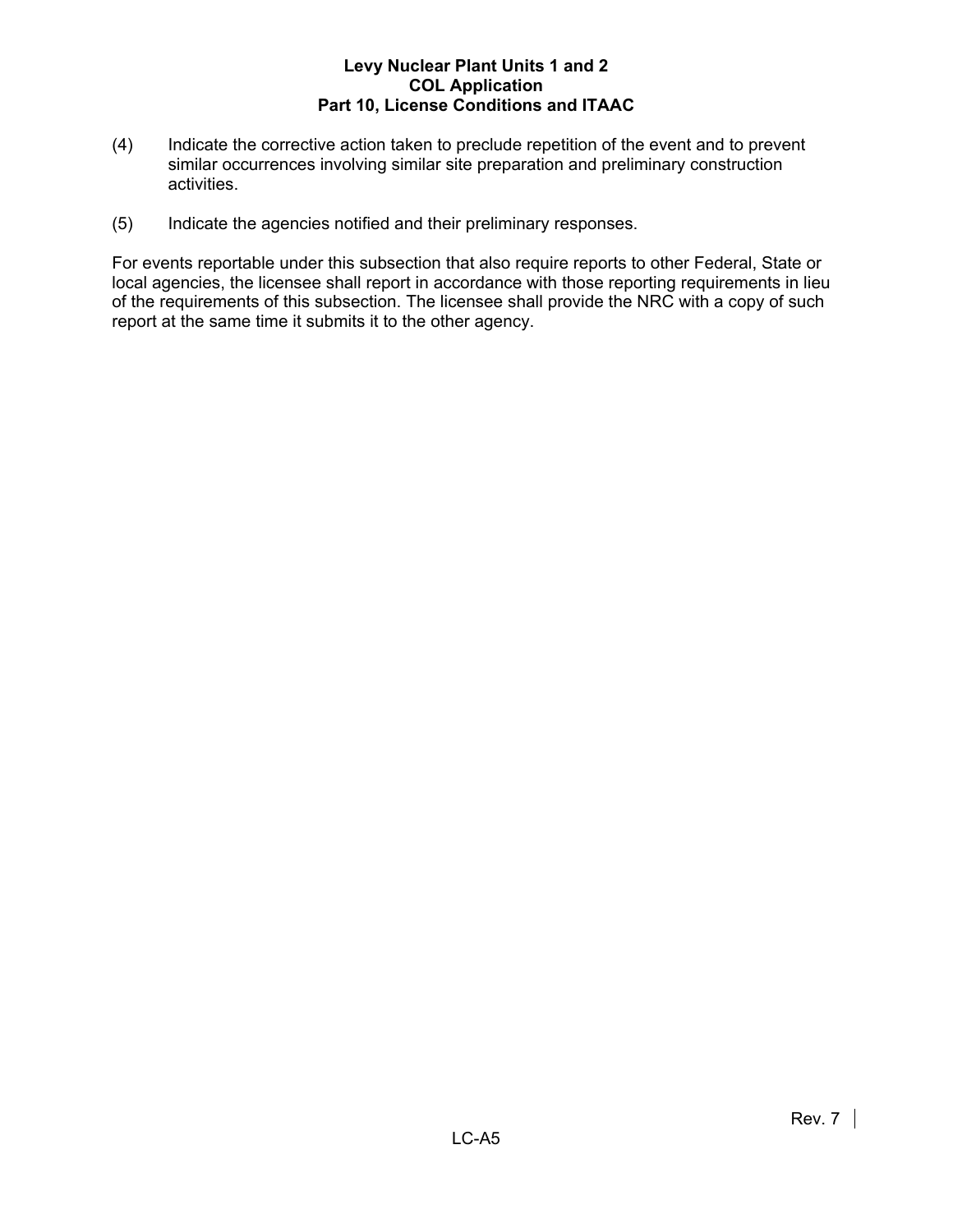(4) Indicate the corrective action taken to preclude repetition of the event and to prevent similar occurrences involving similar site preparation and preliminary construction activities.

(5) Indicate the agencies notified and their preliminary responses.

For events reportable under this subsection that also require reports to other Federal, State or local agencies, the licensee shall report in accordance with those reporting requirements in lieu of the requirements of this subsection. The licensee shall provide the NRC with a copy of such report at the same time it submits it to the other agency.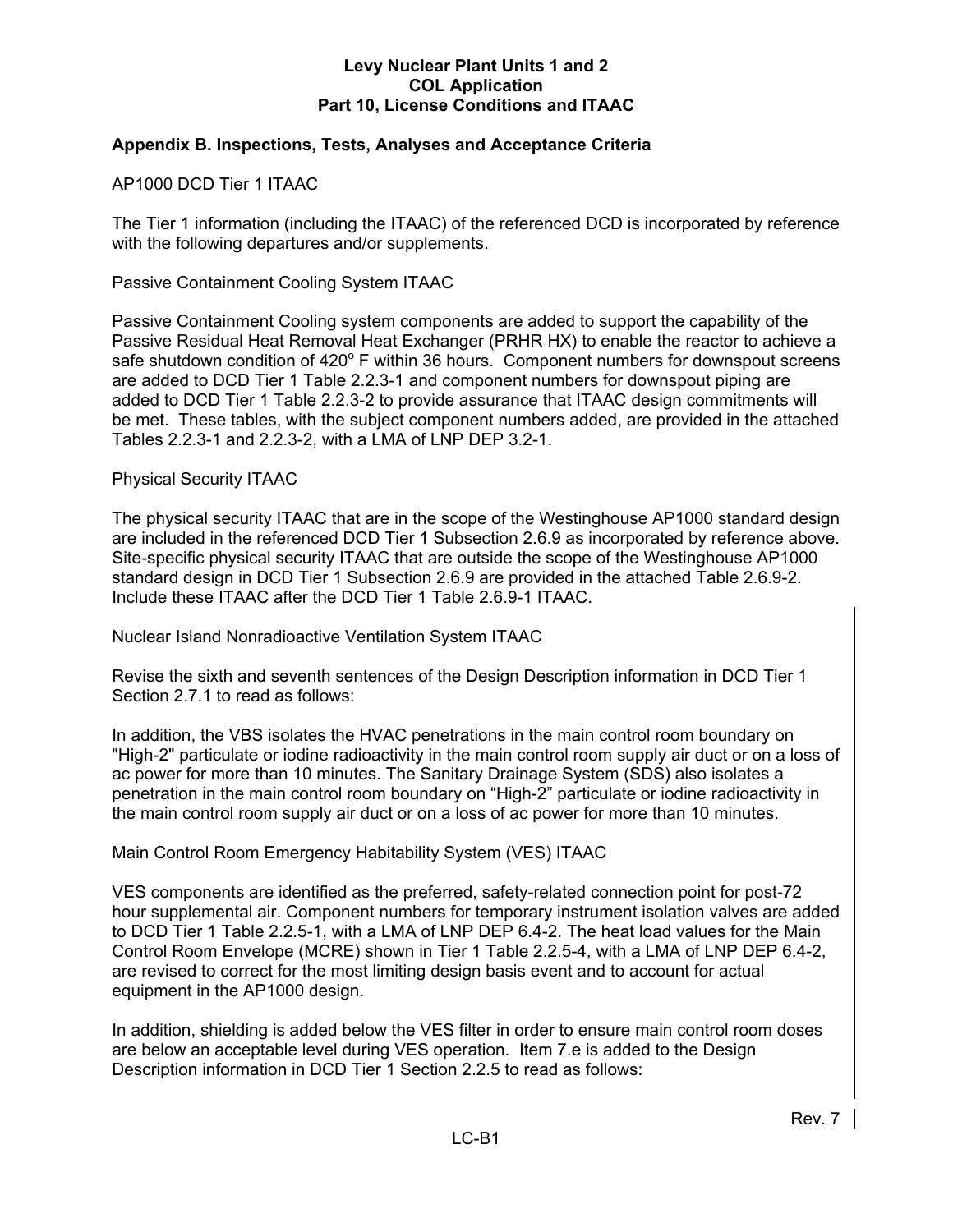## Appendix B. Inspections, Tests, Analyses and Acceptance Criteria

AP1000 DCD Tier 1 ITAAC

The Tier 1 information (including the ITAAC) of the referenced DCD is incorporated by reference with the following departures and/or supplements.

Passive Containment Cooling System ITAAC

Passive Containment Cooling system components are added to support the capability of the Passive Residual Heat Removal Heat Exchanger (PRHR HX) to enable the reactor to achieve a safe shutdown condition of 420$^{o}$ F within 36 hours. Component numbers for downspout screens are added to DCD Tier 1 Table 2.2.3-1 and component numbers for downspout piping are added to DCD Tier 1 Table 2.2.3-2 to provide assurance that ITAAC design commitments will be met. These tables, with the subject component numbers added, are provided in the attached Tables 2.2.3-1 and 2.2.3-2, with a LMA of LNP DEP 3.2-1.

Physical Security ITAAC

The physical security ITAAC that are in the scope of the Westinghouse AP1000 standard design are included in the referenced DCD Tier 1 Subsection 2.6.9 as incorporated by reference above. Site-specific physical security ITAAC that are outside the scope of the Westinghouse AP1000 standard design in DCD Tier 1 Subsection 2.6.9 are provided in the attached Table 2.6.9-2. Include these ITAAC after the DCD Tier 1 Table 2.6.9-1 ITAAC.

Nuclear Island Nonradioactive Ventilation System ITAAC

Revise the sixth and seventh sentences of the Design Description information in DCD Tier 1 Section 2.7.1 to read as follows:

In addition, the VBS isolates the HVAC penetrations in the main control room boundary on "High-2" particulate or iodine radioactivity in the main control room supply air duct or on a loss of ac power for more than 10 minutes. The Sanitary Drainage System (SDS) also isolates a penetration in the main control room boundary on “High-2” particulate or iodine radioactivity in the main control room supply air duct or on a loss of ac power for more than 10 minutes.

Main Control Room Emergency Habitability System (VES) ITAAC

VES components are identified as the preferred, safety-related connection point for post-72 hour supplemental air. Component numbers for temporary instrument isolation valves are added to DCD Tier 1 Table 2.2.5-1, with a LMA of LNP DEP 6.4-2. The heat load values for the Main Control Room Envelope (MCRE) shown in Tier 1 Table 2.2.5-4, with a LMA of LNP DEP 6.4-2, are revised to correct for the most limiting design basis event and to account for actual equipment in the AP1000 design.

In addition, shielding is added below the VES filter in order to ensure main control room doses are below an acceptable level during VES operation. Item 7.e is added to the Design Description information in DCD Tier 1 Section 2.2.5 to read as follows: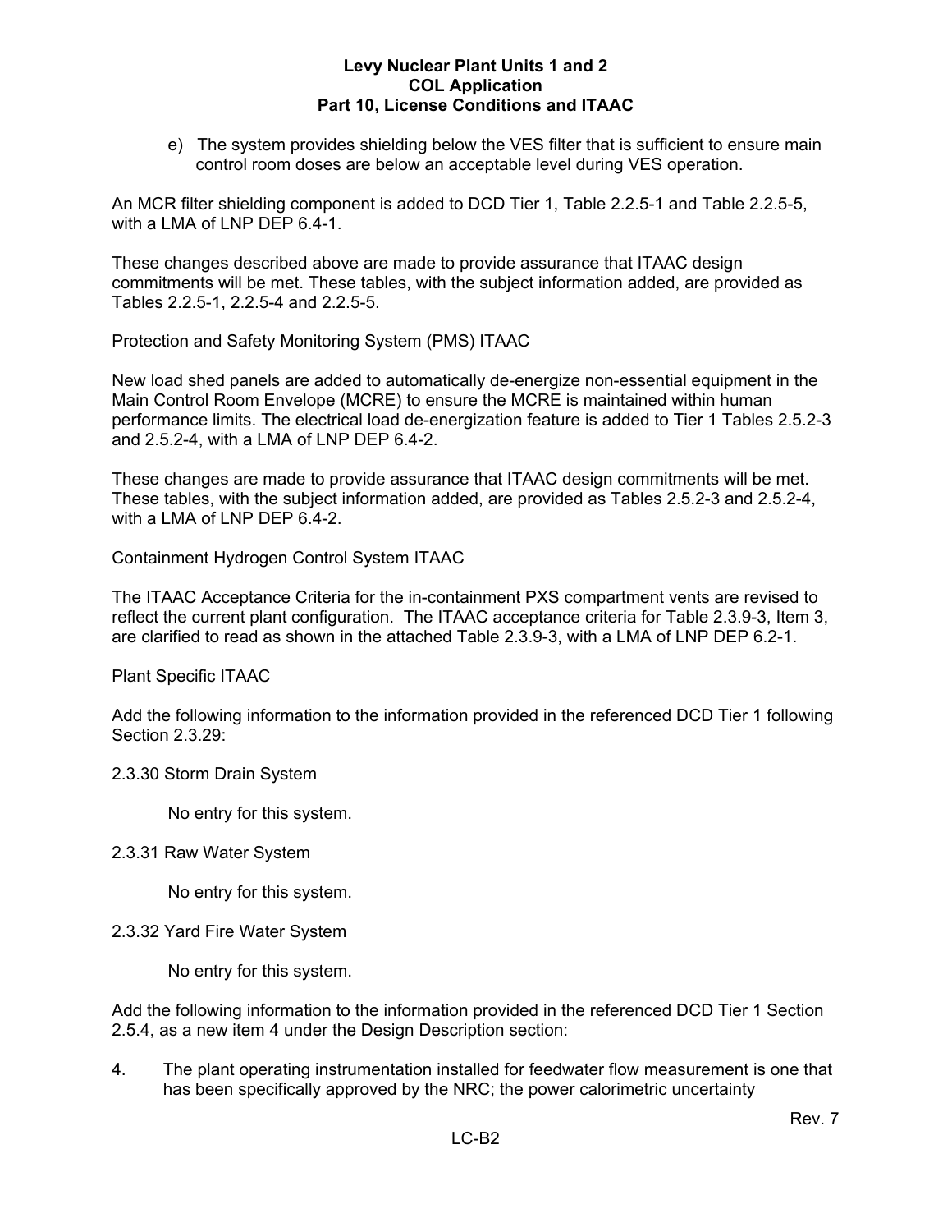e) The system provides shielding below the VES filter that is sufficient to ensure main control room doses are below an acceptable level during VES operation.

An MCR filter shielding component is added to DCD Tier 1, Table 2.2.5-1 and Table 2.2.5-5, with a LMA of LNP DEP 6.4-1.

These changes described above are made to provide assurance that ITAAC design commitments will be met. These tables, with the subject information added, are provided as Tables 2.2.5-1, 2.2.5-4 and 2.2.5-5.

Protection and Safety Monitoring System (PMS) ITAAC

New load shed panels are added to automatically de-energize non-essential equipment in the Main Control Room Envelope (MCRE) to ensure the MCRE is maintained within human performance limits. The electrical load de-energization feature is added to Tier 1 Tables 2.5.2-3 and 2.5.2-4, with a LMA of LNP DEP 6.4-2.

These changes are made to provide assurance that ITAAC design commitments will be met. These tables, with the subject information added, are provided as Tables 2.5.2-3 and 2.5.2-4, with a LMA of LNP DEP 6.4-2.

Containment Hydrogen Control System ITAAC

The ITAAC Acceptance Criteria for the in-containment PXS compartment vents are revised to reflect the current plant configuration. The ITAAC acceptance criteria for Table 2.3.9-3, Item 3, are clarified to read as shown in the attached Table 2.3.9-3, with a LMA of LNP DEP 6.2-1.

Plant Specific ITAAC

Add the following information to the information provided in the referenced DCD Tier 1 following Section 2.3.29:

2.3.30 Storm Drain System

No entry for this system.

2.3.31 Raw Water System

No entry for this system.

2.3.32 Yard Fire Water System

No entry for this system.

Add the following information to the information provided in the referenced DCD Tier 1 Section 2.5.4, as a new item 4 under the Design Description section:

4. The plant operating instrumentation installed for feedwater flow measurement is one that has been specifically approved by the NRC; the power calorimetric uncertainty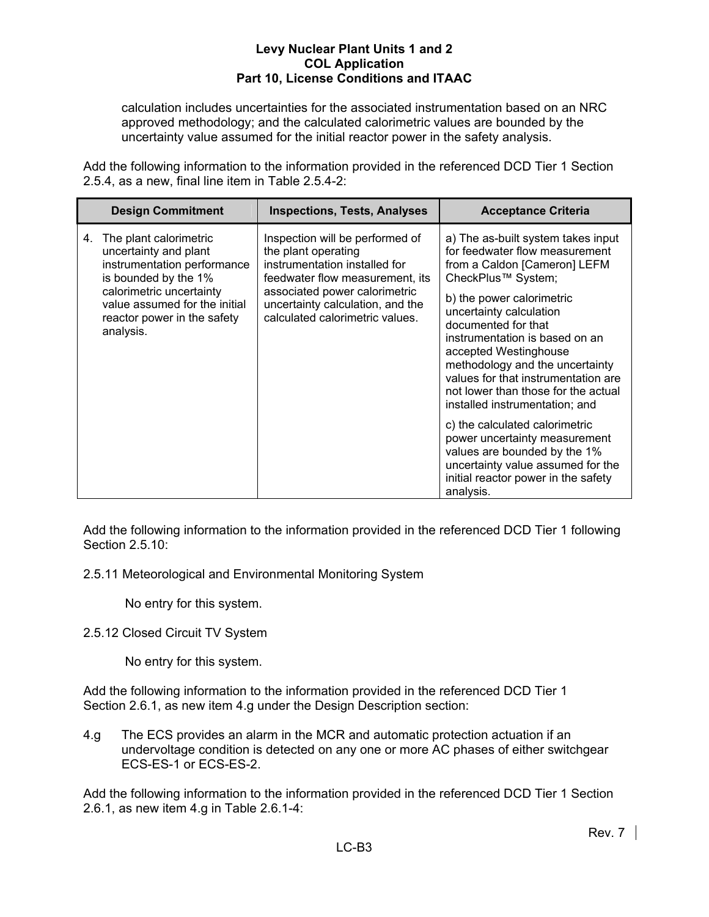calculation includes uncertainties for the associated instrumentation based on an NRC approved methodology; and the calculated calorimetric values are bounded by the uncertainty value assumed for the initial reactor power in the safety analysis.

Add the following information to the information provided in the referenced DCD Tier 1 Section 2.5.4, as a new, final line item in Table 2.5.4-2:

| Design Commitment | Inspections, Tests, Analyses | Acceptance Criteria |
|---|---|---|
| 4. The plant calorimetric uncertainty and plant instrumentation performance is bounded by the 1% calorimetric uncertainty value assumed for the initial reactor power in the safety analysis. | Inspection will be performed of the plant operating instrumentation installed for feedwater flow measurement, its associated power calorimetric uncertainty calculation, and the calculated calorimetric values. | a) The as-built system takes input for feedwater flow measurement from a Caldon [Cameron] LEFM CheckPlus™ System;<br><br>b) the power calorimetric uncertainty calculation documented for that instrumentation is based on an accepted Westinghouse methodology and the uncertainty values for that instrumentation are not lower than those for the actual installed instrumentation; and<br><br>c) the calculated calorimetric power uncertainty measurement values are bounded by the 1% uncertainty value assumed for the initial reactor power in the safety analysis. |

Add the following information to the information provided in the referenced DCD Tier 1 following Section 2.5.10:

2.5.11 Meteorological and Environmental Monitoring System

No entry for this system.

2.5.12 Closed Circuit TV System

No entry for this system.

Add the following information to the information provided in the referenced DCD Tier 1 Section 2.6.1, as new item 4.g under the Design Description section:

4.g The ECS provides an alarm in the MCR and automatic protection actuation if an undervoltage condition is detected on any one or more AC phases of either switchgear ECS-ES-1 or ECS-ES-2.

Add the following information to the information provided in the referenced DCD Tier 1 Section 2.6.1, as new item 4.g in Table 2.6.1-4: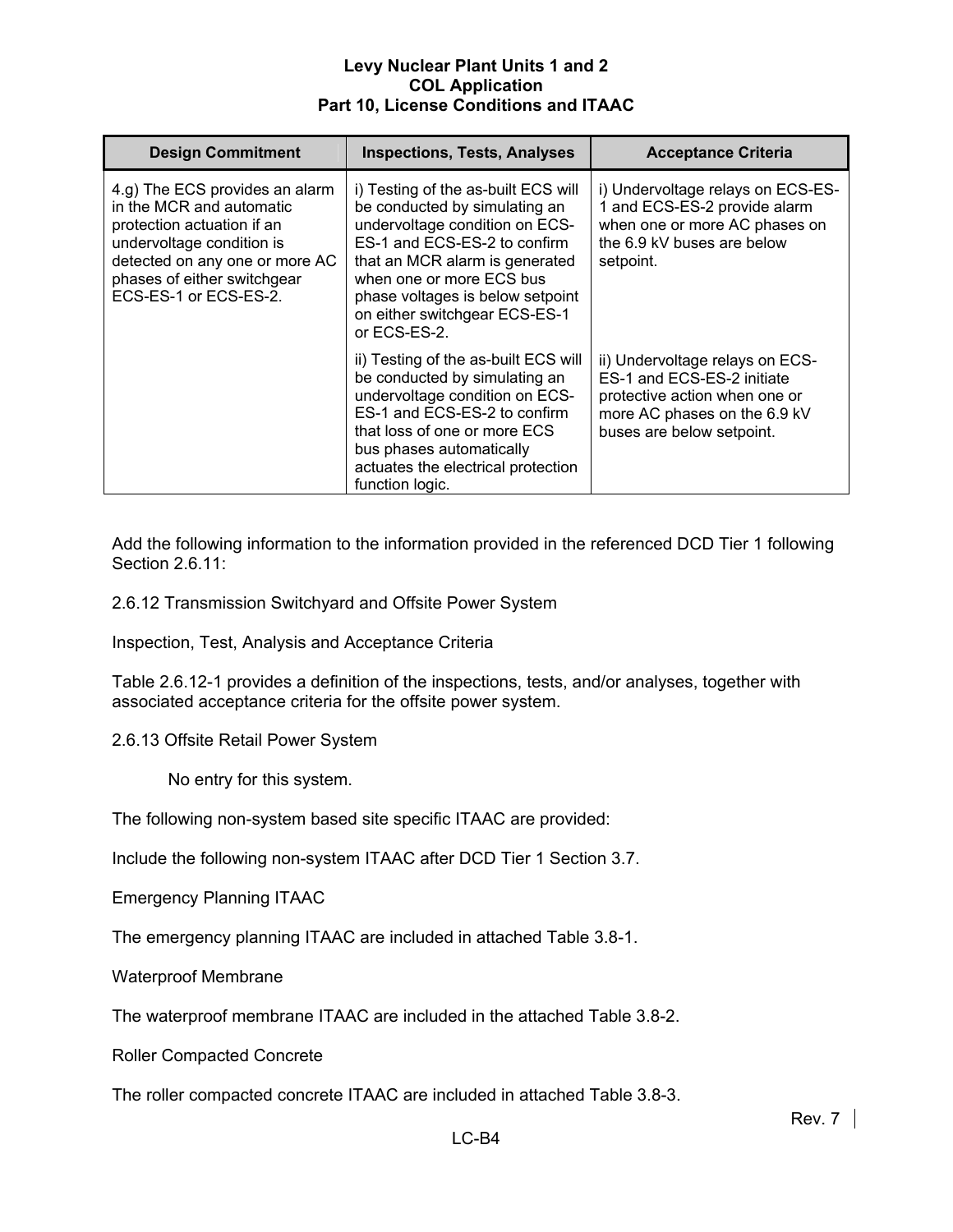| Design Commitment | Inspections, Tests, Analyses | Acceptance Criteria |
|---|---|---|
| 4.g) The ECS provides an alarm in the MCR and automatic protection actuation if an undervoltage condition is detected on any one or more AC phases of either switchgear ECS-ES-1 or ECS-ES-2. | i) Testing of the as-built ECS will be conducted by simulating an undervoltage condition on ECS-ES-1 and ECS-ES-2 to confirm that an MCR alarm is generated when one or more ECS bus phase voltages is below setpoint on either switchgear ECS-ES-1 or ECS-ES-2. | i) Undervoltage relays on ECS-ES-1 and ECS-ES-2 provide alarm when one or more AC phases on the 6.9 kV buses are below setpoint. |
| | ii) Testing of the as-built ECS will be conducted by simulating an undervoltage condition on ECS-ES-1 and ECS-ES-2 to confirm that loss of one or more ECS bus phases automatically actuates the electrical protection function logic. | ii) Undervoltage relays on ECS-ES-1 and ECS-ES-2 initiate protective action when one or more AC phases on the 6.9 kV buses are below setpoint. |

Add the following information to the information provided in the referenced DCD Tier 1 following Section 2.6.11:

2.6.12 Transmission Switchyard and Offsite Power System

Inspection, Test, Analysis and Acceptance Criteria

Table 2.6.12-1 provides a definition of the inspections, tests, and/or analyses, together with associated acceptance criteria for the offsite power system.

2.6.13 Offsite Retail Power System

No entry for this system.

The following non-system based site specific ITAAC are provided:

Include the following non-system ITAAC after DCD Tier 1 Section 3.7.

Emergency Planning ITAAC

The emergency planning ITAAC are included in attached Table 3.8-1.

Waterproof Membrane

The waterproof membrane ITAAC are included in the attached Table 3.8-2.

Roller Compacted Concrete

The roller compacted concrete ITAAC are included in attached Table 3.8-3.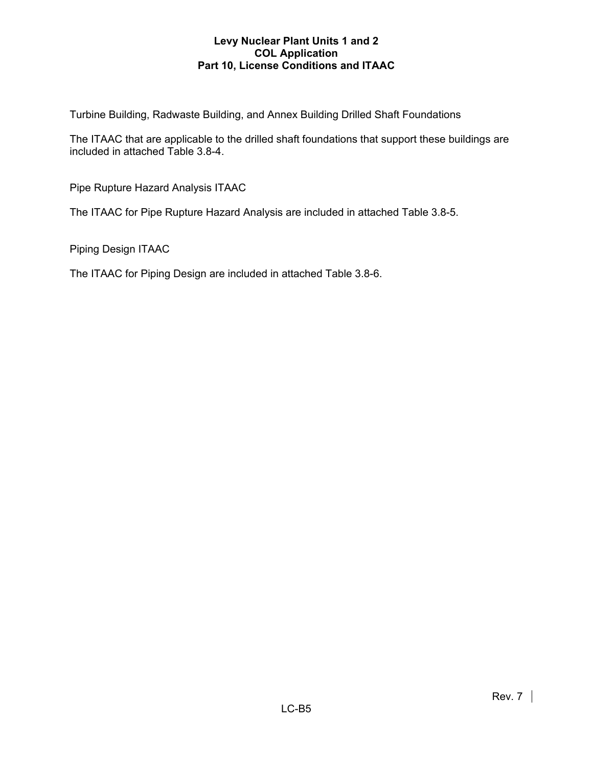## Turbine Building, Radwaste Building, and Annex Building Drilled Shaft Foundations

The ITAAC that are applicable to the drilled shaft foundations that support these buildings are included in attached Table 3.8-4.

## Pipe Rupture Hazard Analysis ITAAC

The ITAAC for Pipe Rupture Hazard Analysis are included in attached Table 3.8-5.

## Piping Design ITAAC

The ITAAC for Piping Design are included in attached Table 3.8-6.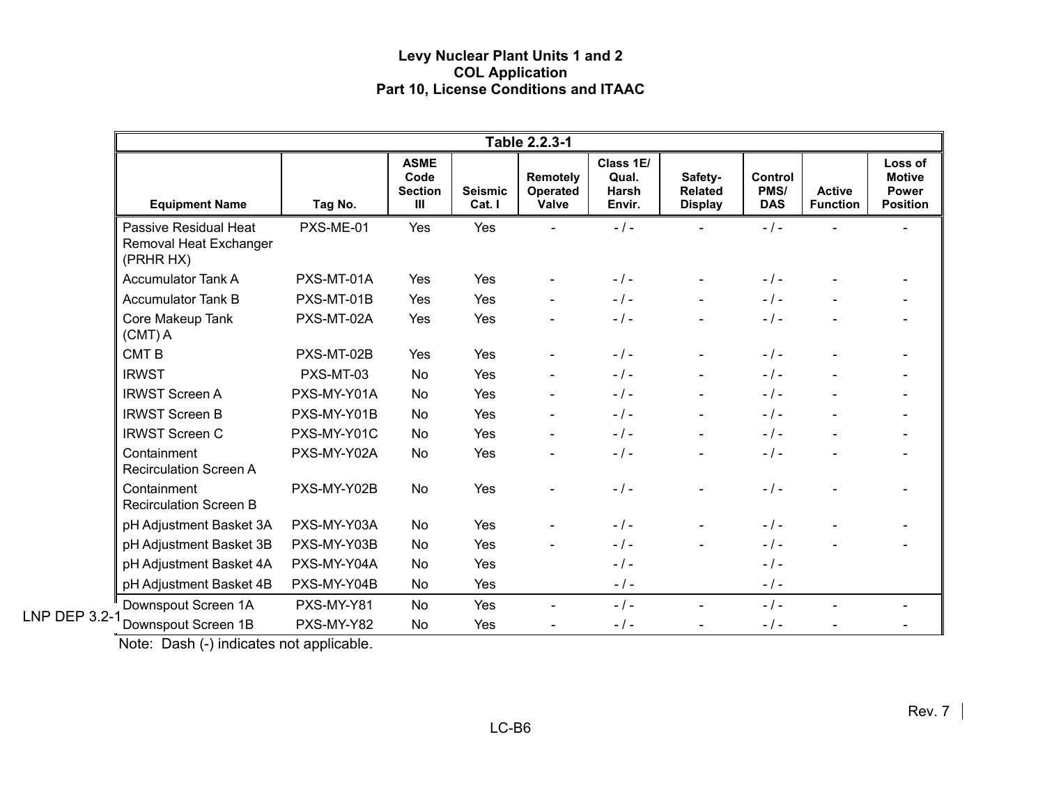| Table 2.2.3-1 | | | | | | | | | |
|---|---|---|---|---|---|---|---|---|---|
| **Equipment Name** | **Tag No.** | **ASME Code Section III** | **Seismic Cat. I** | **Remotely Operated Valve** | **Class 1E/ Qual. Harsh Envir.** | **Safety-Related Display** | **Control PMS/ DAS** | **Active Function** | **Loss of Motive Power Position** |
| Passive Residual Heat Removal Heat Exchanger (PRHR HX) | PXS-ME-01 | Yes | Yes | - | - / - | - | - / - | - | - |
| Accumulator Tank A | PXS-MT-01A | Yes | Yes | - | - / - | - | - / - | - | - |
| Accumulator Tank B | PXS-MT-01B | Yes | Yes | - | - / - | - | - / - | - | - |
| Core Makeup Tank (CMT) A | PXS-MT-02A | Yes | Yes | - | - / - | - | - / - | - | - |
| CMT B | PXS-MT-02B | Yes | Yes | - | - / - | - | - / - | - | - |
| IRWST | PXS-MT-03 | No | Yes | - | - / - | - | - / - | - | - |
| IRWST Screen A | PXS-MY-Y01A | No | Yes | - | - / - | - | - / - | - | - |
| IRWST Screen B | PXS-MY-Y01B | No | Yes | - | - / - | - | - / - | - | - |
| IRWST Screen C | PXS-MY-Y01C | No | Yes | - | - / - | - | - / - | - | - |
| Containment Recirculation Screen A | PXS-MY-Y02A | No | Yes | - | - / - | - | - / - | - | - |
| Containment Recirculation Screen B | PXS-MY-Y02B | No | Yes | - | - / - | - | - / - | - | - |
| pH Adjustment Basket 3A | PXS-MY-Y03A | No | Yes | - | - / - | - | - / - | - | - |
| pH Adjustment Basket 3B | PXS-MY-Y03B | No | Yes | - | - / - | - | - / - | - | - |
| pH Adjustment Basket 4A | PXS-MY-Y04A | No | Yes | | - / - | | - / - | | |
| pH Adjustment Basket 4B | PXS-MY-Y04B | No | Yes | | - / - | | - / - | | |
| Downspout Screen 1A | PXS-MY-Y81 | No | Yes | - | - / - | - | - / - | - | - |
| Downspout Screen 1B | PXS-MY-Y82 | No | Yes | - | - / - | - | - / - | - | - |

LNP DEP 3.2-1

Note: Dash (-) indicates not applicable.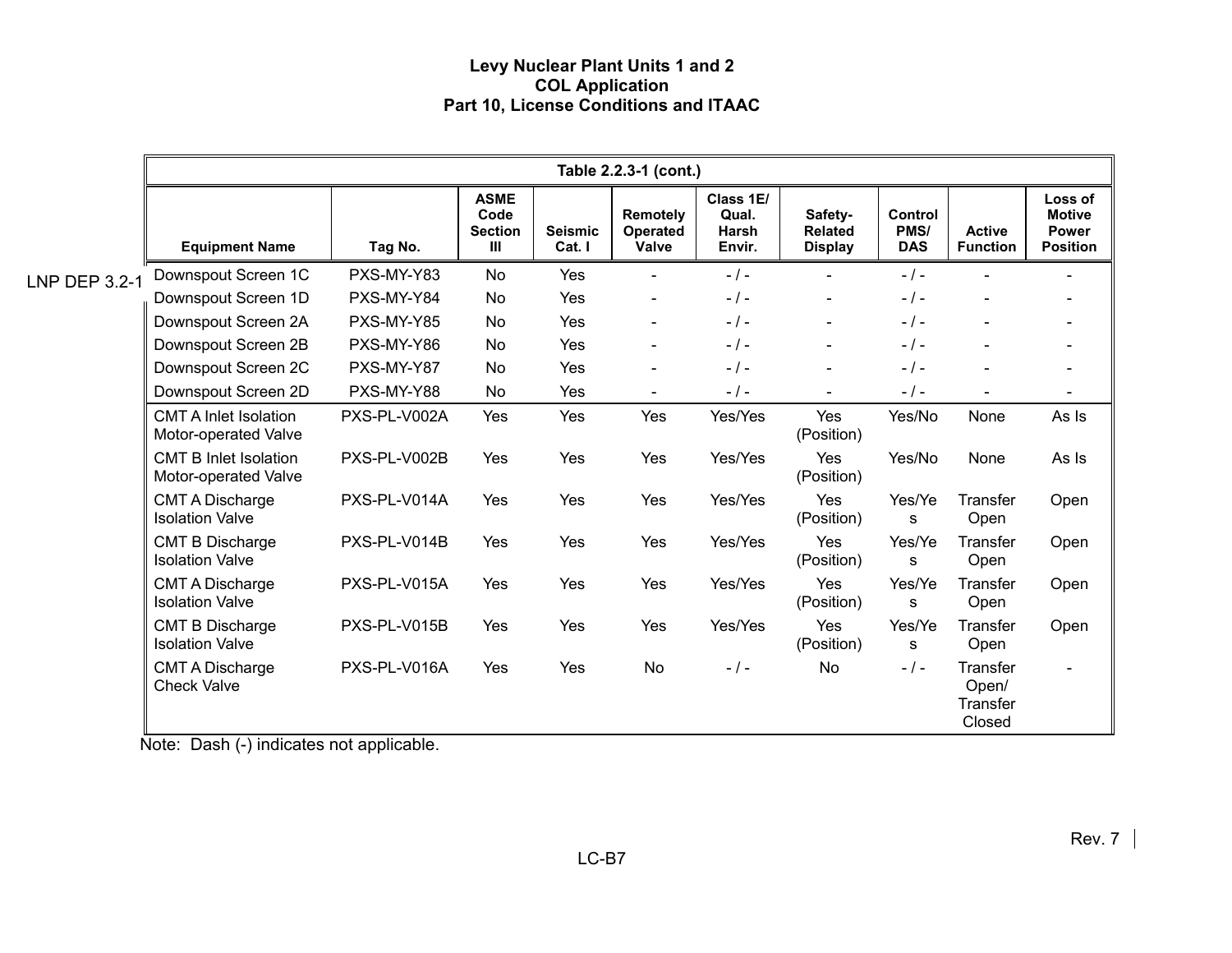**Table 2.2.3-1 (cont.)**

| Equipment Name | Tag No. | ASME Code Section III | Seismic Cat. I | Remotely Operated Valve | Class 1E/ Qual. Harsh Envir. | Safety-Related Display | Control PMS/ DAS | Active Function | Loss of Motive Power Position |
|---|---|---|---|---|---|---|---|---|---|
| Downspout Screen 1C | PXS-MY-Y83 | No | Yes | - | - / - | - | - / - | - | - |
| Downspout Screen 1D | PXS-MY-Y84 | No | Yes | - | - / - | - | - / - | - | - |
| Downspout Screen 2A | PXS-MY-Y85 | No | Yes | - | - / - | - | - / - | - | - |
| Downspout Screen 2B | PXS-MY-Y86 | No | Yes | - | - / - | - | - / - | - | - |
| Downspout Screen 2C | PXS-MY-Y87 | No | Yes | - | - / - | - | - / - | - | - |
| Downspout Screen 2D | PXS-MY-Y88 | No | Yes | - | - / - | - | - / - | - | - |
| CMT A Inlet Isolation Motor-operated Valve | PXS-PL-V002A | Yes | Yes | Yes | Yes/Yes | Yes (Position) | Yes/No | None | As Is |
| CMT B Inlet Isolation Motor-operated Valve | PXS-PL-V002B | Yes | Yes | Yes | Yes/Yes | Yes (Position) | Yes/No | None | As Is |
| CMT A Discharge Isolation Valve | PXS-PL-V014A | Yes | Yes | Yes | Yes/Yes | Yes (Position) | Yes/Yes | Transfer Open | Open |
| CMT B Discharge Isolation Valve | PXS-PL-V014B | Yes | Yes | Yes | Yes/Yes | Yes (Position) | Yes/Yes | Transfer Open | Open |
| CMT A Discharge Isolation Valve | PXS-PL-V015A | Yes | Yes | Yes | Yes/Yes | Yes (Position) | Yes/Yes | Transfer Open | Open |
| CMT B Discharge Isolation Valve | PXS-PL-V015B | Yes | Yes | Yes | Yes/Yes | Yes (Position) | Yes/Yes | Transfer Open | Open |
| CMT A Discharge Check Valve | PXS-PL-V016A | Yes | Yes | No | - / - | No | - / - | Transfer Open/ Transfer Closed | - |

LNP DEP 3.2-1

Note: Dash (-) indicates not applicable.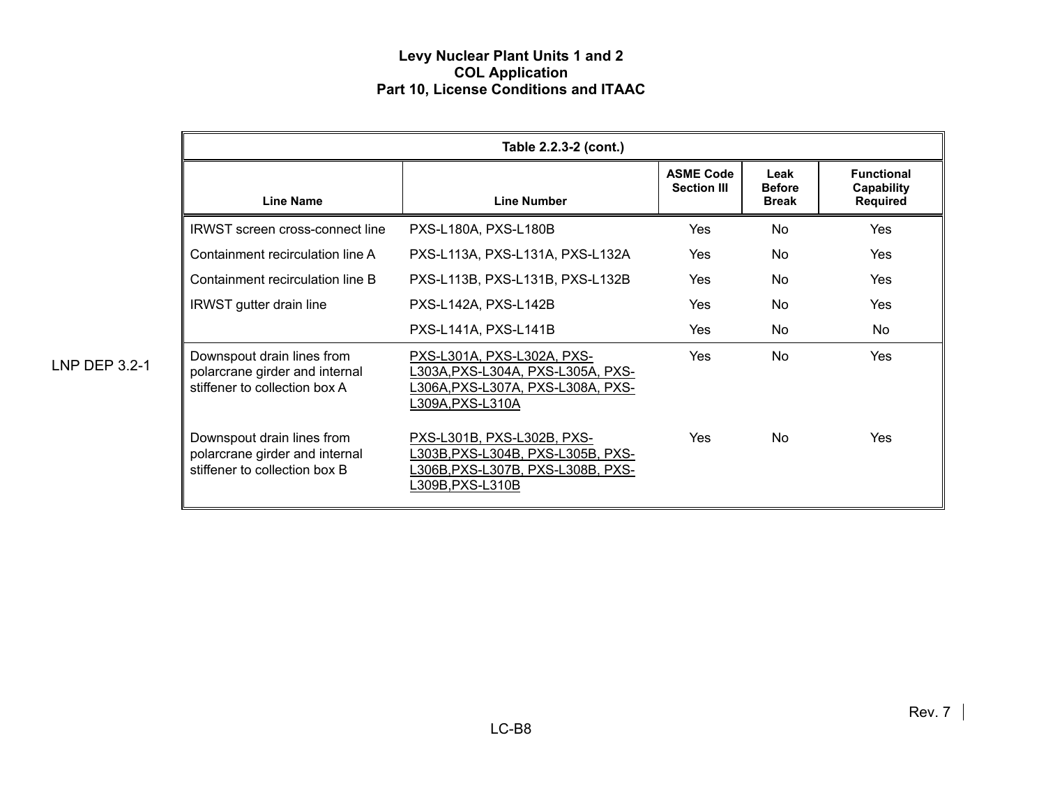**Table 2.2.3-2 (cont.)**

| Line Name | Line Number | ASME Code Section III | Leak Before Break | Functional Capability Required |
|---|---|---|---|---|
| IRWST screen cross-connect line | PXS-L180A, PXS-L180B | Yes | No | Yes |
| Containment recirculation line A | PXS-L113A, PXS-L131A, PXS-L132A | Yes | No | Yes |
| Containment recirculation line B | PXS-L113B, PXS-L131B, PXS-L132B | Yes | No | Yes |
| IRWST gutter drain line | PXS-L142A, PXS-L142B | Yes | No | Yes |
| | PXS-L141A, PXS-L141B | Yes | No | No |
| Downspout drain lines from polarcrane girder and internal stiffener to collection box A | PXS-L301A, PXS-L302A, PXS-L303A,PXS-L304A, PXS-L305A, PXS-L306A,PXS-L307A, PXS-L308A, PXS-L309A,PXS-L310A | Yes | No | Yes |
| Downspout drain lines from polarcrane girder and internal stiffener to collection box B | PXS-L301B, PXS-L302B, PXS-L303B,PXS-L304B, PXS-L305B, PXS-L306B,PXS-L307B, PXS-L308B, PXS-L309B,PXS-L310B | Yes | No | Yes |

LNP DEP 3.2-1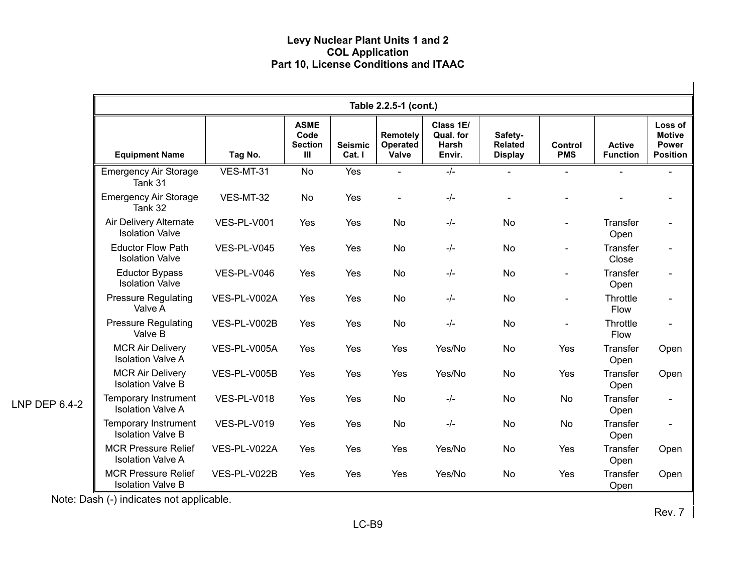**Table 2.2.5-1 (cont.)**

| Equipment Name | Tag No. | ASME Code Section III | Seismic Cat. I | Remotely Operated Valve | Class 1E/ Qual. for Harsh Envir. | Safety-Related Display | Control PMS | Active Function | Loss of Motive Power Position |
|---|---|---|---|---|---|---|---|---|---|
| Emergency Air Storage Tank 31 | VES-MT-31 | No | Yes | - | -/- | - | - | - | - |
| Emergency Air Storage Tank 32 | VES-MT-32 | No | Yes | - | -/- | - | - | - | - |
| Air Delivery Alternate Isolation Valve | VES-PL-V001 | Yes | Yes | No | -/- | No | - | Transfer Open | - |
| Eductor Flow Path Isolation Valve | VES-PL-V045 | Yes | Yes | No | -/- | No | - | Transfer Close | - |
| Eductor Bypass Isolation Valve | VES-PL-V046 | Yes | Yes | No | -/- | No | - | Transfer Open | - |
| Pressure Regulating Valve A | VES-PL-V002A | Yes | Yes | No | -/- | No | - | Throttle Flow | - |
| Pressure Regulating Valve B | VES-PL-V002B | Yes | Yes | No | -/- | No | - | Throttle Flow | - |
| MCR Air Delivery Isolation Valve A | VES-PL-V005A | Yes | Yes | Yes | Yes/No | No | Yes | Transfer Open | Open |
| MCR Air Delivery Isolation Valve B | VES-PL-V005B | Yes | Yes | Yes | Yes/No | No | Yes | Transfer Open | Open |
| Temporary Instrument Isolation Valve A | VES-PL-V018 | Yes | Yes | No | -/- | No | No | Transfer Open | - |
| Temporary Instrument Isolation Valve B | VES-PL-V019 | Yes | Yes | No | -/- | No | No | Transfer Open | - |
| MCR Pressure Relief Isolation Valve A | VES-PL-V022A | Yes | Yes | Yes | Yes/No | No | Yes | Transfer Open | Open |
| MCR Pressure Relief Isolation Valve B | VES-PL-V022B | Yes | Yes | Yes | Yes/No | No | Yes | Transfer Open | Open |

LNP DEP 6.4-2

Note: Dash (-) indicates not applicable.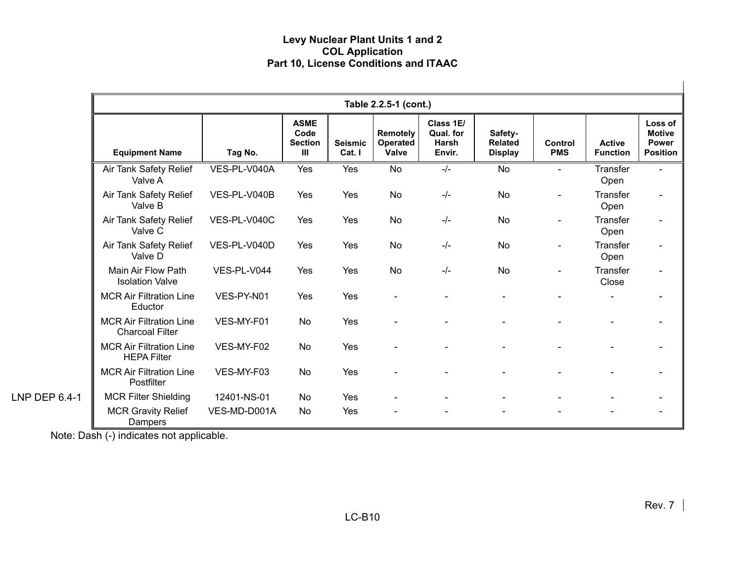| Table 2.2.5-1 (cont.) | | | | | | | | | |
|---|---|---|---|---|---|---|---|---|---|
| Equipment Name | Tag No. | ASME Code Section III | Seismic Cat. I | Remotely Operated Valve | Class 1E/ Qual. for Harsh Envir. | Safety-Related Display | Control PMS | Active Function | Loss of Motive Power Position |
| Air Tank Safety Relief Valve A | VES-PL-V040A | Yes | Yes | No | -/- | No | - | Transfer Open | - |
| Air Tank Safety Relief Valve B | VES-PL-V040B | Yes | Yes | No | -/- | No | - | Transfer Open | - |
| Air Tank Safety Relief Valve C | VES-PL-V040C | Yes | Yes | No | -/- | No | - | Transfer Open | - |
| Air Tank Safety Relief Valve D | VES-PL-V040D | Yes | Yes | No | -/- | No | - | Transfer Open | - |
| Main Air Flow Path Isolation Valve | VES-PL-V044 | Yes | Yes | No | -/- | No | - | Transfer Close | - |
| MCR Air Filtration Line Eductor | VES-PY-N01 | Yes | Yes | - | - | - | - | - | - |
| MCR Air Filtration Line Charcoal Filter | VES-MY-F01 | No | Yes | - | - | - | - | - | - |
| MCR Air Filtration Line HEPA Filter | VES-MY-F02 | No | Yes | - | - | - | - | - | - |
| MCR Air Filtration Line Postfilter | VES-MY-F03 | No | Yes | - | - | - | - | - | - |
| MCR Filter Shielding | 12401-NS-01 | No | Yes | - | - | - | - | - | - |
| MCR Gravity Relief Dampers | VES-MD-D001A | No | Yes | - | - | - | - | - | - |

LNP DEP 6.4-1

Note: Dash (-) indicates not applicable.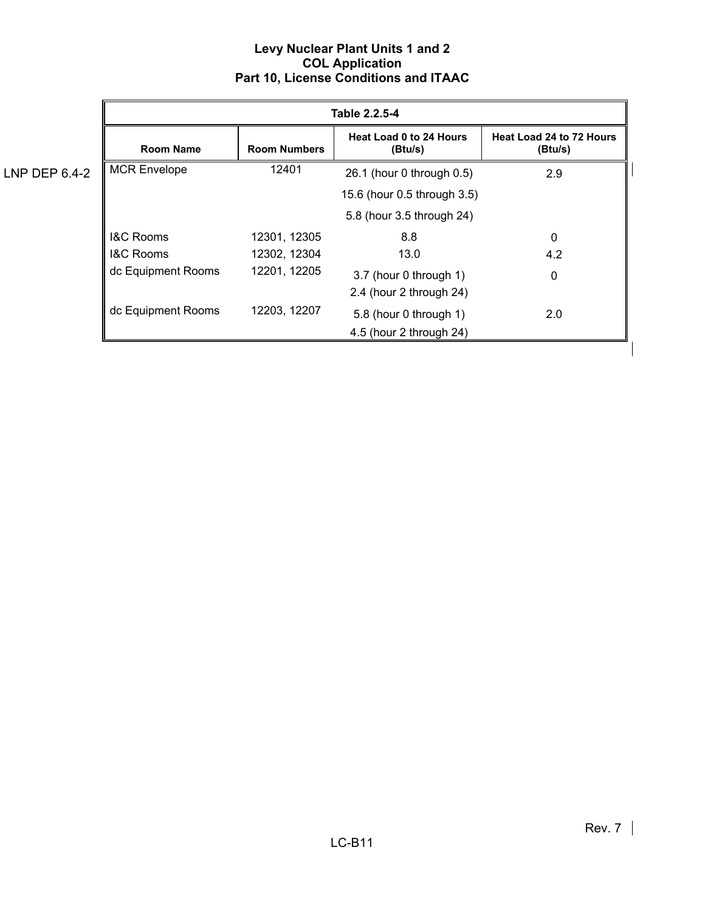LNP DEP 6.4-2

| Table 2.2.5-4 | | | |
|---|---|---|---|
| Room Name | Room Numbers | Heat Load 0 to 24 Hours (Btu/s) | Heat Load 24 to 72 Hours (Btu/s) |
| MCR Envelope | 12401 | 26.1 (hour 0 through 0.5)<br>15.6 (hour 0.5 through 3.5)<br>5.8 (hour 3.5 through 24) | 2.9 |
| I&C Rooms | 12301, 12305 | 8.8 | 0 |
| I&C Rooms | 12302, 12304 | 13.0 | 4.2 |
| dc Equipment Rooms | 12201, 12205 | 3.7 (hour 0 through 1)<br>2.4 (hour 2 through 24) | 0 |
| dc Equipment Rooms | 12203, 12207 | 5.8 (hour 0 through 1)<br>4.5 (hour 2 through 24) | 2.0 |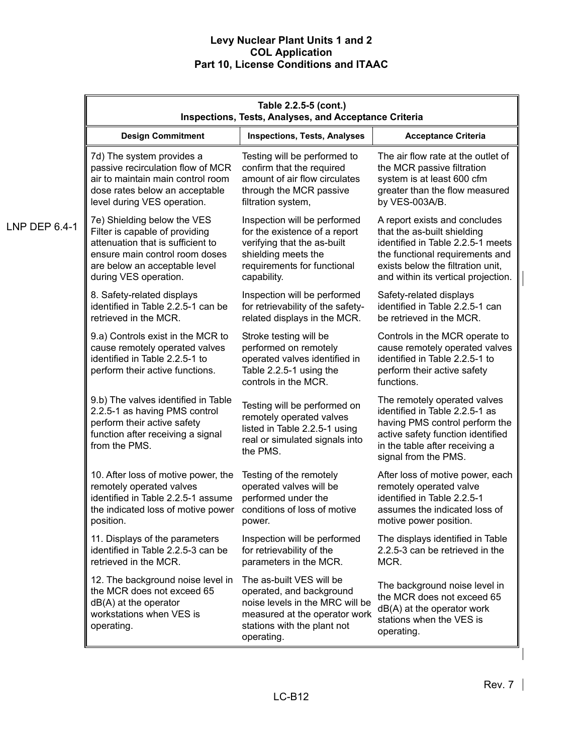| Table 2.2.5-5 (cont.) Inspections, Tests, Analyses, and Acceptance Criteria | | |
|---|---|---|
| **Design Commitment** | **Inspections, Tests, Analyses** | **Acceptance Criteria** |
| 7d) The system provides a passive recirculation flow of MCR air to maintain main control room dose rates below an acceptable level during VES operation. | Testing will be performed to confirm that the required amount of air flow circulates through the MCR passive filtration system, | The air flow rate at the outlet of the MCR passive filtration system is at least 600 cfm greater than the flow measured by VES-003A/B. |
| 7e) Shielding below the VES Filter is capable of providing attenuation that is sufficient to ensure main control room doses are below an acceptable level during VES operation. | Inspection will be performed for the existence of a report verifying that the as-built shielding meets the requirements for functional capability. | A report exists and concludes that the as-built shielding identified in Table 2.2.5-1 meets the functional requirements and exists below the filtration unit, and within its vertical projection. |
| 8. Safety-related displays identified in Table 2.2.5-1 can be retrieved in the MCR. | Inspection will be performed for retrievability of the safety-related displays in the MCR. | Safety-related displays identified in Table 2.2.5-1 can be retrieved in the MCR. |
| 9.a) Controls exist in the MCR to cause remotely operated valves identified in Table 2.2.5-1 to perform their active functions. | Stroke testing will be performed on remotely operated valves identified in Table 2.2.5-1 using the controls in the MCR. | Controls in the MCR operate to cause remotely operated valves identified in Table 2.2.5-1 to perform their active safety functions. |
| 9.b) The valves identified in Table 2.2.5-1 as having PMS control perform their active safety function after receiving a signal from the PMS. | Testing will be performed on remotely operated valves listed in Table 2.2.5-1 using real or simulated signals into the PMS. | The remotely operated valves identified in Table 2.2.5-1 as having PMS control perform the active safety function identified in the table after receiving a signal from the PMS. |
| 10. After loss of motive power, the remotely operated valves identified in Table 2.2.5-1 assume the indicated loss of motive power position. | Testing of the remotely operated valves will be performed under the conditions of loss of motive power. | After loss of motive power, each remotely operated valve identified in Table 2.2.5-1 assumes the indicated loss of motive power position. |
| 11. Displays of the parameters identified in Table 2.2.5-3 can be retrieved in the MCR. | Inspection will be performed for retrievability of the parameters in the MCR. | The displays identified in Table 2.2.5-3 can be retrieved in the MCR. |
| 12. The background noise level in the MCR does not exceed 65 dB(A) at the operator workstations when VES is operating. | The as-built VES will be operated, and background noise levels in the MRC will be measured at the operator work stations with the plant not operating. | The background noise level in the MCR does not exceed 65 dB(A) at the operator work stations when the VES is operating. |

LNP DEP 6.4-1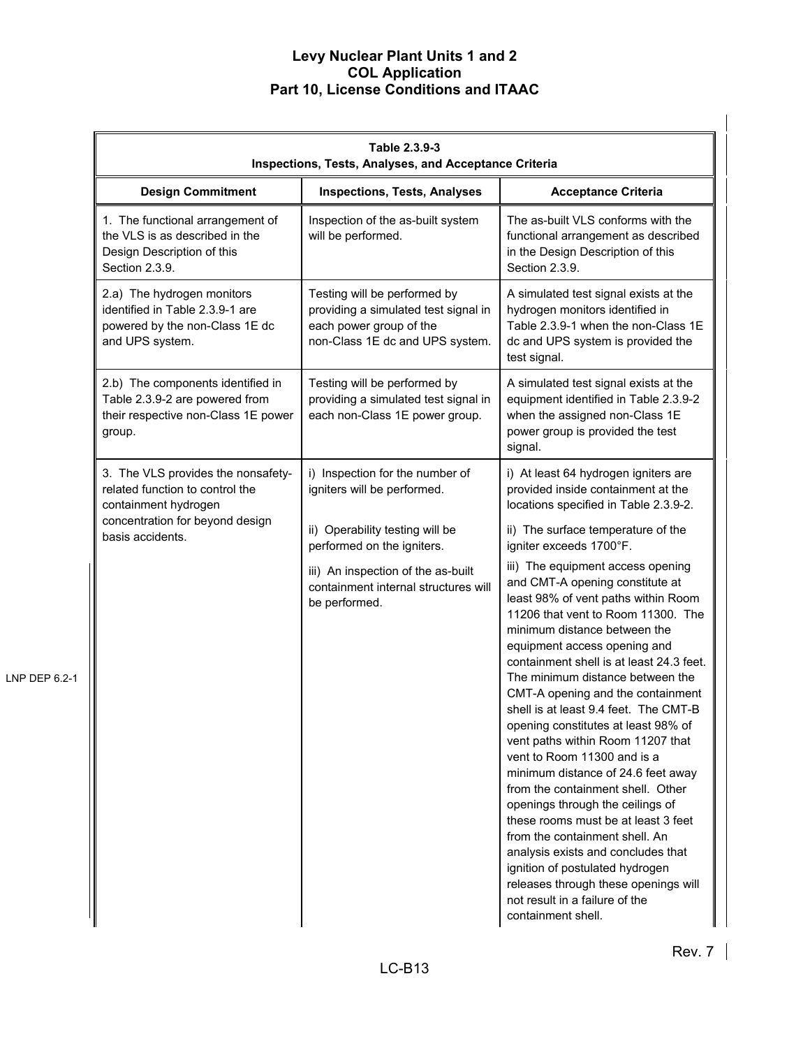| Table 2.3.9-3<br>Inspections, Tests, Analyses, and Acceptance Criteria | | |
|---|---|---|
| **Design Commitment** | **Inspections, Tests, Analyses** | **Acceptance Criteria** |
| 1. The functional arrangement of the VLS is as described in the Design Description of this Section 2.3.9. | Inspection of the as-built system will be performed. | The as-built VLS conforms with the functional arrangement as described in the Design Description of this Section 2.3.9. |
| 2.a) The hydrogen monitors identified in Table 2.3.9-1 are powered by the non-Class 1E dc and UPS system. | Testing will be performed by providing a simulated test signal in each power group of the non-Class 1E dc and UPS system. | A simulated test signal exists at the hydrogen monitors identified in Table 2.3.9-1 when the non-Class 1E dc and UPS system is provided the test signal. |
| 2.b) The components identified in Table 2.3.9-2 are powered from their respective non-Class 1E power group. | Testing will be performed by providing a simulated test signal in each non-Class 1E power group. | A simulated test signal exists at the equipment identified in Table 2.3.9-2 when the assigned non-Class 1E power group is provided the test signal. |
| 3. The VLS provides the nonsafety-related function to control the containment hydrogen concentration for beyond design basis accidents. | i) Inspection for the number of igniters will be performed.<br><br>ii) Operability testing will be performed on the igniters.<br><br>iii) An inspection of the as-built containment internal structures will be performed. | i) At least 64 hydrogen igniters are provided inside containment at the locations specified in Table 2.3.9-2.<br><br>ii) The surface temperature of the igniter exceeds 1700°F.<br><br>iii) The equipment access opening and CMT-A opening constitute at least 98% of vent paths within Room 11206 that vent to Room 11300. The minimum distance between the equipment access opening and containment shell is at least 24.3 feet. The minimum distance between the CMT-A opening and the containment shell is at least 9.4 feet. The CMT-B opening constitutes at least 98% of vent paths within Room 11207 that vent to Room 11300 and is a minimum distance of 24.6 feet away from the containment shell. Other openings through the ceilings of these rooms must be at least 3 feet from the containment shell. An analysis exists and concludes that ignition of postulated hydrogen releases through these openings will not result in a failure of the containment shell. |

LNP DEP 6.2-1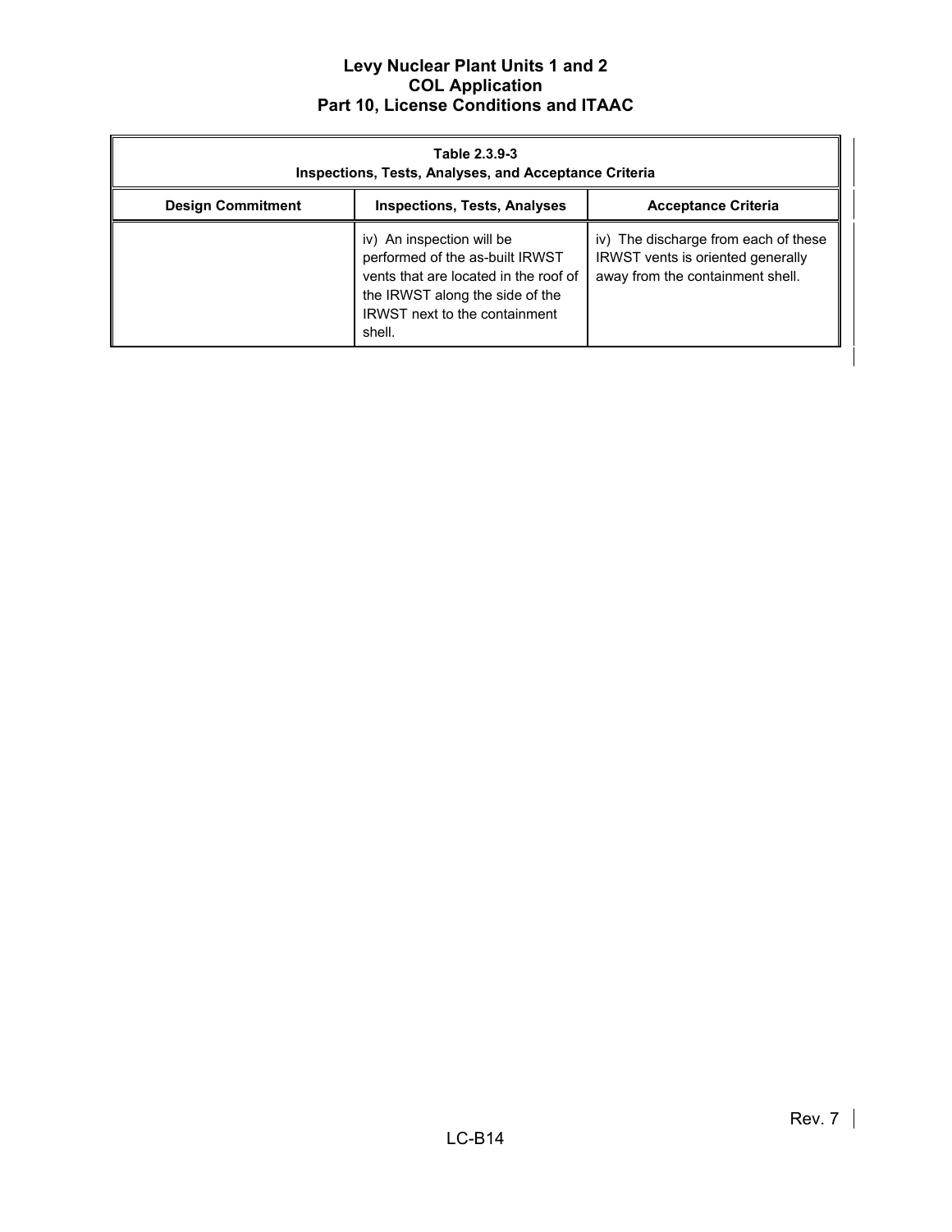| Table 2.3.9-3 Inspections, Tests, Analyses, and Acceptance Criteria | | |
|---|---|---|
| **Design Commitment** | **Inspections, Tests, Analyses** | **Acceptance Criteria** |
| | iv) An inspection will be performed of the as-built IRWST vents that are located in the roof of the IRWST along the side of the IRWST next to the containment shell. | iv) The discharge from each of these IRWST vents is oriented generally away from the containment shell. |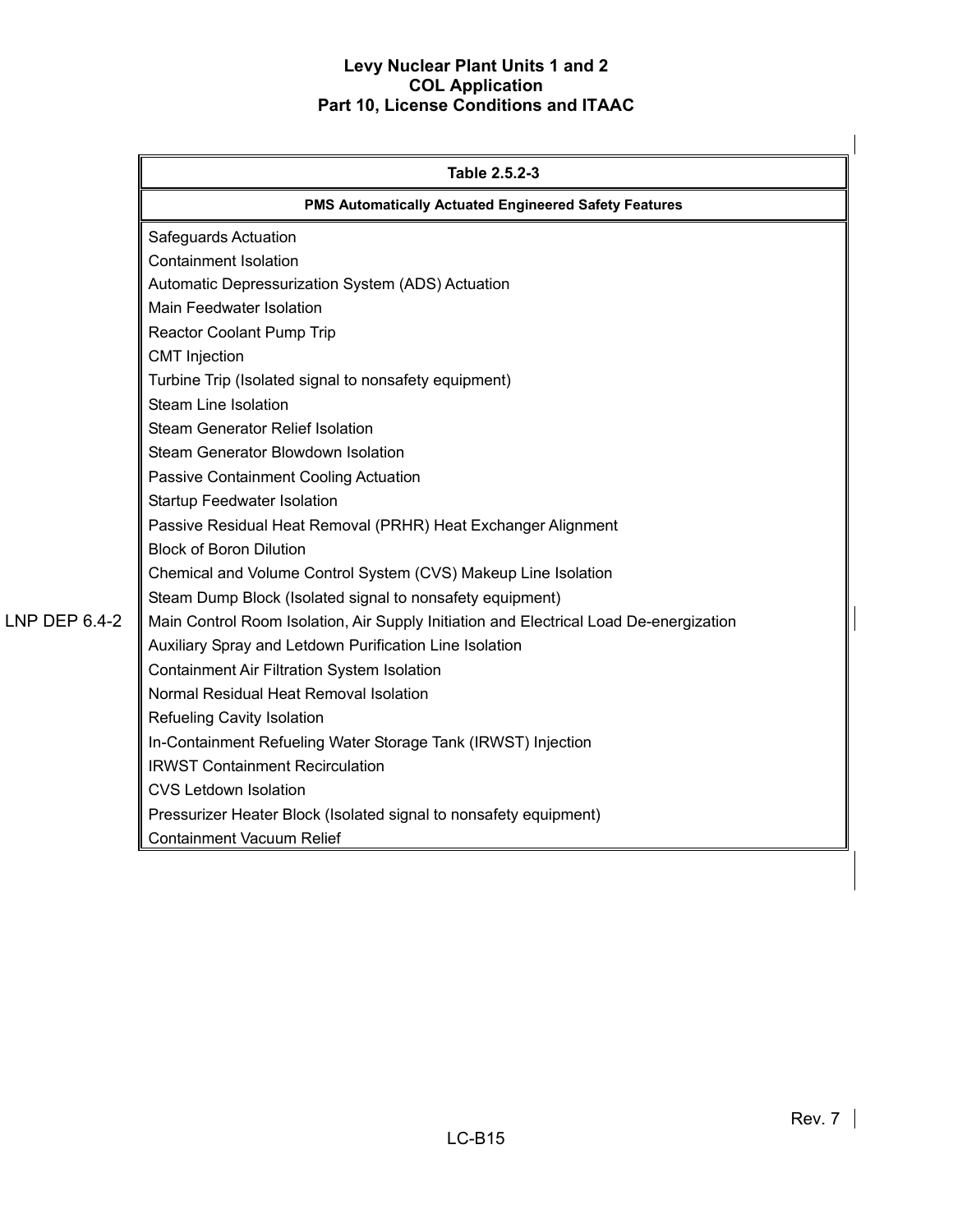| Table 2.5.2-3 |
|---|
| **PMS Automatically Actuated Engineered Safety Features** |
| Safeguards Actuation |
| Containment Isolation |
| Automatic Depressurization System (ADS) Actuation |
| Main Feedwater Isolation |
| Reactor Coolant Pump Trip |
| CMT Injection |
| Turbine Trip (Isolated signal to nonsafety equipment) |
| Steam Line Isolation |
| Steam Generator Relief Isolation |
| Steam Generator Blowdown Isolation |
| Passive Containment Cooling Actuation |
| Startup Feedwater Isolation |
| Passive Residual Heat Removal (PRHR) Heat Exchanger Alignment |
| Block of Boron Dilution |
| Chemical and Volume Control System (CVS) Makeup Line Isolation |
| Steam Dump Block (Isolated signal to nonsafety equipment) |
| Main Control Room Isolation, Air Supply Initiation and Electrical Load De-energization |
| Auxiliary Spray and Letdown Purification Line Isolation |
| Containment Air Filtration System Isolation |
| Normal Residual Heat Removal Isolation |
| Refueling Cavity Isolation |
| In-Containment Refueling Water Storage Tank (IRWST) Injection |
| IRWST Containment Recirculation |
| CVS Letdown Isolation |
| Pressurizer Heater Block (Isolated signal to nonsafety equipment) |
| Containment Vacuum Relief |

LNP DEP 6.4-2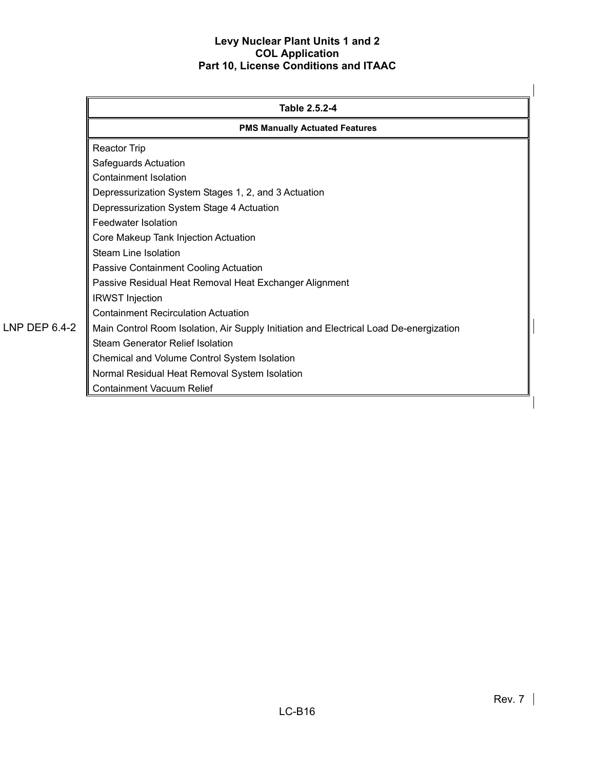| Table 2.5.2-4 |
|---|
| **PMS Manually Actuated Features** |
| Reactor Trip |
| Safeguards Actuation |
| Containment Isolation |
| Depressurization System Stages 1, 2, and 3 Actuation |
| Depressurization System Stage 4 Actuation |
| Feedwater Isolation |
| Core Makeup Tank Injection Actuation |
| Steam Line Isolation |
| Passive Containment Cooling Actuation |
| Passive Residual Heat Removal Heat Exchanger Alignment |
| IRWST Injection |
| Containment Recirculation Actuation |
| Main Control Room Isolation, Air Supply Initiation and Electrical Load De-energization |
| Steam Generator Relief Isolation |
| Chemical and Volume Control System Isolation |
| Normal Residual Heat Removal System Isolation |
| Containment Vacuum Relief |

LNP DEP 6.4-2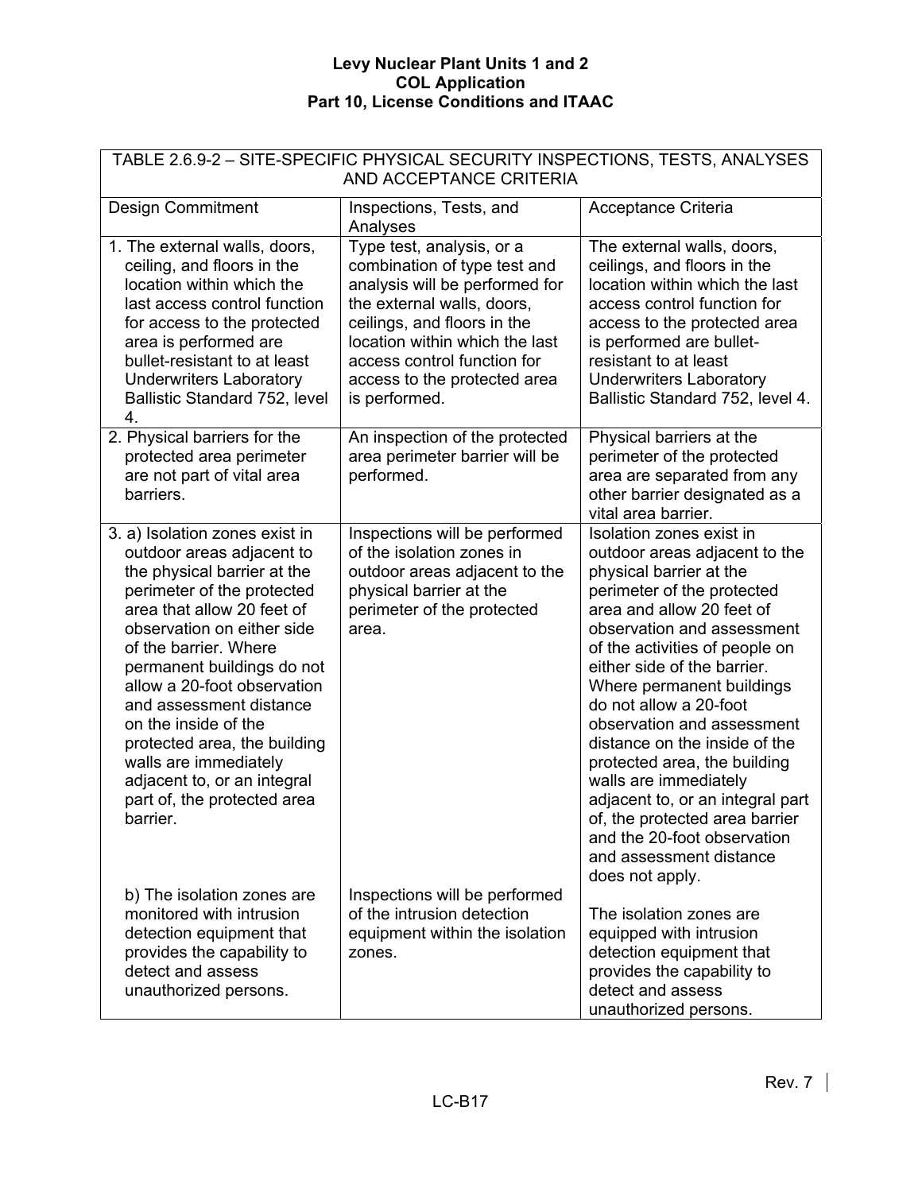| TABLE 2.6.9-2 – SITE-SPECIFIC PHYSICAL SECURITY INSPECTIONS, TESTS, ANALYSES AND ACCEPTANCE CRITERIA | | |
|---|---|---|
| Design Commitment | Inspections, Tests, and Analyses | Acceptance Criteria |
| 1. The external walls, doors, ceiling, and floors in the location within which the last access control function for access to the protected area is performed are bullet-resistant to at least Underwriters Laboratory Ballistic Standard 752, level 4. | Type test, analysis, or a combination of type test and analysis will be performed for the external walls, doors, ceilings, and floors in the location within which the last access control function for access to the protected area is performed. | The external walls, doors, ceilings, and floors in the location within which the last access control function for access to the protected area is performed are bullet-resistant to at least Underwriters Laboratory Ballistic Standard 752, level 4. |
| 2. Physical barriers for the protected area perimeter are not part of vital area barriers. | An inspection of the protected area perimeter barrier will be performed. | Physical barriers at the perimeter of the protected area are separated from any other barrier designated as a vital area barrier. |
| 3. a) Isolation zones exist in outdoor areas adjacent to the physical barrier at the perimeter of the protected area that allow 20 feet of observation on either side of the barrier. Where permanent buildings do not allow a 20-foot observation and assessment distance on the inside of the protected area, the building walls are immediately adjacent to, or an integral part of, the protected area barrier. | Inspections will be performed of the isolation zones in outdoor areas adjacent to the physical barrier at the perimeter of the protected area. | Isolation zones exist in outdoor areas adjacent to the physical barrier at the perimeter of the protected area and allow 20 feet of observation and assessment of the activities of people on either side of the barrier. Where permanent buildings do not allow a 20-foot observation and assessment distance on the inside of the protected area, the building walls are immediately adjacent to, or an integral part of, the protected area barrier and the 20-foot observation and assessment distance does not apply. |
| b) The isolation zones are monitored with intrusion detection equipment that provides the capability to detect and assess unauthorized persons. | Inspections will be performed of the intrusion detection equipment within the isolation zones. | The isolation zones are equipped with intrusion detection equipment that provides the capability to detect and assess unauthorized persons. |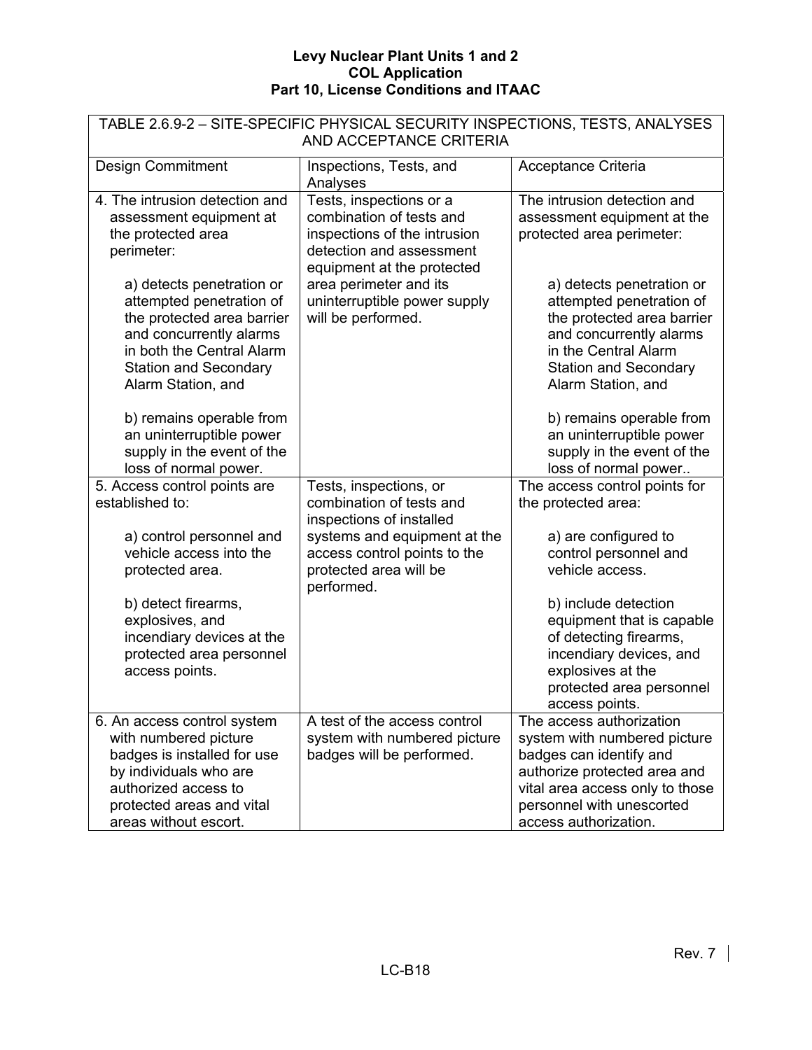| TABLE 2.6.9-2 – SITE-SPECIFIC PHYSICAL SECURITY INSPECTIONS, TESTS, ANALYSES AND ACCEPTANCE CRITERIA | | |
|---|---|---|
| Design Commitment | Inspections, Tests, and Analyses | Acceptance Criteria |
| 4. The intrusion detection and assessment equipment at the protected area perimeter:<br><br>a) detects penetration or attempted penetration of the protected area barrier and concurrently alarms in both the Central Alarm Station and Secondary Alarm Station, and<br><br>b) remains operable from an uninterruptible power supply in the event of the loss of normal power. | Tests, inspections or a combination of tests and inspections of the intrusion detection and assessment equipment at the protected area perimeter and its uninterruptible power supply will be performed. | The intrusion detection and assessment equipment at the protected area perimeter:<br><br>a) detects penetration or attempted penetration of the protected area barrier and concurrently alarms in the Central Alarm Station and Secondary Alarm Station, and<br><br>b) remains operable from an uninterruptible power supply in the event of the loss of normal power.. |
| 5. Access control points are established to:<br><br>a) control personnel and vehicle access into the protected area.<br><br>b) detect firearms, explosives, and incendiary devices at the protected area personnel access points. | Tests, inspections, or combination of tests and inspections of installed systems and equipment at the access control points to the protected area will be performed. | The access control points for the protected area:<br><br>a) are configured to control personnel and vehicle access.<br><br>b) include detection equipment that is capable of detecting firearms, incendiary devices, and explosives at the protected area personnel access points. |
| 6. An access control system with numbered picture badges is installed for use by individuals who are authorized access to protected areas and vital areas without escort. | A test of the access control system with numbered picture badges will be performed. | The access authorization system with numbered picture badges can identify and authorize protected area and vital area access only to those personnel with unescorted access authorization. |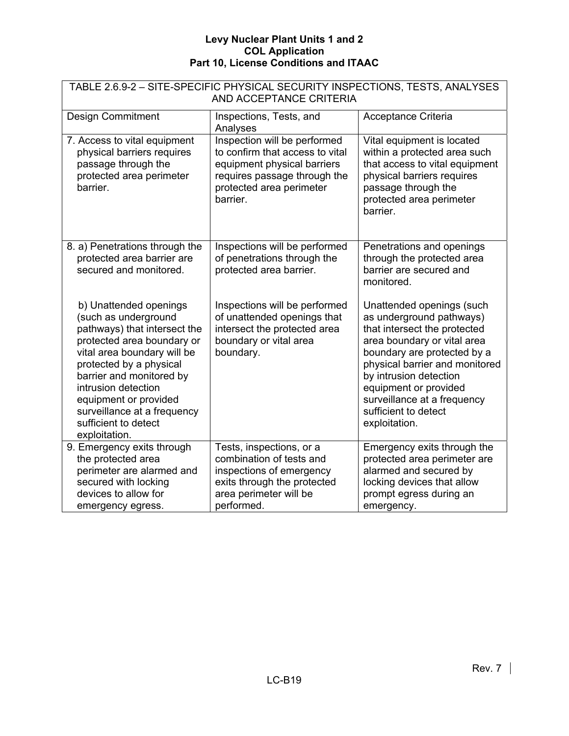| TABLE 2.6.9-2 – SITE-SPECIFIC PHYSICAL SECURITY INSPECTIONS, TESTS, ANALYSES AND ACCEPTANCE CRITERIA | | |
|---|---|---|
| Design Commitment | Inspections, Tests, and Analyses | Acceptance Criteria |
| 7. Access to vital equipment physical barriers requires passage through the protected area perimeter barrier. | Inspection will be performed to confirm that access to vital equipment physical barriers requires passage through the protected area perimeter barrier. | Vital equipment is located within a protected area such that access to vital equipment physical barriers requires passage through the protected area perimeter barrier. |
| 8. a) Penetrations through the protected area barrier are secured and monitored. | Inspections will be performed of penetrations through the protected area barrier. | Penetrations and openings through the protected area barrier are secured and monitored. |
| b) Unattended openings (such as underground pathways) that intersect the protected area boundary or vital area boundary will be protected by a physical barrier and monitored by intrusion detection equipment or provided surveillance at a frequency sufficient to detect exploitation. | Inspections will be performed of unattended openings that intersect the protected area boundary or vital area boundary. | Unattended openings (such as underground pathways) that intersect the protected area boundary or vital area boundary are protected by a physical barrier and monitored by intrusion detection equipment or provided surveillance at a frequency sufficient to detect exploitation. |
| 9. Emergency exits through the protected area perimeter are alarmed and secured with locking devices to allow for emergency egress. | Tests, inspections, or a combination of tests and inspections of emergency exits through the protected area perimeter will be performed. | Emergency exits through the protected area perimeter are alarmed and secured by locking devices that allow prompt egress during an emergency. |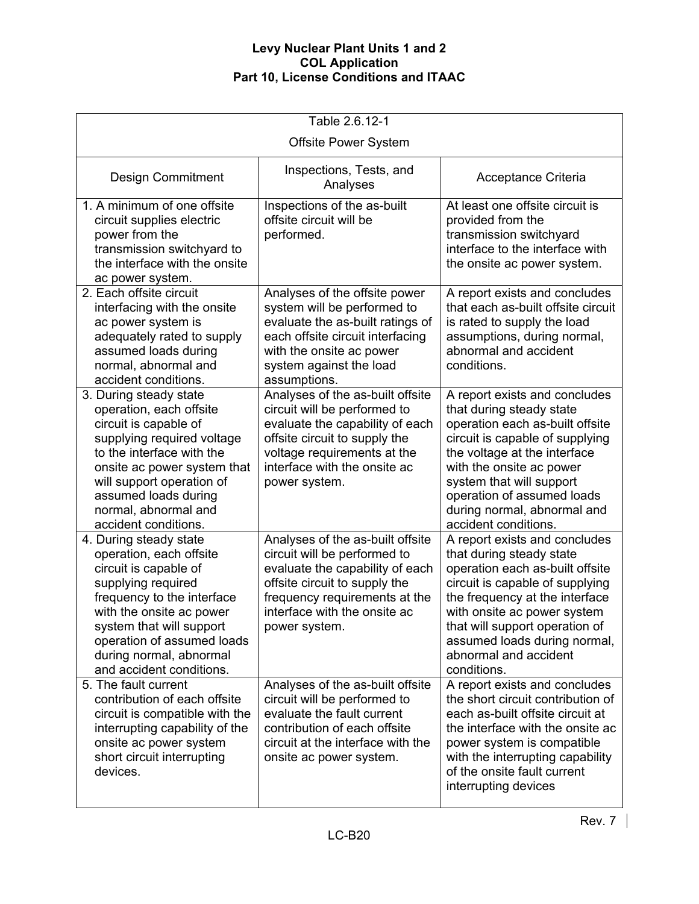Table 2.6.12-1

Offsite Power System

| Design Commitment | Inspections, Tests, and Analyses | Acceptance Criteria |
|---|---|---|
| 1. A minimum of one offsite circuit supplies electric power from the transmission switchyard to the interface with the onsite ac power system. | Inspections of the as-built offsite circuit will be performed. | At least one offsite circuit is provided from the transmission switchyard interface to the interface with the onsite ac power system. |
| 2. Each offsite circuit interfacing with the onsite ac power system is adequately rated to supply assumed loads during normal, abnormal and accident conditions. | Analyses of the offsite power system will be performed to evaluate the as-built ratings of each offsite circuit interfacing with the onsite ac power system against the load assumptions. | A report exists and concludes that each as-built offsite circuit is rated to supply the load assumptions, during normal, abnormal and accident conditions. |
| 3. During steady state operation, each offsite circuit is capable of supplying required voltage to the interface with the onsite ac power system that will support operation of assumed loads during normal, abnormal and accident conditions. | Analyses of the as-built offsite circuit will be performed to evaluate the capability of each offsite circuit to supply the voltage requirements at the interface with the onsite ac power system. | A report exists and concludes that during steady state operation each as-built offsite circuit is capable of supplying the voltage at the interface with the onsite ac power system that will support operation of assumed loads during normal, abnormal and accident conditions. |
| 4. During steady state operation, each offsite circuit is capable of supplying required frequency to the interface with the onsite ac power system that will support operation of assumed loads during normal, abnormal and accident conditions. | Analyses of the as-built offsite circuit will be performed to evaluate the capability of each offsite circuit to supply the frequency requirements at the interface with the onsite ac power system. | A report exists and concludes that during steady state operation each as-built offsite circuit is capable of supplying the frequency at the interface with onsite ac power system that will support operation of assumed loads during normal, abnormal and accident conditions. |
| 5. The fault current contribution of each offsite circuit is compatible with the interrupting capability of the onsite ac power system short circuit interrupting devices. | Analyses of the as-built offsite circuit will be performed to evaluate the fault current contribution of each offsite circuit at the interface with the onsite ac power system. | A report exists and concludes the short circuit contribution of each as-built offsite circuit at the interface with the onsite ac power system is compatible with the interrupting capability of the onsite fault current interrupting devices |

Rev. 7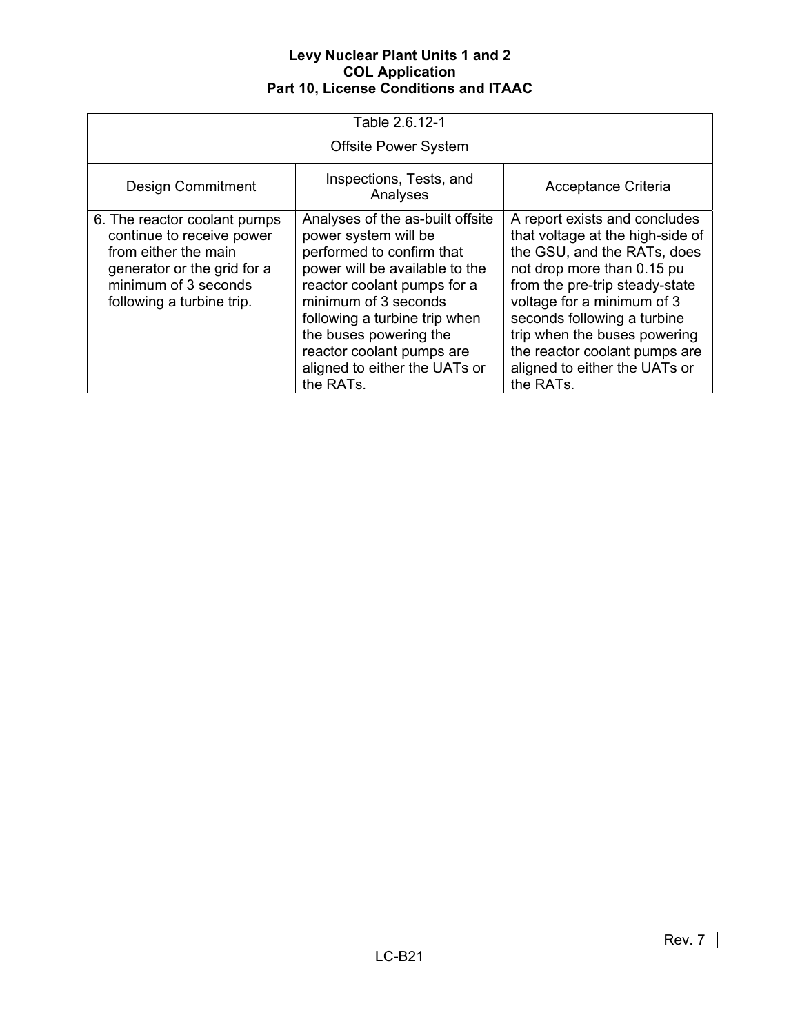| Table 2.6.12-1 Offsite Power System | | |
|---|---|---|
| Design Commitment | Inspections, Tests, and Analyses | Acceptance Criteria |
| 6. The reactor coolant pumps continue to receive power from either the main generator or the grid for a minimum of 3 seconds following a turbine trip. | Analyses of the as-built offsite power system will be performed to confirm that power will be available to the reactor coolant pumps for a minimum of 3 seconds following a turbine trip when the buses powering the reactor coolant pumps are aligned to either the UATs or the RATs. | A report exists and concludes that voltage at the high-side of the GSU, and the RATs, does not drop more than 0.15 pu from the pre-trip steady-state voltage for a minimum of 3 seconds following a turbine trip when the buses powering the reactor coolant pumps are aligned to either the UATs or the RATs. |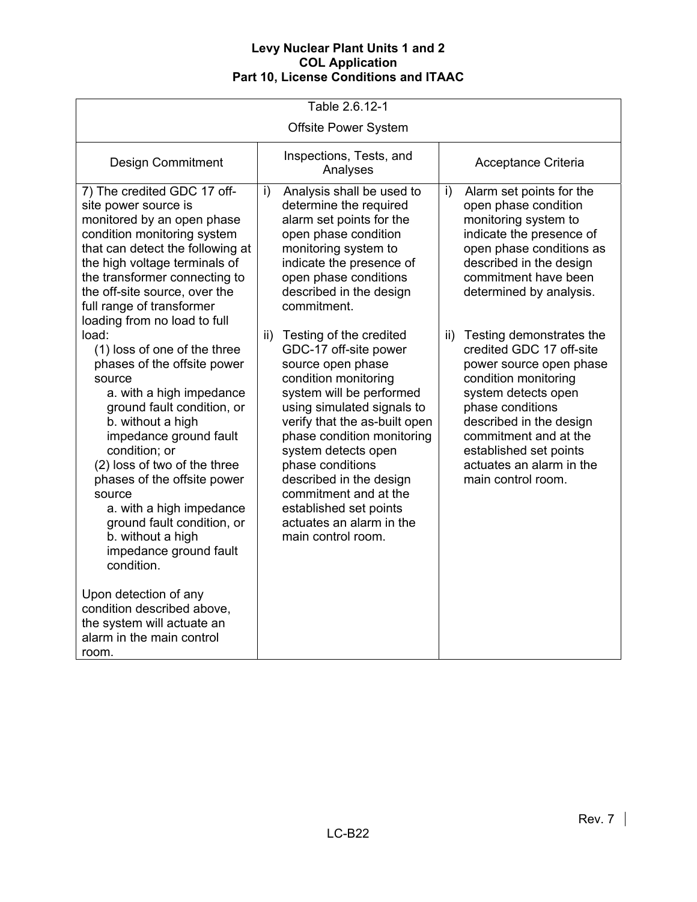Table 2.6.12-1

Offsite Power System

| Design Commitment | Inspections, Tests, and Analyses | Acceptance Criteria |
| --- | --- | --- |
| 7) The credited GDC 17 off-site power source is monitored by an open phase condition monitoring system that can detect the following at the high voltage terminals of the transformer connecting to the off-site source, over the full range of transformer loading from no load to full load:<br>(1) loss of one of the three phases of the offsite power source<br>a. with a high impedance ground fault condition, or<br>b. without a high impedance ground fault condition; or<br>(2) loss of two of the three phases of the offsite power source<br>a. with a high impedance ground fault condition, or<br>b. without a high impedance ground fault condition.<br><br>Upon detection of any condition described above, the system will actuate an alarm in the main control room. | i) Analysis shall be used to determine the required alarm set points for the open phase condition monitoring system to indicate the presence of open phase conditions described in the design commitment.<br><br>ii) Testing of the credited GDC-17 off-site power source open phase condition monitoring system will be performed using simulated signals to verify that the as-built open phase condition monitoring system detects open phase conditions described in the design commitment and at the established set points actuates an alarm in the main control room. | i) Alarm set points for the open phase condition monitoring system to indicate the presence of open phase conditions as described in the design commitment have been determined by analysis.<br><br>ii) Testing demonstrates the credited GDC 17 off-site power source open phase condition monitoring system detects open phase conditions described in the design commitment and at the established set points actuates an alarm in the main control room. |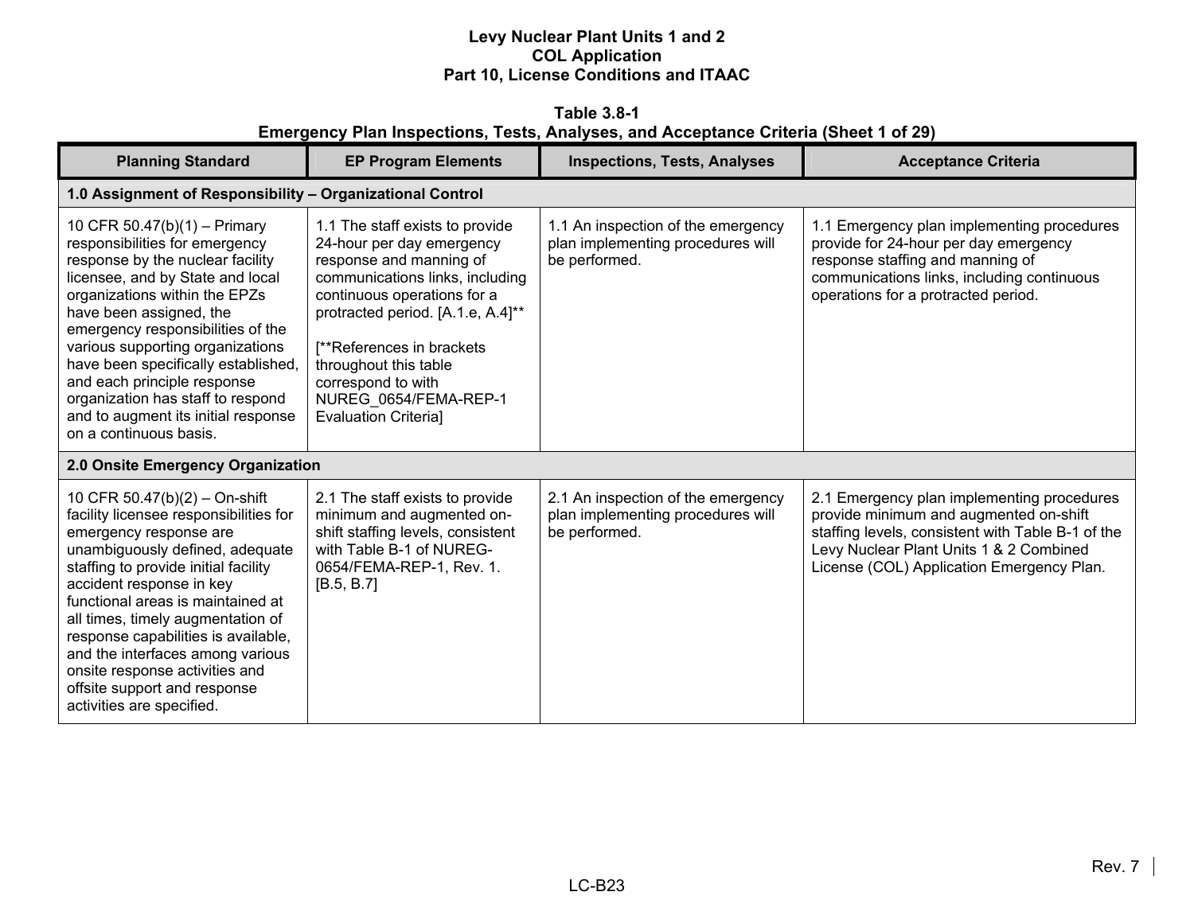**Table 3.8-1**
**Emergency Plan Inspections, Tests, Analyses, and Acceptance Criteria (Sheet 1 of 29)**

| Planning Standard | EP Program Elements | Inspections, Tests, Analyses | Acceptance Criteria |
|---|---|---|---|
| **1.0 Assignment of Responsibility – Organizational Control** | | | |
| 10 CFR 50.47(b)(1) – Primary responsibilities for emergency response by the nuclear facility licensee, and by State and local organizations within the EPZs have been assigned, the emergency responsibilities of the various supporting organizations have been specifically established, and each principle response organization has staff to respond and to augment its initial response on a continuous basis. | 1.1 The staff exists to provide 24-hour per day emergency response and manning of communications links, including continuous operations for a protracted period. [A.1.e, A.4]**<br><br>[**References in brackets throughout this table correspond to with NUREG_0654/FEMA-REP-1 Evaluation Criteria] | 1.1 An inspection of the emergency plan implementing procedures will be performed. | 1.1 Emergency plan implementing procedures provide for 24-hour per day emergency response staffing and manning of communications links, including continuous operations for a protracted period. |
| **2.0 Onsite Emergency Organization** | | | |
| 10 CFR 50.47(b)(2) – On-shift facility licensee responsibilities for emergency response are unambiguously defined, adequate staffing to provide initial facility accident response in key functional areas is maintained at all times, timely augmentation of response capabilities is available, and the interfaces among various onsite response activities and offsite support and response activities are specified. | 2.1 The staff exists to provide minimum and augmented on-shift staffing levels, consistent with Table B-1 of NUREG-0654/FEMA-REP-1, Rev. 1. [B.5, B.7] | 2.1 An inspection of the emergency plan implementing procedures will be performed. | 2.1 Emergency plan implementing procedures provide minimum and augmented on-shift staffing levels, consistent with Table B-1 of the Levy Nuclear Plant Units 1 & 2 Combined License (COL) Application Emergency Plan. |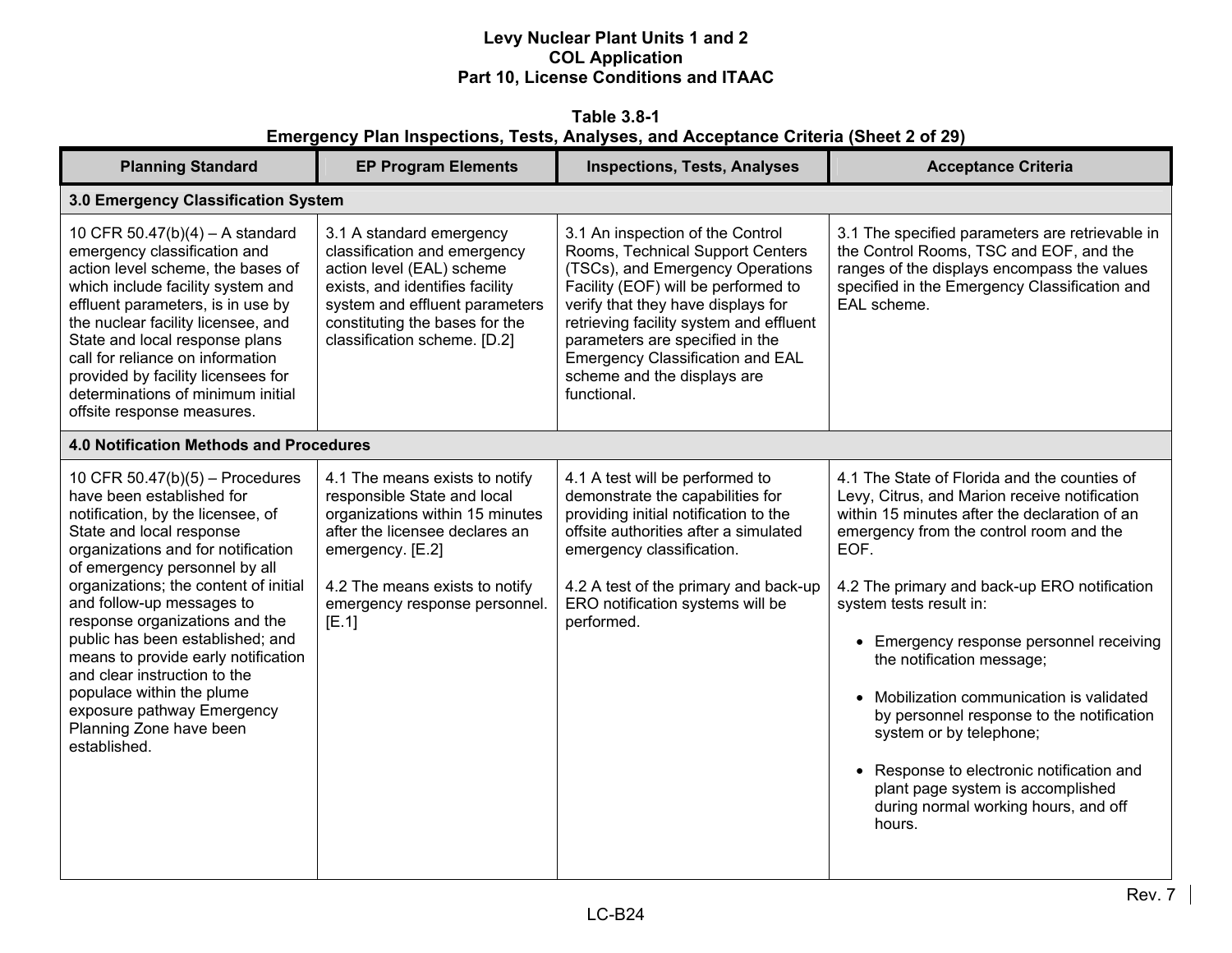**Table 3.8-1**
**Emergency Plan Inspections, Tests, Analyses, and Acceptance Criteria (Sheet 2 of 29)**

| Planning Standard | EP Program Elements | Inspections, Tests, Analyses | Acceptance Criteria |
|---|---|---|---|
| **3.0 Emergency Classification System** | | | |
| 10 CFR 50.47(b)(4) – A standard emergency classification and action level scheme, the bases of which include facility system and effluent parameters, is in use by the nuclear facility licensee, and State and local response plans call for reliance on information provided by facility licensees for determinations of minimum initial offsite response measures. | 3.1 A standard emergency classification and emergency action level (EAL) scheme exists, and identifies facility system and effluent parameters constituting the bases for the classification scheme. [D.2] | 3.1 An inspection of the Control Rooms, Technical Support Centers (TSCs), and Emergency Operations Facility (EOF) will be performed to verify that they have displays for retrieving facility system and effluent parameters are specified in the Emergency Classification and EAL scheme and the displays are functional. | 3.1 The specified parameters are retrievable in the Control Rooms, TSC and EOF, and the ranges of the displays encompass the values specified in the Emergency Classification and EAL scheme. |
| **4.0 Notification Methods and Procedures** | | | |
| 10 CFR 50.47(b)(5) – Procedures have been established for notification, by the licensee, of State and local response organizations and for notification of emergency personnel by all organizations; the content of initial and follow-up messages to response organizations and the public has been established; and means to provide early notification and clear instruction to the populace within the plume exposure pathway Emergency Planning Zone have been established. | 4.1 The means exists to notify responsible State and local organizations within 15 minutes after the licensee declares an emergency. [E.2]<br><br>4.2 The means exists to notify emergency response personnel. [E.1] | 4.1 A test will be performed to demonstrate the capabilities for providing initial notification to the offsite authorities after a simulated emergency classification.<br><br>4.2 A test of the primary and back-up ERO notification systems will be performed. | 4.1 The State of Florida and the counties of Levy, Citrus, and Marion receive notification within 15 minutes after the declaration of an emergency from the control room and the EOF.<br><br>4.2 The primary and back-up ERO notification system tests result in:<br>• Emergency response personnel receiving the notification message;<br>• Mobilization communication is validated by personnel response to the notification system or by telephone;<br>• Response to electronic notification and plant page system is accomplished during normal working hours, and off hours. |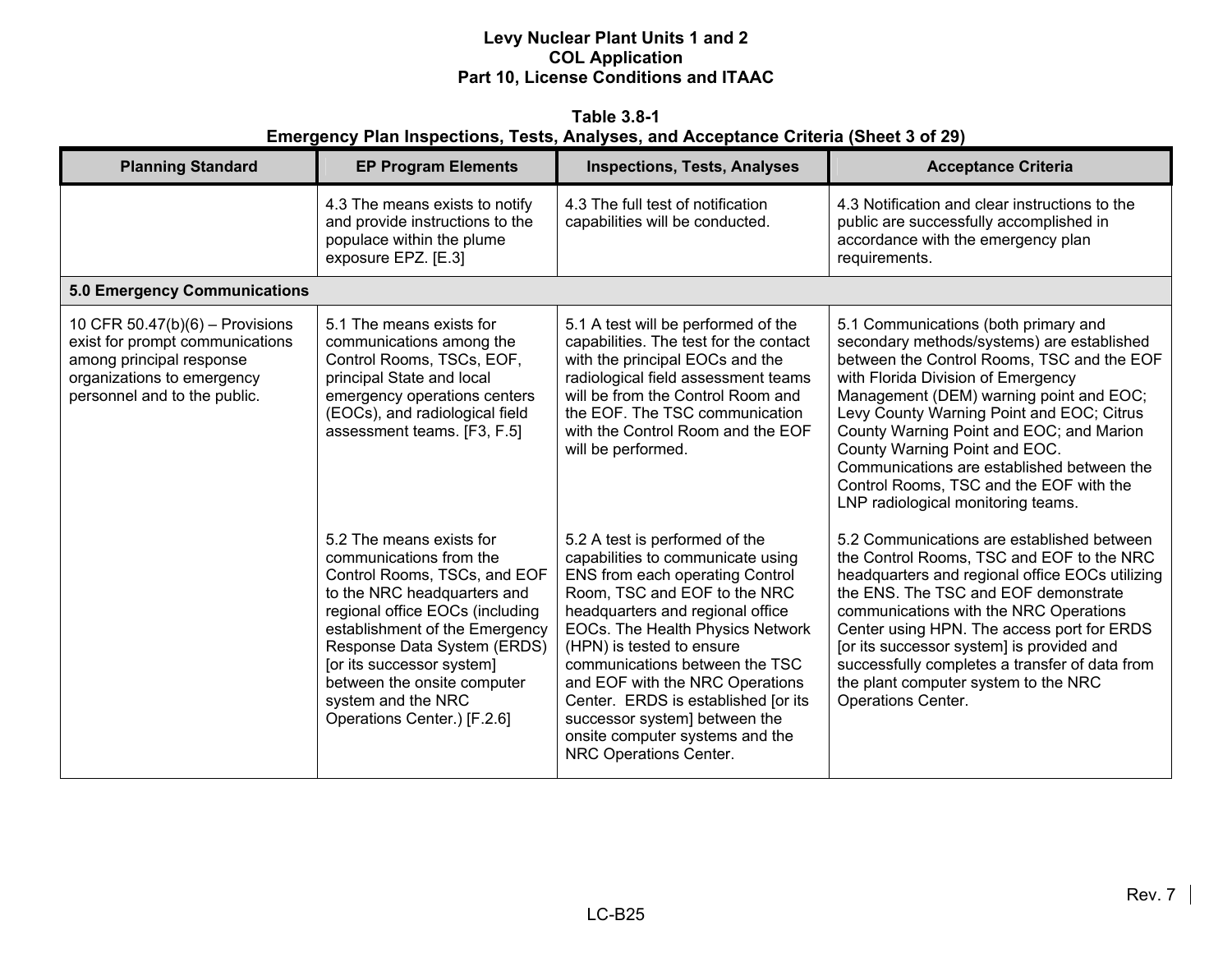**Table 3.8-1**
**Emergency Plan Inspections, Tests, Analyses, and Acceptance Criteria (Sheet 3 of 29)**

| Planning Standard | EP Program Elements | Inspections, Tests, Analyses | Acceptance Criteria |
|---|---|---|---|
| | 4.3 The means exists to notify and provide instructions to the populace within the plume exposure EPZ. [E.3] | 4.3 The full test of notification capabilities will be conducted. | 4.3 Notification and clear instructions to the public are successfully accomplished in accordance with the emergency plan requirements. |
| **5.0 Emergency Communications** | | | |
| 10 CFR 50.47(b)(6) – Provisions exist for prompt communications among principal response organizations to emergency personnel and to the public. | 5.1 The means exists for communications among the Control Rooms, TSCs, EOF, principal State and local emergency operations centers (EOCs), and radiological field assessment teams. [F3, F.5] | 5.1 A test will be performed of the capabilities. The test for the contact with the principal EOCs and the radiological field assessment teams will be from the Control Room and the EOF. The TSC communication with the Control Room and the EOF will be performed. | 5.1 Communications (both primary and secondary methods/systems) are established between the Control Rooms, TSC and the EOF with Florida Division of Emergency Management (DEM) warning point and EOC; Levy County Warning Point and EOC; Citrus County Warning Point and EOC; and Marion County Warning Point and EOC. Communications are established between the Control Rooms, TSC and the EOF with the LNP radiological monitoring teams. |
| | 5.2 The means exists for communications from the Control Rooms, TSCs, and EOF to the NRC headquarters and regional office EOCs (including establishment of the Emergency Response Data System (ERDS) [or its successor system] between the onsite computer system and the NRC Operations Center.) [F.2.6] | 5.2 A test is performed of the capabilities to communicate using ENS from each operating Control Room, TSC and EOF to the NRC headquarters and regional office EOCs. The Health Physics Network (HPN) is tested to ensure communications between the TSC and EOF with the NRC Operations Center. ERDS is established [or its successor system] between the onsite computer systems and the NRC Operations Center. | 5.2 Communications are established between the Control Rooms, TSC and EOF to the NRC headquarters and regional office EOCs utilizing the ENS. The TSC and EOF demonstrate communications with the NRC Operations Center using HPN. The access port for ERDS [or its successor system] is provided and successfully completes a transfer of data from the plant computer system to the NRC Operations Center. |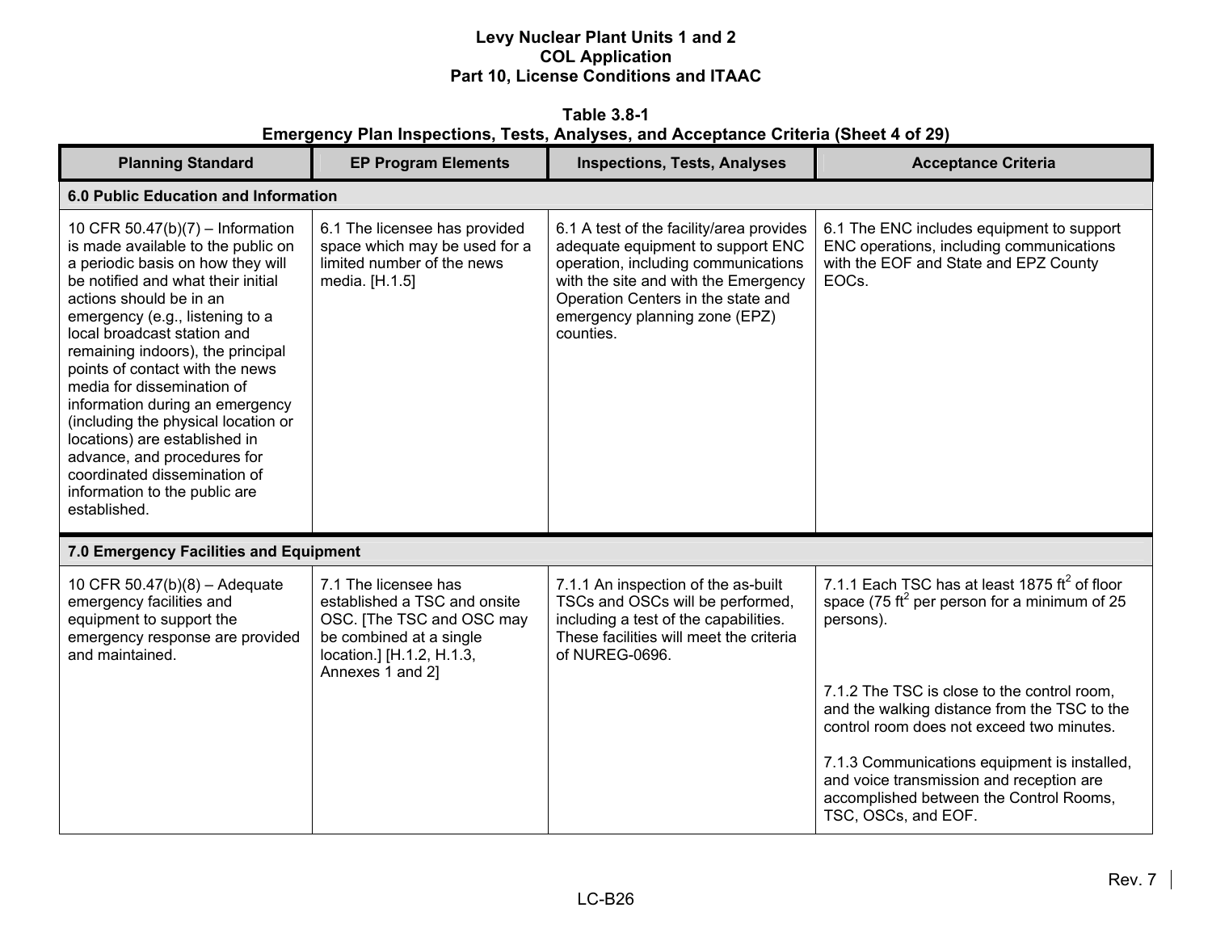**Levy Nuclear Plant Units 1 and 2**
**COL Application**
**Part 10, License Conditions and ITAAC**

**Table 3.8-1**
**Emergency Plan Inspections, Tests, Analyses, and Acceptance Criteria (Sheet 4 of 29)**

| Planning Standard | EP Program Elements | Inspections, Tests, Analyses | Acceptance Criteria |
|---|---|---|---|
| **6.0 Public Education and Information** | | | |
| 10 CFR 50.47(b)(7) – Information is made available to the public on a periodic basis on how they will be notified and what their initial actions should be in an emergency (e.g., listening to a local broadcast station and remaining indoors), the principal points of contact with the news media for dissemination of information during an emergency (including the physical location or locations) are established in advance, and procedures for coordinated dissemination of information to the public are established. | 6.1 The licensee has provided space which may be used for a limited number of the news media. [H.1.5] | 6.1 A test of the facility/area provides adequate equipment to support ENC operation, including communications with the site and with the Emergency Operation Centers in the state and emergency planning zone (EPZ) counties. | 6.1 The ENC includes equipment to support ENC operations, including communications with the EOF and State and EPZ County EOCs. |
| **7.0 Emergency Facilities and Equipment** | | | |
| 10 CFR 50.47(b)(8) – Adequate emergency facilities and equipment to support the emergency response are provided and maintained. | 7.1 The licensee has established a TSC and onsite OSC. [The TSC and OSC may be combined at a single location.] [H.1.2, H.1.3, Annexes 1 and 2] | 7.1.1 An inspection of the as-built TSCs and OSCs will be performed, including a test of the capabilities. These facilities will meet the criteria of NUREG-0696. | 7.1.1 Each TSC has at least 1875 $ft^2$ of floor space (75 $ft^2$ per person for a minimum of 25 persons).<br><br>7.1.2 The TSC is close to the control room, and the walking distance from the TSC to the control room does not exceed two minutes.<br><br>7.1.3 Communications equipment is installed, and voice transmission and reception are accomplished between the Control Rooms, TSC, OSCs, and EOF. |

Rev. 7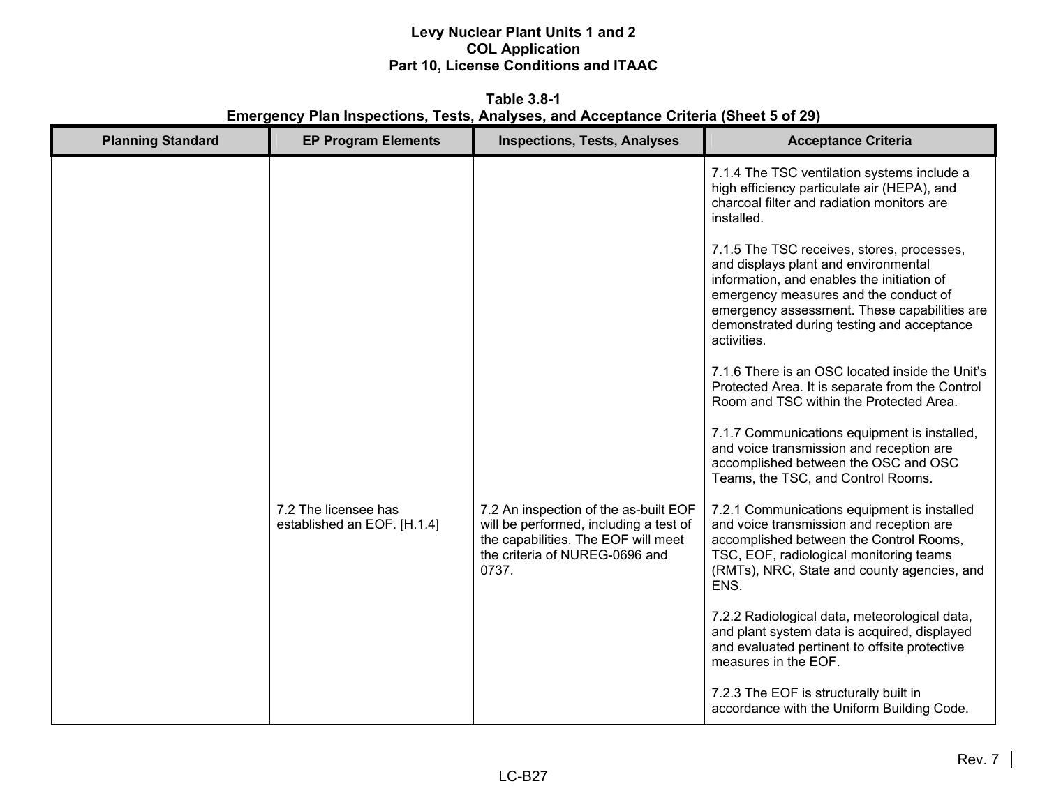**Table 3.8-1**
**Emergency Plan Inspections, Tests, Analyses, and Acceptance Criteria (Sheet 5 of 29)**

| Planning Standard | EP Program Elements | Inspections, Tests, Analyses | Acceptance Criteria |
|---|---|---|---|
| | | | 7.1.4 The TSC ventilation systems include a high efficiency particulate air (HEPA), and charcoal filter and radiation monitors are installed.<br><br>7.1.5 The TSC receives, stores, processes, and displays plant and environmental information, and enables the initiation of emergency measures and the conduct of emergency assessment. These capabilities are demonstrated during testing and acceptance activities.<br><br>7.1.6 There is an OSC located inside the Unit's Protected Area. It is separate from the Control Room and TSC within the Protected Area.<br><br>7.1.7 Communications equipment is installed, and voice transmission and reception are accomplished between the OSC and OSC Teams, the TSC, and Control Rooms. |
| | 7.2 The licensee has established an EOF. [H.1.4] | 7.2 An inspection of the as-built EOF will be performed, including a test of the capabilities. The EOF will meet the criteria of NUREG-0696 and 0737. | 7.2.1 Communications equipment is installed and voice transmission and reception are accomplished between the Control Rooms, TSC, EOF, radiological monitoring teams (RMTs), NRC, State and county agencies, and ENS.<br><br>7.2.2 Radiological data, meteorological data, and plant system data is acquired, displayed and evaluated pertinent to offsite protective measures in the EOF.<br><br>7.2.3 The EOF is structurally built in accordance with the Uniform Building Code. |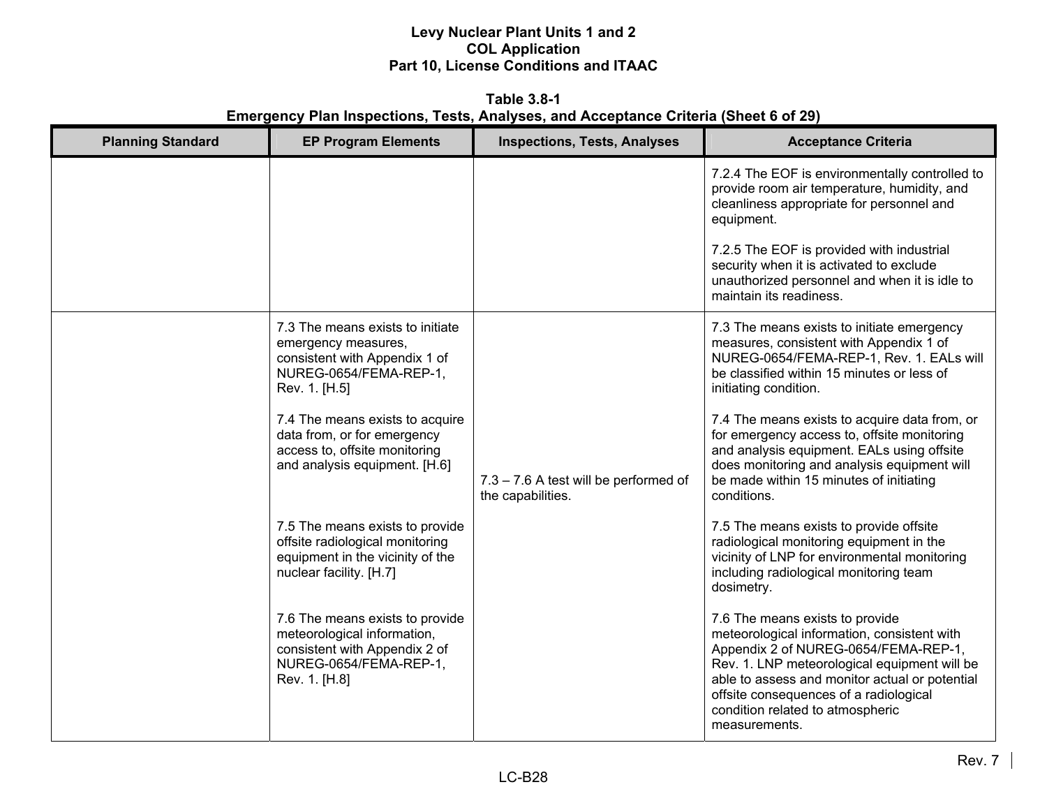**Table 3.8-1**
**Emergency Plan Inspections, Tests, Analyses, and Acceptance Criteria (Sheet 6 of 29)**

| Planning Standard | EP Program Elements | Inspections, Tests, Analyses | Acceptance Criteria |
|---|---|---|---|
| | | | 7.2.4 The EOF is environmentally controlled to provide room air temperature, humidity, and cleanliness appropriate for personnel and equipment.<br><br>7.2.5 The EOF is provided with industrial security when it is activated to exclude unauthorized personnel and when it is idle to maintain its readiness. |
| | 7.3 The means exists to initiate emergency measures, consistent with Appendix 1 of NUREG-0654/FEMA-REP-1, Rev. 1. [H.5]<br><br>7.4 The means exists to acquire data from, or for emergency access to, offsite monitoring and analysis equipment. [H.6]<br><br>7.5 The means exists to provide offsite radiological monitoring equipment in the vicinity of the nuclear facility. [H.7]<br><br>7.6 The means exists to provide meteorological information, consistent with Appendix 2 of NUREG-0654/FEMA-REP-1, Rev. 1. [H.8] | 7.3 – 7.6 A test will be performed of the capabilities. | 7.3 The means exists to initiate emergency measures, consistent with Appendix 1 of NUREG-0654/FEMA-REP-1, Rev. 1. EALs will be classified within 15 minutes or less of initiating condition.<br><br>7.4 The means exists to acquire data from, or for emergency access to, offsite monitoring and analysis equipment. EALs using offsite does monitoring and analysis equipment will be made within 15 minutes of initiating conditions.<br><br>7.5 The means exists to provide offsite radiological monitoring equipment in the vicinity of LNP for environmental monitoring including radiological monitoring team dosimetry.<br><br>7.6 The means exists to provide meteorological information, consistent with Appendix 2 of NUREG-0654/FEMA-REP-1, Rev. 1. LNP meteorological equipment will be able to assess and monitor actual or potential offsite consequences of a radiological condition related to atmospheric measurements. |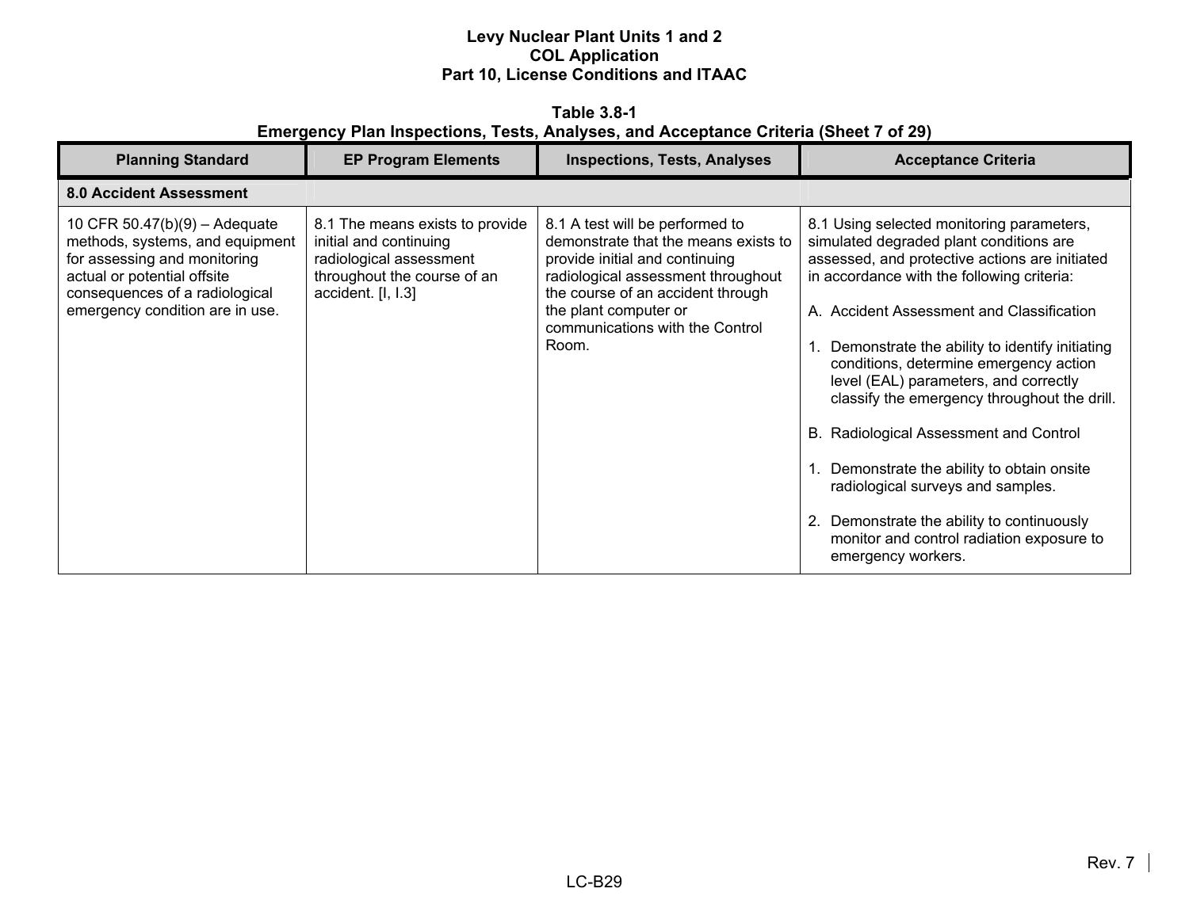**Table 3.8-1**
**Emergency Plan Inspections, Tests, Analyses, and Acceptance Criteria (Sheet 7 of 29)**

| Planning Standard | EP Program Elements | Inspections, Tests, Analyses | Acceptance Criteria |
|---|---|---|---|
| **8.0 Accident Assessment** | | | |
| 10 CFR 50.47(b)(9) – Adequate methods, systems, and equipment for assessing and monitoring actual or potential offsite consequences of a radiological emergency condition are in use. | 8.1 The means exists to provide initial and continuing radiological assessment throughout the course of an accident. [I, I.3] | 8.1 A test will be performed to demonstrate that the means exists to provide initial and continuing radiological assessment throughout the course of an accident through the plant computer or communications with the Control Room. | 8.1 Using selected monitoring parameters, simulated degraded plant conditions are assessed, and protective actions are initiated in accordance with the following criteria:<br><br>A. Accident Assessment and Classification<br><br>1. Demonstrate the ability to identify initiating conditions, determine emergency action level (EAL) parameters, and correctly classify the emergency throughout the drill.<br><br>B. Radiological Assessment and Control<br><br>1. Demonstrate the ability to obtain onsite radiological surveys and samples.<br><br>2. Demonstrate the ability to continuously monitor and control radiation exposure to emergency workers. |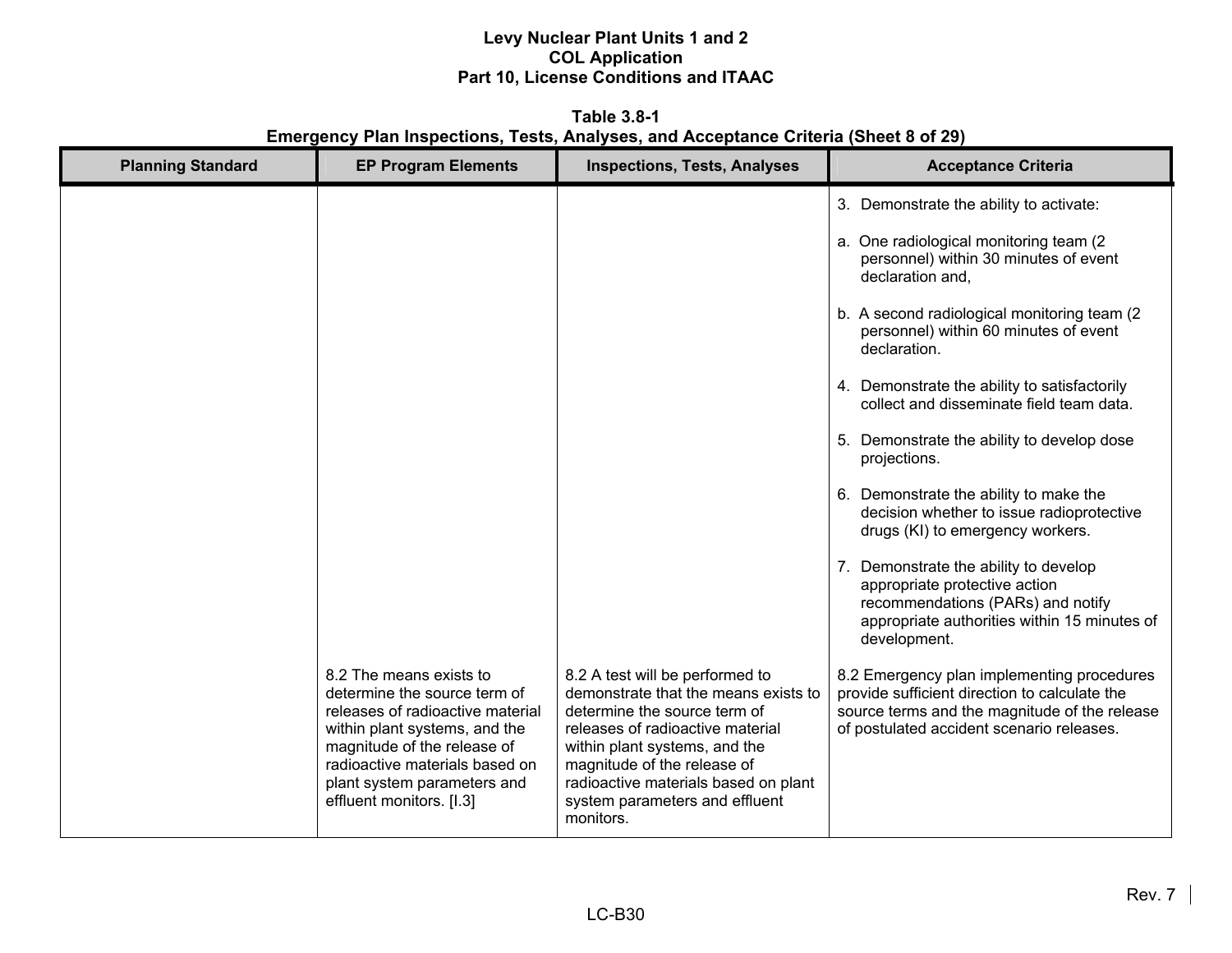**Table 3.8-1**
**Emergency Plan Inspections, Tests, Analyses, and Acceptance Criteria (Sheet 8 of 29)**

| Planning Standard | EP Program Elements | Inspections, Tests, Analyses | Acceptance Criteria |
|---|---|---|---|
| | | | 3. Demonstrate the ability to activate:<br><br>a. One radiological monitoring team (2 personnel) within 30 minutes of event declaration and,<br><br>b. A second radiological monitoring team (2 personnel) within 60 minutes of event declaration.<br><br>4. Demonstrate the ability to satisfactorily collect and disseminate field team data.<br><br>5. Demonstrate the ability to develop dose projections.<br><br>6. Demonstrate the ability to make the decision whether to issue radioprotective drugs (KI) to emergency workers.<br><br>7. Demonstrate the ability to develop appropriate protective action recommendations (PARs) and notify appropriate authorities within 15 minutes of development. |
| | 8.2 The means exists to determine the source term of releases of radioactive material within plant systems, and the magnitude of the release of radioactive materials based on plant system parameters and effluent monitors. [I.3] | 8.2 A test will be performed to demonstrate that the means exists to determine the source term of releases of radioactive material within plant systems, and the magnitude of the release of radioactive materials based on plant system parameters and effluent monitors. | 8.2 Emergency plan implementing procedures provide sufficient direction to calculate the source terms and the magnitude of the release of postulated accident scenario releases. |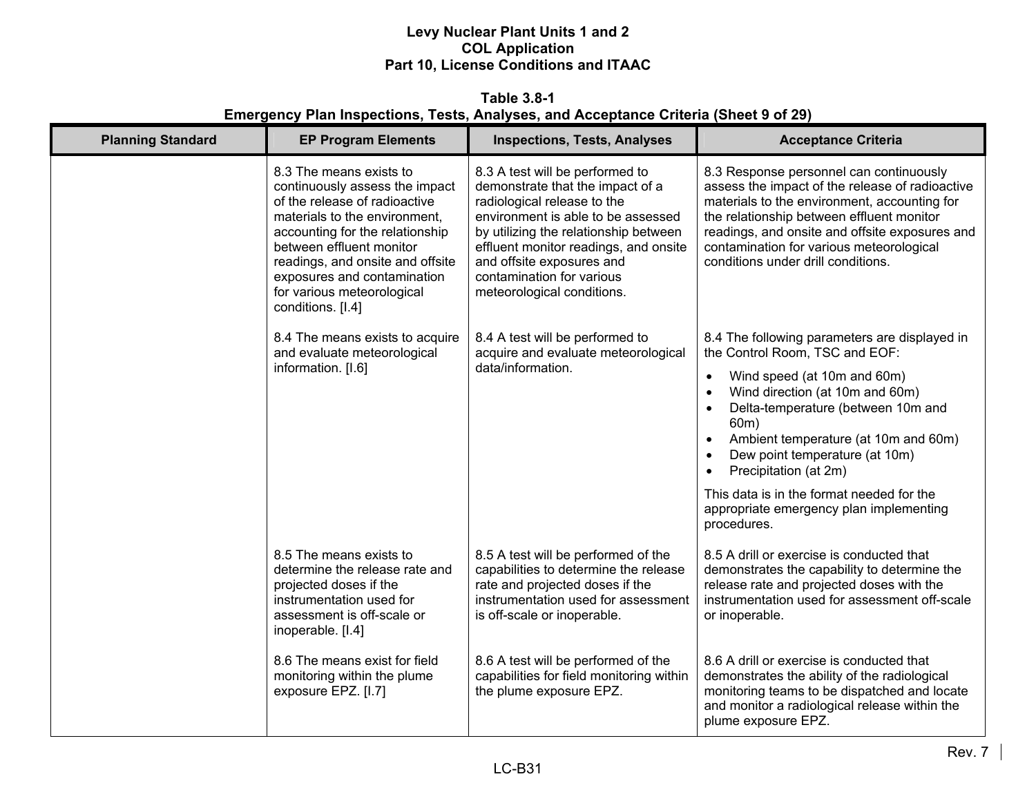**Table 3.8-1**
**Emergency Plan Inspections, Tests, Analyses, and Acceptance Criteria (Sheet 9 of 29)**

| Planning Standard | EP Program Elements | Inspections, Tests, Analyses | Acceptance Criteria |
|---|---|---|---|
| | 8.3 The means exists to continuously assess the impact of the release of radioactive materials to the environment, accounting for the relationship between effluent monitor readings, and onsite and offsite exposures and contamination for various meteorological conditions. [I.4] | 8.3 A test will be performed to demonstrate that the impact of a radiological release to the environment is able to be assessed by utilizing the relationship between effluent monitor readings, and onsite and offsite exposures and contamination for various meteorological conditions. | 8.3 Response personnel can continuously assess the impact of the release of radioactive materials to the environment, accounting for the relationship between effluent monitor readings, and onsite and offsite exposures and contamination for various meteorological conditions under drill conditions. |
| | 8.4 The means exists to acquire and evaluate meteorological information. [I.6] | 8.4 A test will be performed to acquire and evaluate meteorological data/information. | 8.4 The following parameters are displayed in the Control Room, TSC and EOF:<br>• Wind speed (at 10m and 60m)<br>• Wind direction (at 10m and 60m)<br>• Delta-temperature (between 10m and 60m)<br>• Ambient temperature (at 10m and 60m)<br>• Dew point temperature (at 10m)<br>• Precipitation (at 2m)<br><br>This data is in the format needed for the appropriate emergency plan implementing procedures. |
| | 8.5 The means exists to determine the release rate and projected doses if the instrumentation used for assessment is off-scale or inoperable. [I.4] | 8.5 A test will be performed of the capabilities to determine the release rate and projected doses if the instrumentation used for assessment is off-scale or inoperable. | 8.5 A drill or exercise is conducted that demonstrates the capability to determine the release rate and projected doses with the instrumentation used for assessment off-scale or inoperable. |
| | 8.6 The means exist for field monitoring within the plume exposure EPZ. [I.7] | 8.6 A test will be performed of the capabilities for field monitoring within the plume exposure EPZ. | 8.6 A drill or exercise is conducted that demonstrates the ability of the radiological monitoring teams to be dispatched and locate and monitor a radiological release within the plume exposure EPZ. |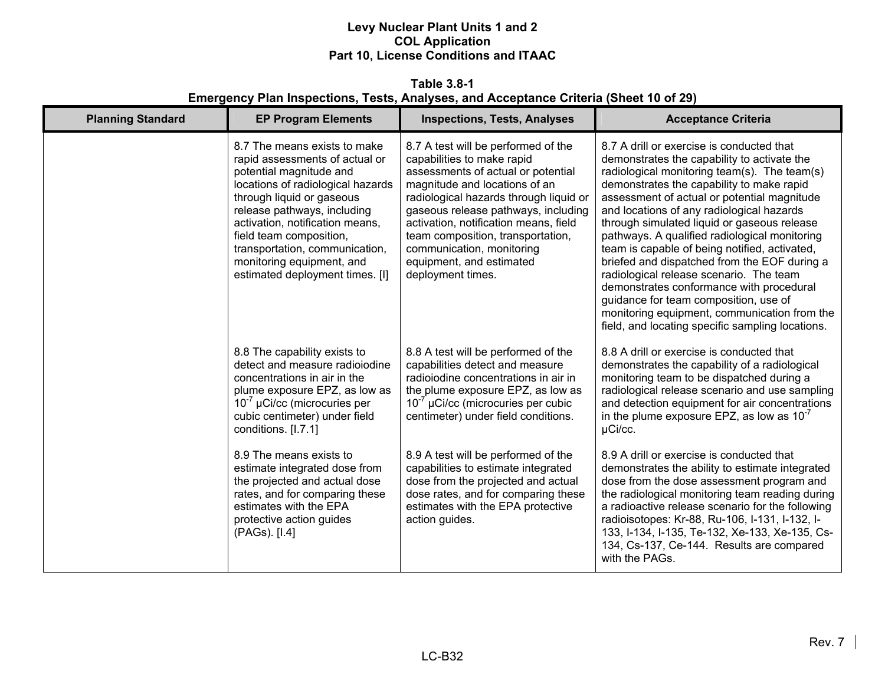**Table 3.8-1**
**Emergency Plan Inspections, Tests, Analyses, and Acceptance Criteria (Sheet 10 of 29)**

| Planning Standard | EP Program Elements | Inspections, Tests, Analyses | Acceptance Criteria |
|---|---|---|---|
| | 8.7 The means exists to make rapid assessments of actual or potential magnitude and locations of radiological hazards through liquid or gaseous release pathways, including activation, notification means, field team composition, transportation, communication, monitoring equipment, and estimated deployment times. [I] | 8.7 A test will be performed of the capabilities to make rapid assessments of actual or potential magnitude and locations of an radiological hazards through liquid or gaseous release pathways, including activation, notification means, field team composition, transportation, communication, monitoring equipment, and estimated deployment times. | 8.7 A drill or exercise is conducted that demonstrates the capability to activate the radiological monitoring team(s). The team(s) demonstrates the capability to make rapid assessment of actual or potential magnitude and locations of any radiological hazards through simulated liquid or gaseous release pathways. A qualified radiological monitoring team is capable of being notified, activated, briefed and dispatched from the EOF during a radiological release scenario. The team demonstrates conformance with procedural guidance for team composition, use of monitoring equipment, communication from the field, and locating specific sampling locations. |
| | 8.8 The capability exists to detect and measure radioiodine concentrations in air in the plume exposure EPZ, as low as $10^{-7}$ μCi/cc (microcuries per cubic centimeter) under field conditions. [I.7.1] | 8.8 A test will be performed of the capabilities detect and measure radioiodine concentrations in air in the plume exposure EPZ, as low as $10^{-7}$ μCi/cc (microcuries per cubic centimeter) under field conditions. | 8.8 A drill or exercise is conducted that demonstrates the capability of a radiological monitoring team to be dispatched during a radiological release scenario and use sampling and detection equipment for air concentrations in the plume exposure EPZ, as low as $10^{-7}$ μCi/cc. |
| | 8.9 The means exists to estimate integrated dose from the projected and actual dose rates, and for comparing these estimates with the EPA protective action guides (PAGs). [I.4] | 8.9 A test will be performed of the capabilities to estimate integrated dose from the projected and actual dose rates, and for comparing these estimates with the EPA protective action guides. | 8.9 A drill or exercise is conducted that demonstrates the ability to estimate integrated dose from the dose assessment program and the radiological monitoring team reading during a radioactive release scenario for the following radioisotopes: Kr-88, Ru-106, I-131, I-132, I-133, I-134, I-135, Te-132, Xe-133, Xe-135, Cs-134, Cs-137, Ce-144. Results are compared with the PAGs. |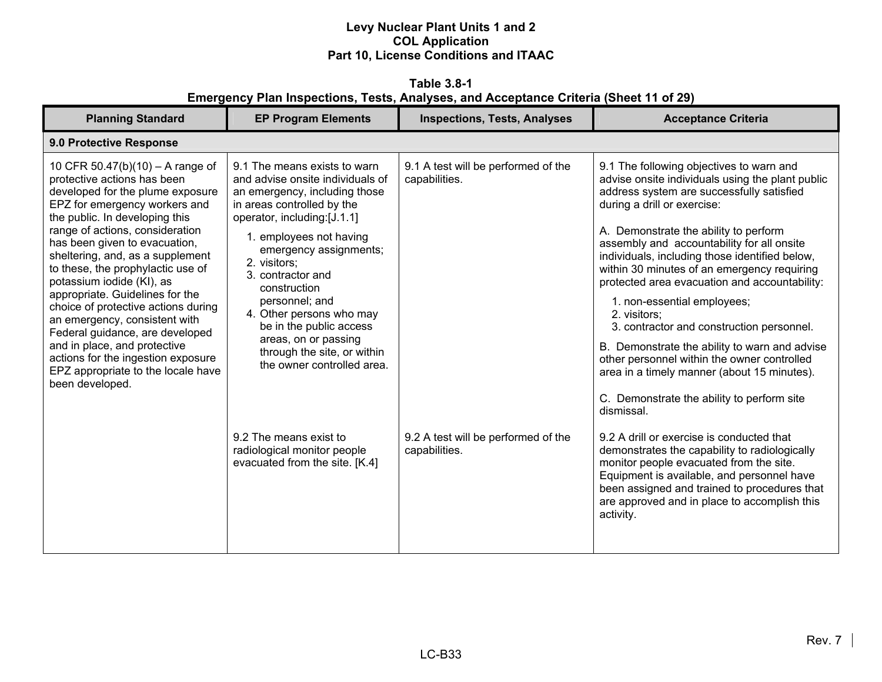**Table 3.8-1**
**Emergency Plan Inspections, Tests, Analyses, and Acceptance Criteria (Sheet 11 of 29)**

| Planning Standard | EP Program Elements | Inspections, Tests, Analyses | Acceptance Criteria |
|---|---|---|---|
| **9.0 Protective Response** | | | |
| 10 CFR 50.47(b)(10) – A range of protective actions has been developed for the plume exposure EPZ for emergency workers and the public. In developing this range of actions, consideration has been given to evacuation, sheltering, and, as a supplement to these, the prophylactic use of potassium iodide (KI), as appropriate. Guidelines for the choice of protective actions during an emergency, consistent with Federal guidance, are developed and in place, and protective actions for the ingestion exposure EPZ appropriate to the locale have been developed. | 9.1 The means exists to warn and advise onsite individuals of an emergency, including those in areas controlled by the operator, including:[J.1.1]<br>1. employees not having emergency assignments;<br>2. visitors;<br>3. contractor and construction personnel; and<br>4. Other persons who may be in the public access areas, on or passing through the site, or within the owner controlled area. | 9.1 A test will be performed of the capabilities. | 9.1 The following objectives to warn and advise onsite individuals using the plant public address system are successfully satisfied during a drill or exercise:<br>A. Demonstrate the ability to perform assembly and accountability for all onsite individuals, including those identified below, within 30 minutes of an emergency requiring protected area evacuation and accountability:<br>1. non-essential employees;<br>2. visitors;<br>3. contractor and construction personnel.<br>B. Demonstrate the ability to warn and advise other personnel within the owner controlled area in a timely manner (about 15 minutes).<br>C. Demonstrate the ability to perform site dismissal. |
| | 9.2 The means exist to radiological monitor people evacuated from the site. [K.4] | 9.2 A test will be performed of the capabilities. | 9.2 A drill or exercise is conducted that demonstrates the capability to radiologically monitor people evacuated from the site. Equipment is available, and personnel have been assigned and trained to procedures that are approved and in place to accomplish this activity. |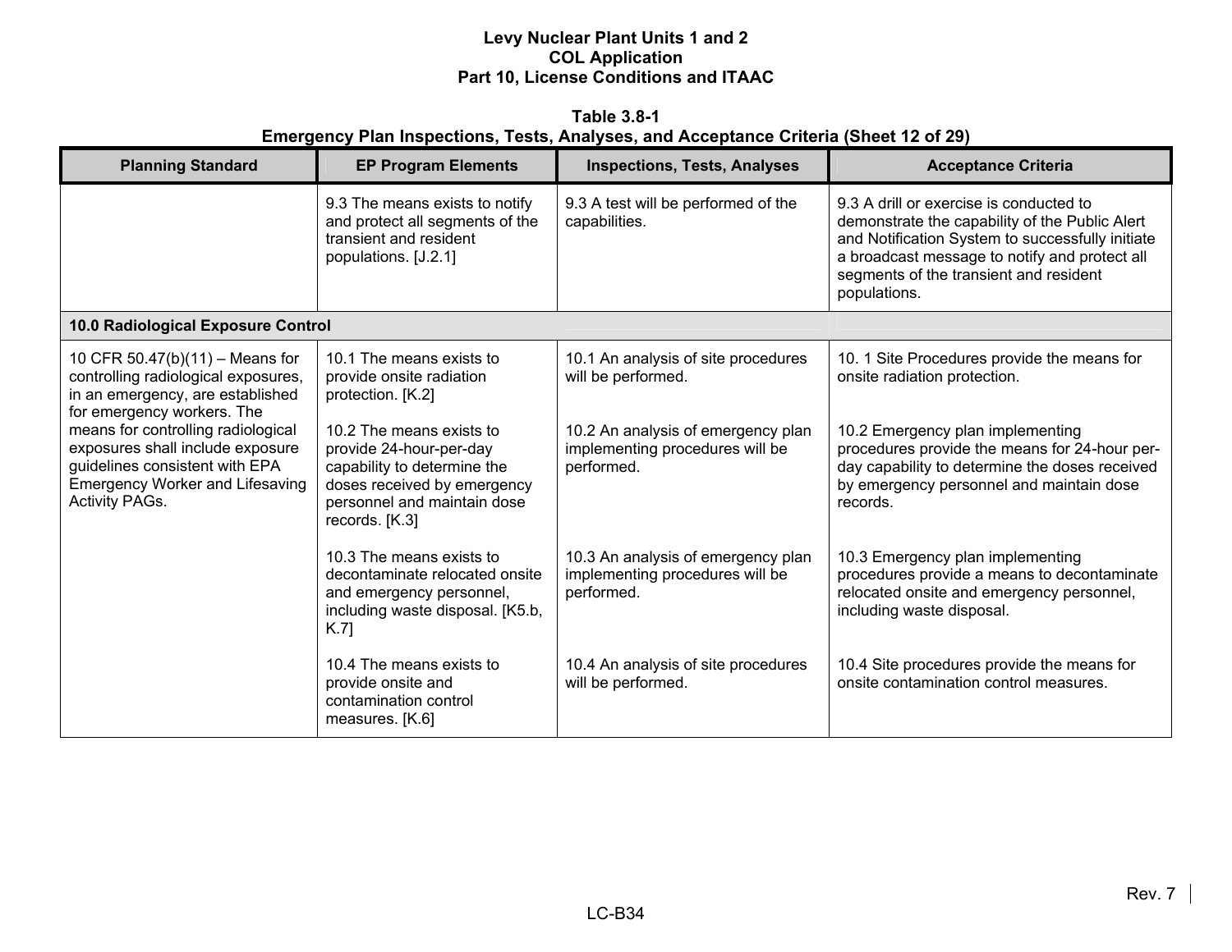**Table 3.8-1**
**Emergency Plan Inspections, Tests, Analyses, and Acceptance Criteria (Sheet 12 of 29)**

| Planning Standard | EP Program Elements | Inspections, Tests, Analyses | Acceptance Criteria |
|---|---|---|---|
| | 9.3 The means exists to notify and protect all segments of the transient and resident populations. [J.2.1] | 9.3 A test will be performed of the capabilities. | 9.3 A drill or exercise is conducted to demonstrate the capability of the Public Alert and Notification System to successfully initiate a broadcast message to notify and protect all segments of the transient and resident populations. |
| **10.0 Radiological Exposure Control** | | | |
| 10 CFR 50.47(b)(11) – Means for controlling radiological exposures, in an emergency, are established for emergency workers. The means for controlling radiological exposures shall include exposure guidelines consistent with EPA Emergency Worker and Lifesaving Activity PAGs. | 10.1 The means exists to provide onsite radiation protection. [K.2] | 10.1 An analysis of site procedures will be performed. | 10. 1 Site Procedures provide the means for onsite radiation protection. |
| | 10.2 The means exists to provide 24-hour-per-day capability to determine the doses received by emergency personnel and maintain dose records. [K.3] | 10.2 An analysis of emergency plan implementing procedures will be performed. | 10.2 Emergency plan implementing procedures provide the means for 24-hour per-day capability to determine the doses received by emergency personnel and maintain dose records. |
| | 10.3 The means exists to decontaminate relocated onsite and emergency personnel, including waste disposal. [K5.b, K.7] | 10.3 An analysis of emergency plan implementing procedures will be performed. | 10.3 Emergency plan implementing procedures provide a means to decontaminate relocated onsite and emergency personnel, including waste disposal. |
| | 10.4 The means exists to provide onsite and contamination control measures. [K.6] | 10.4 An analysis of site procedures will be performed. | 10.4 Site procedures provide the means for onsite contamination control measures. |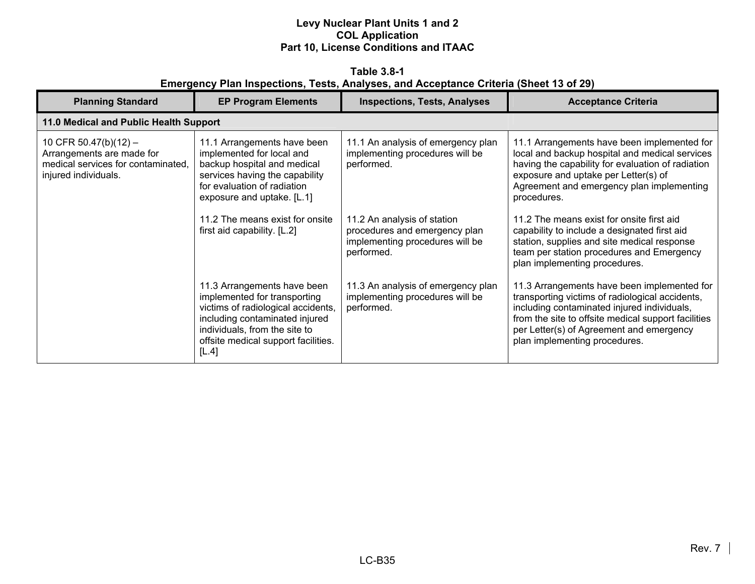**Table 3.8-1**
**Emergency Plan Inspections, Tests, Analyses, and Acceptance Criteria (Sheet 13 of 29)**

| Planning Standard | EP Program Elements | Inspections, Tests, Analyses | Acceptance Criteria |
|---|---|---|---|
| **11.0 Medical and Public Health Support** | | | |
| 10 CFR 50.47(b)(12) – Arrangements are made for medical services for contaminated, injured individuals. | 11.1 Arrangements have been implemented for local and backup hospital and medical services having the capability for evaluation of radiation exposure and uptake. [L.1] | 11.1 An analysis of emergency plan implementing procedures will be performed. | 11.1 Arrangements have been implemented for local and backup hospital and medical services having the capability for evaluation of radiation exposure and uptake per Letter(s) of Agreement and emergency plan implementing procedures. |
| | 11.2 The means exist for onsite first aid capability. [L.2] | 11.2 An analysis of station procedures and emergency plan implementing procedures will be performed. | 11.2 The means exist for onsite first aid capability to include a designated first aid station, supplies and site medical response team per station procedures and Emergency plan implementing procedures. |
| | 11.3 Arrangements have been implemented for transporting victims of radiological accidents, including contaminated injured individuals, from the site to offsite medical support facilities. [L.4] | 11.3 An analysis of emergency plan implementing procedures will be performed. | 11.3 Arrangements have been implemented for transporting victims of radiological accidents, including contaminated injured individuals, from the site to offsite medical support facilities per Letter(s) of Agreement and emergency plan implementing procedures. |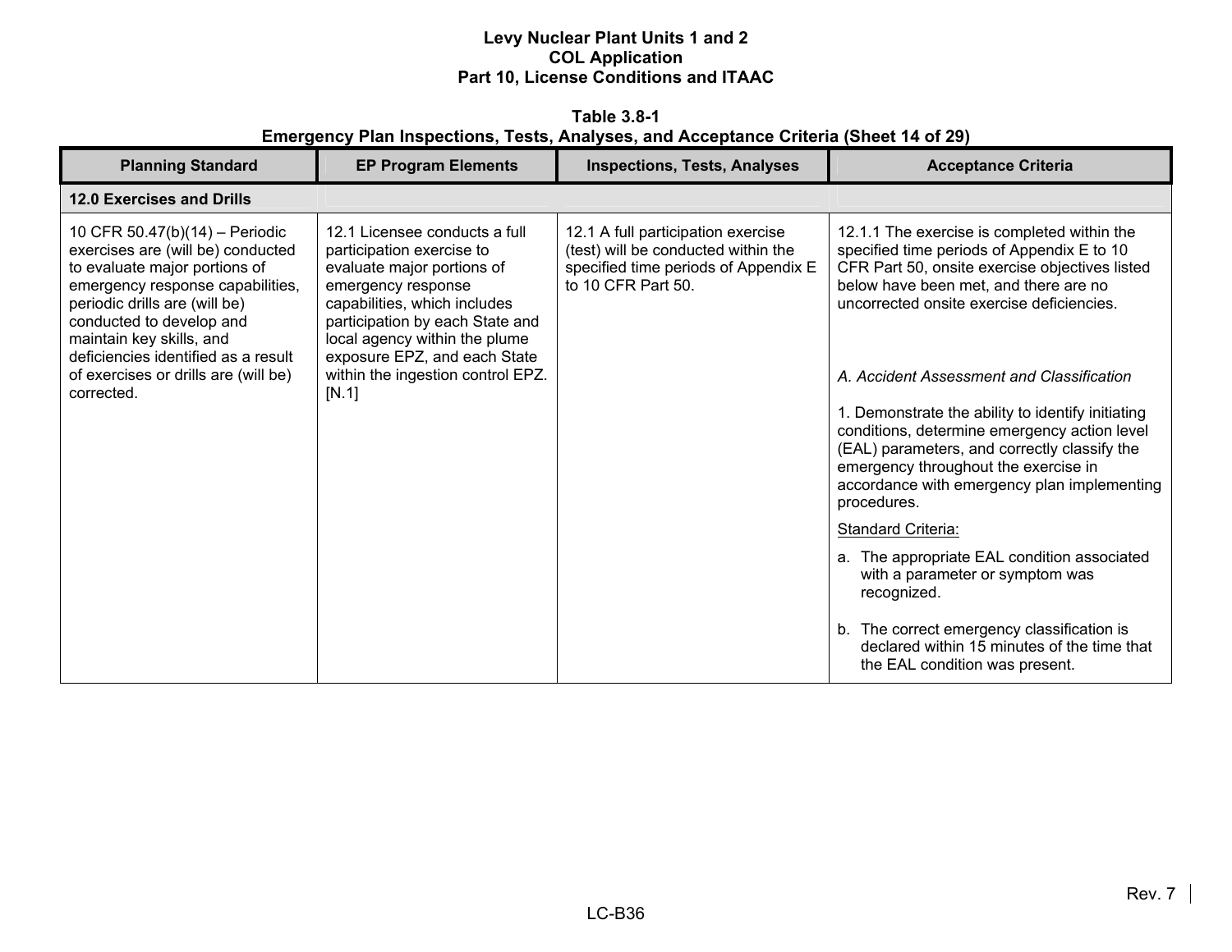Levy Nuclear Plant Units 1 and 2
COL Application
Part 10, License Conditions and ITAAC

**Table 3.8-1**
**Emergency Plan Inspections, Tests, Analyses, and Acceptance Criteria (Sheet 14 of 29)**

| Planning Standard | EP Program Elements | Inspections, Tests, Analyses | Acceptance Criteria |
|---|---|---|---|
| **12.0 Exercises and Drills** | | | |
| 10 CFR 50.47(b)(14) – Periodic exercises are (will be) conducted to evaluate major portions of emergency response capabilities, periodic drills are (will be) conducted to develop and maintain key skills, and deficiencies identified as a result of exercises or drills are (will be) corrected. | 12.1 Licensee conducts a full participation exercise to evaluate major portions of emergency response capabilities, which includes participation by each State and local agency within the plume exposure EPZ, and each State within the ingestion control EPZ. [N.1] | 12.1 A full participation exercise (test) will be conducted within the specified time periods of Appendix E to 10 CFR Part 50. | 12.1.1 The exercise is completed within the specified time periods of Appendix E to 10 CFR Part 50, onsite exercise objectives listed below have been met, and there are no uncorrected onsite exercise deficiencies.<br><br>*A. Accident Assessment and Classification*<br><br>1. Demonstrate the ability to identify initiating conditions, determine emergency action level (EAL) parameters, and correctly classify the emergency throughout the exercise in accordance with emergency plan implementing procedures.<br><br>Standard Criteria:<br><br>a. The appropriate EAL condition associated with a parameter or symptom was recognized.<br><br>b. The correct emergency classification is declared within 15 minutes of the time that the EAL condition was present. |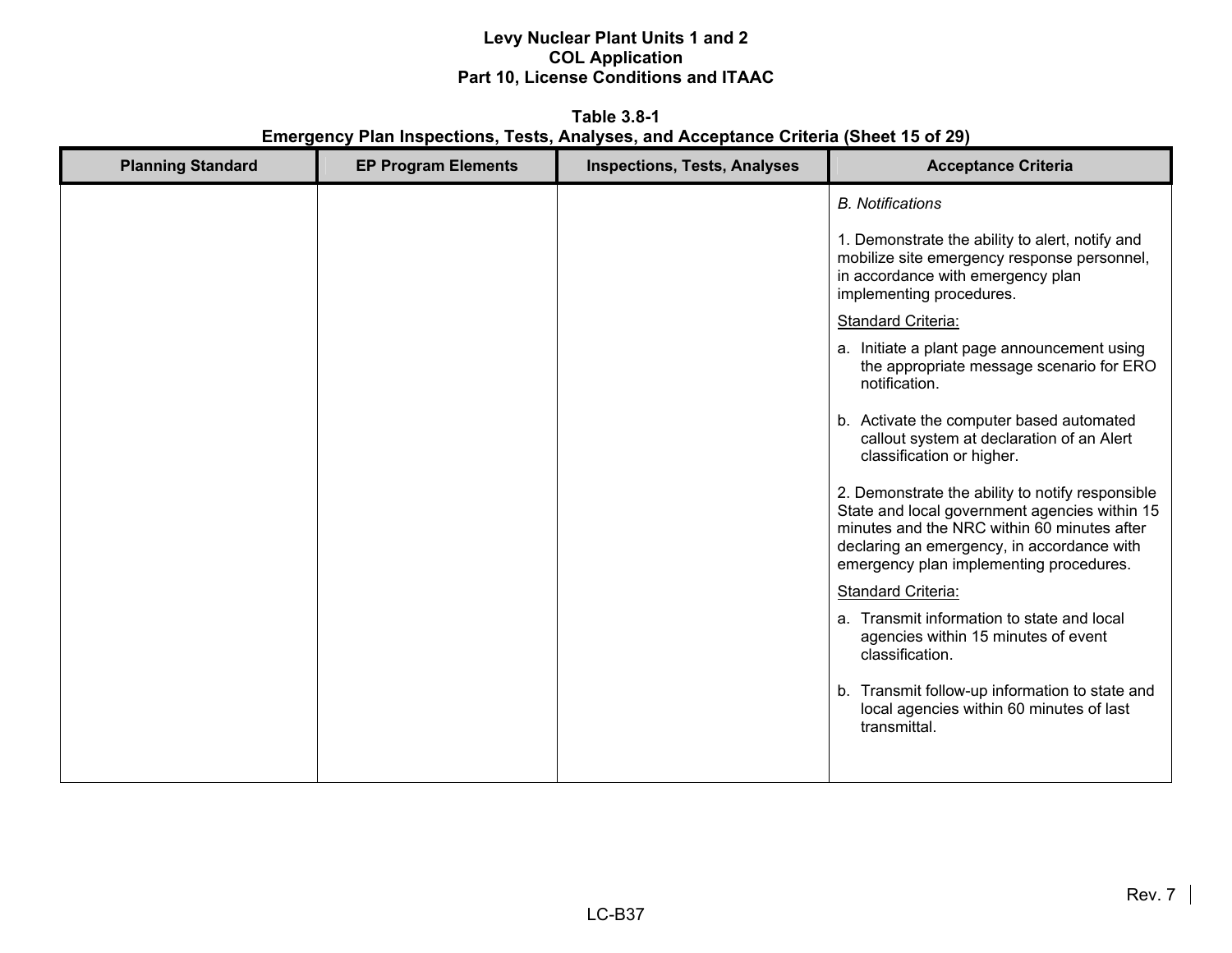**Table 3.8-1**
**Emergency Plan Inspections, Tests, Analyses, and Acceptance Criteria (Sheet 15 of 29)**

| Planning Standard | EP Program Elements | Inspections, Tests, Analyses | Acceptance Criteria |
|---|---|---|---|
| | | | *B. Notifications*<br><br>1. Demonstrate the ability to alert, notify and mobilize site emergency response personnel, in accordance with emergency plan implementing procedures.<br><br>Standard Criteria:<br><br>a. Initiate a plant page announcement using the appropriate message scenario for ERO notification.<br><br>b. Activate the computer based automated callout system at declaration of an Alert classification or higher.<br><br>2. Demonstrate the ability to notify responsible State and local government agencies within 15 minutes and the NRC within 60 minutes after declaring an emergency, in accordance with emergency plan implementing procedures.<br><br>Standard Criteria:<br><br>a. Transmit information to state and local agencies within 15 minutes of event classification.<br><br>b. Transmit follow-up information to state and local agencies within 60 minutes of last transmittal. |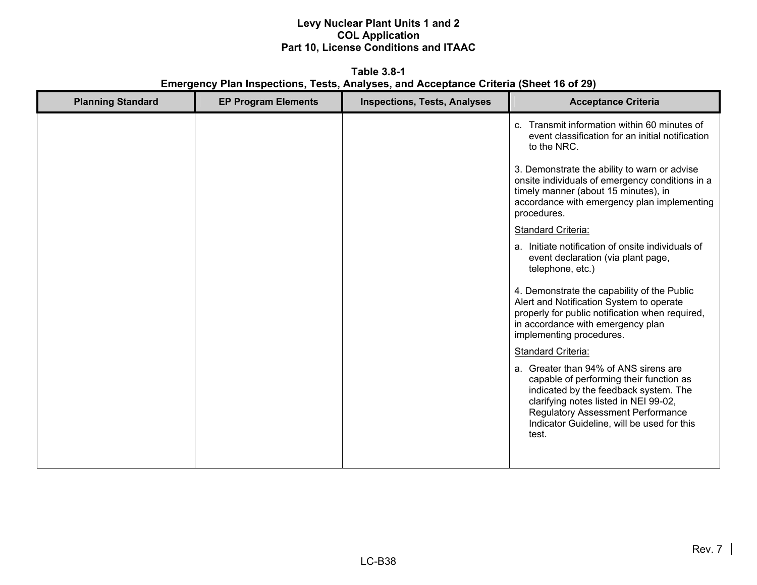**Table 3.8-1**
**Emergency Plan Inspections, Tests, Analyses, and Acceptance Criteria (Sheet 16 of 29)**

| Planning Standard | EP Program Elements | Inspections, Tests, Analyses | Acceptance Criteria |
|---|---|---|---|
| | | | c. Transmit information within 60 minutes of event classification for an initial notification to the NRC.<br><br>3. Demonstrate the ability to warn or advise onsite individuals of emergency conditions in a timely manner (about 15 minutes), in accordance with emergency plan implementing procedures.<br><br>Standard Criteria:<br><br>a. Initiate notification of onsite individuals of event declaration (via plant page, telephone, etc.)<br><br>4. Demonstrate the capability of the Public Alert and Notification System to operate properly for public notification when required, in accordance with emergency plan implementing procedures.<br><br>Standard Criteria:<br><br>a. Greater than 94% of ANS sirens are capable of performing their function as indicated by the feedback system. The clarifying notes listed in NEI 99-02, Regulatory Assessment Performance Indicator Guideline, will be used for this test. |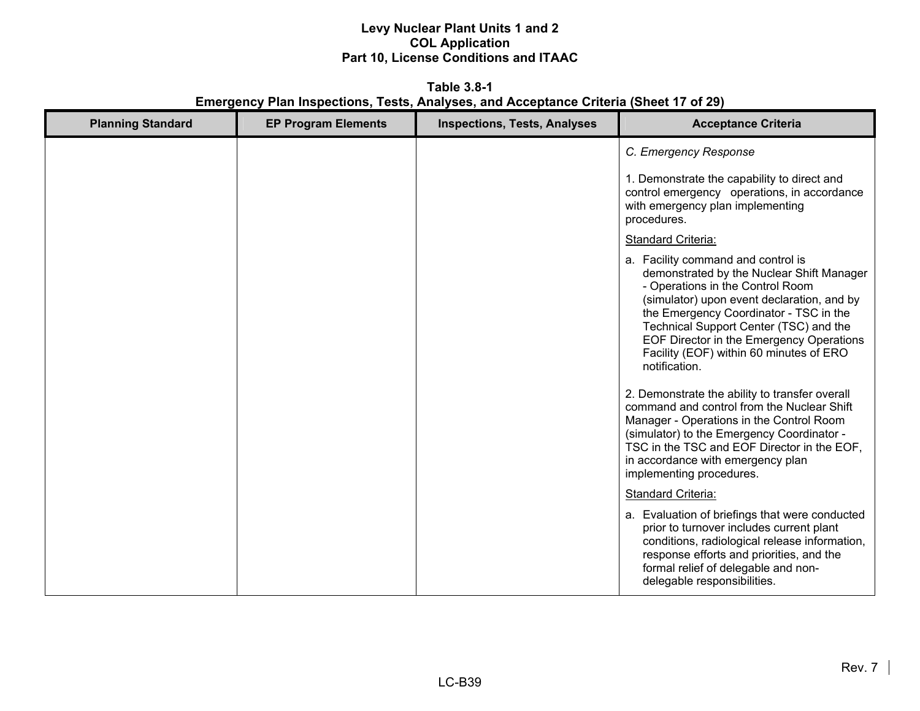**Table 3.8-1**
**Emergency Plan Inspections, Tests, Analyses, and Acceptance Criteria (Sheet 17 of 29)**

| Planning Standard | EP Program Elements | Inspections, Tests, Analyses | Acceptance Criteria |
|---|---|---|---|
| | | | *C. Emergency Response*<br><br>1. Demonstrate the capability to direct and control emergency operations, in accordance with emergency plan implementing procedures.<br><br><u>Standard Criteria:</u><br><br>a. Facility command and control is demonstrated by the Nuclear Shift Manager - Operations in the Control Room (simulator) upon event declaration, and by the Emergency Coordinator - TSC in the Technical Support Center (TSC) and the EOF Director in the Emergency Operations Facility (EOF) within 60 minutes of ERO notification.<br><br>2. Demonstrate the ability to transfer overall command and control from the Nuclear Shift Manager - Operations in the Control Room (simulator) to the Emergency Coordinator - TSC in the TSC and EOF Director in the EOF, in accordance with emergency plan implementing procedures.<br><br><u>Standard Criteria:</u><br><br>a. Evaluation of briefings that were conducted prior to turnover includes current plant conditions, radiological release information, response efforts and priorities, and the formal relief of delegable and non-delegable responsibilities. |

Rev. 7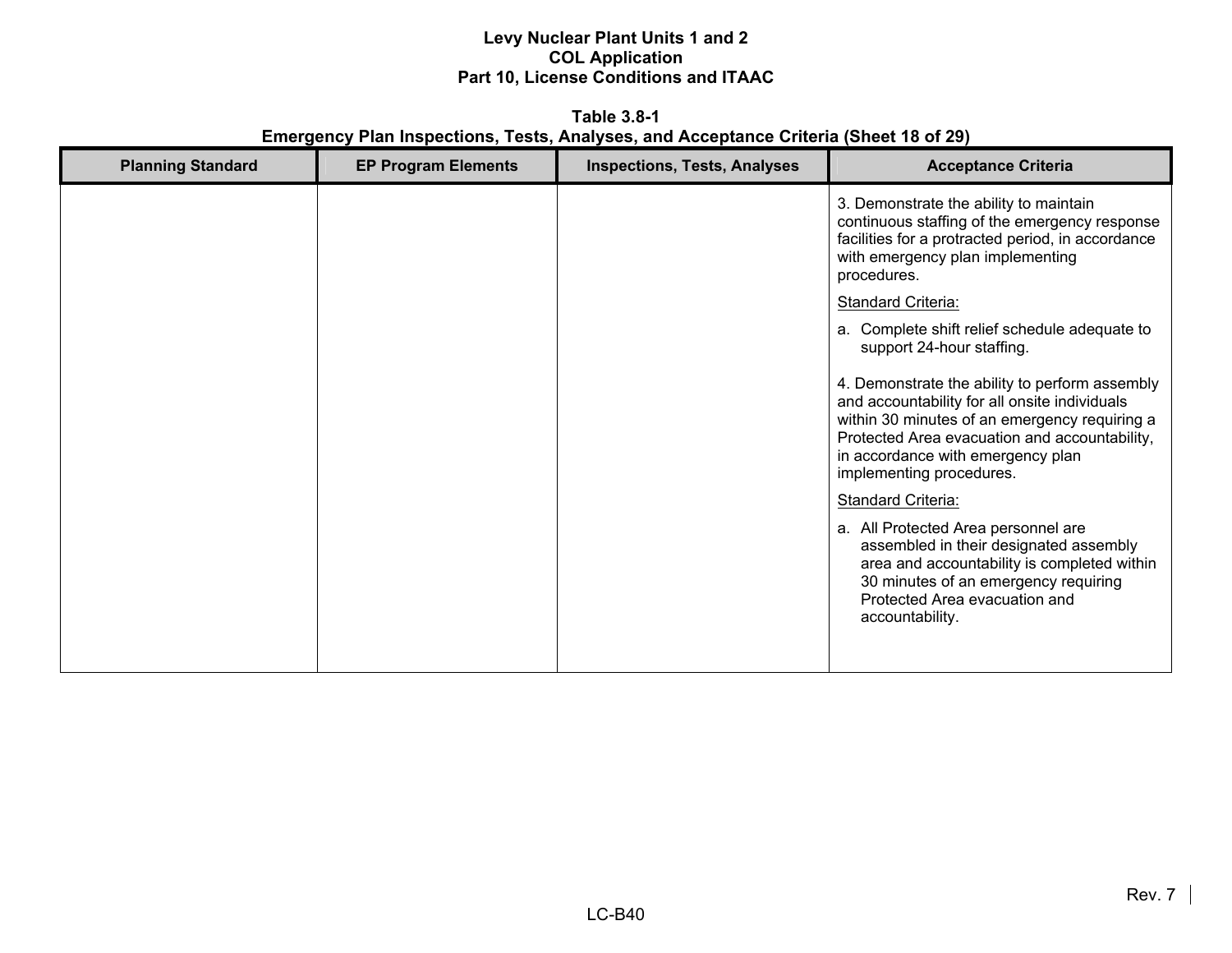**Table 3.8-1**
**Emergency Plan Inspections, Tests, Analyses, and Acceptance Criteria (Sheet 18 of 29)**

| Planning Standard | EP Program Elements | Inspections, Tests, Analyses | Acceptance Criteria |
|---|---|---|---|
| | | | 3. Demonstrate the ability to maintain continuous staffing of the emergency response facilities for a protracted period, in accordance with emergency plan implementing procedures.<br><br><u>Standard Criteria:</u><br><br>a. Complete shift relief schedule adequate to support 24-hour staffing.<br><br>4. Demonstrate the ability to perform assembly and accountability for all onsite individuals within 30 minutes of an emergency requiring a Protected Area evacuation and accountability, in accordance with emergency plan implementing procedures.<br><br><u>Standard Criteria:</u><br><br>a. All Protected Area personnel are assembled in their designated assembly area and accountability is completed within 30 minutes of an emergency requiring Protected Area evacuation and accountability. |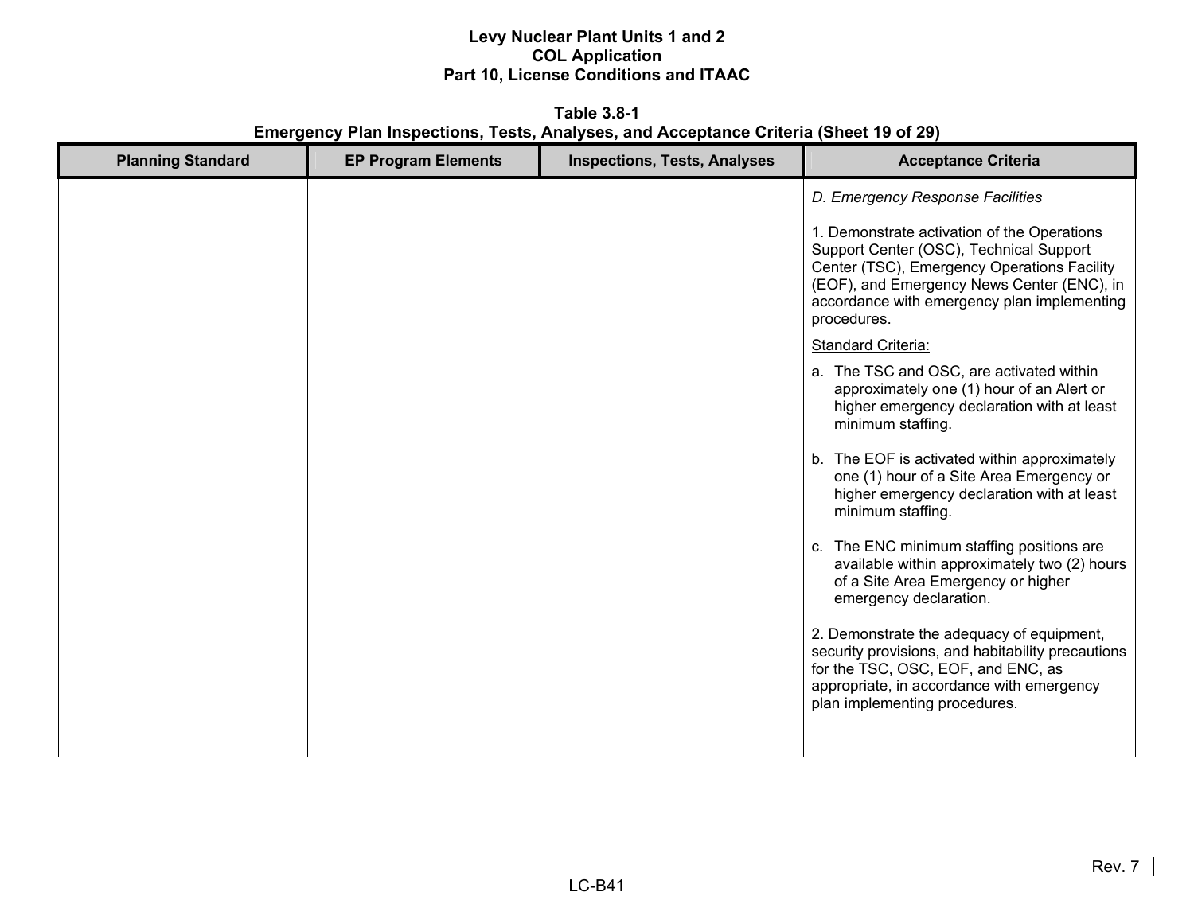**Table 3.8-1**
**Emergency Plan Inspections, Tests, Analyses, and Acceptance Criteria (Sheet 19 of 29)**

| Planning Standard | EP Program Elements | Inspections, Tests, Analyses | Acceptance Criteria |
|---|---|---|---|
| | | | *D. Emergency Response Facilities*<br><br>1. Demonstrate activation of the Operations Support Center (OSC), Technical Support Center (TSC), Emergency Operations Facility (EOF), and Emergency News Center (ENC), in accordance with emergency plan implementing procedures.<br><br><u>Standard Criteria:</u><br><br>a. The TSC and OSC, are activated within approximately one (1) hour of an Alert or higher emergency declaration with at least minimum staffing.<br><br>b. The EOF is activated within approximately one (1) hour of a Site Area Emergency or higher emergency declaration with at least minimum staffing.<br><br>c. The ENC minimum staffing positions are available within approximately two (2) hours of a Site Area Emergency or higher emergency declaration.<br><br>2. Demonstrate the adequacy of equipment, security provisions, and habitability precautions for the TSC, OSC, EOF, and ENC, as appropriate, in accordance with emergency plan implementing procedures. |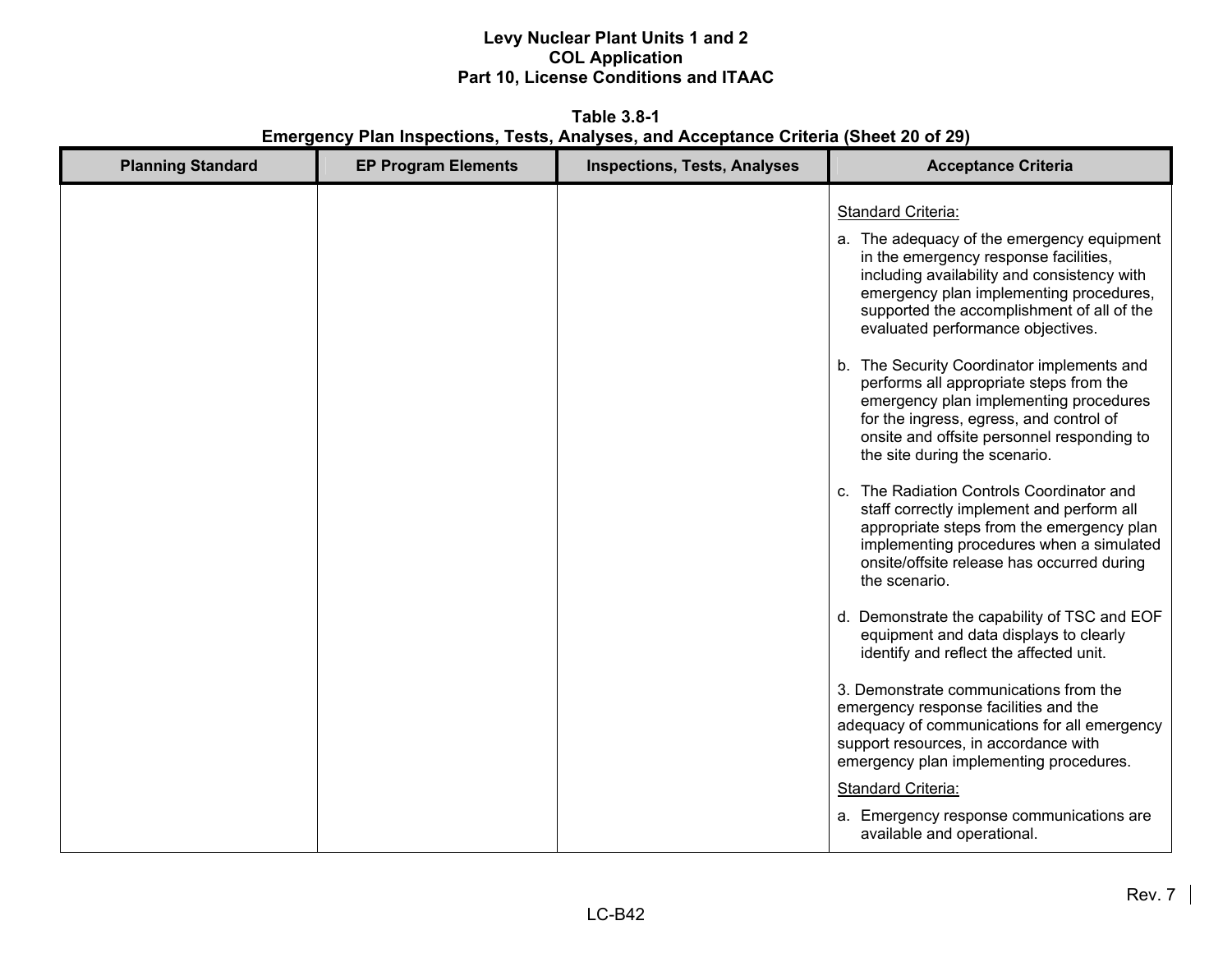**Table 3.8-1**
**Emergency Plan Inspections, Tests, Analyses, and Acceptance Criteria (Sheet 20 of 29)**

| Planning Standard | EP Program Elements | Inspections, Tests, Analyses | Acceptance Criteria |
|---|---|---|---|
| | | | Standard Criteria:<br><br>a. The adequacy of the emergency equipment in the emergency response facilities, including availability and consistency with emergency plan implementing procedures, supported the accomplishment of all of the evaluated performance objectives.<br><br>b. The Security Coordinator implements and performs all appropriate steps from the emergency plan implementing procedures for the ingress, egress, and control of onsite and offsite personnel responding to the site during the scenario.<br><br>c. The Radiation Controls Coordinator and staff correctly implement and perform all appropriate steps from the emergency plan implementing procedures when a simulated onsite/offsite release has occurred during the scenario.<br><br>d. Demonstrate the capability of TSC and EOF equipment and data displays to clearly identify and reflect the affected unit.<br><br>3. Demonstrate communications from the emergency response facilities and the adequacy of communications for all emergency support resources, in accordance with emergency plan implementing procedures.<br><br>Standard Criteria:<br><br>a. Emergency response communications are available and operational. |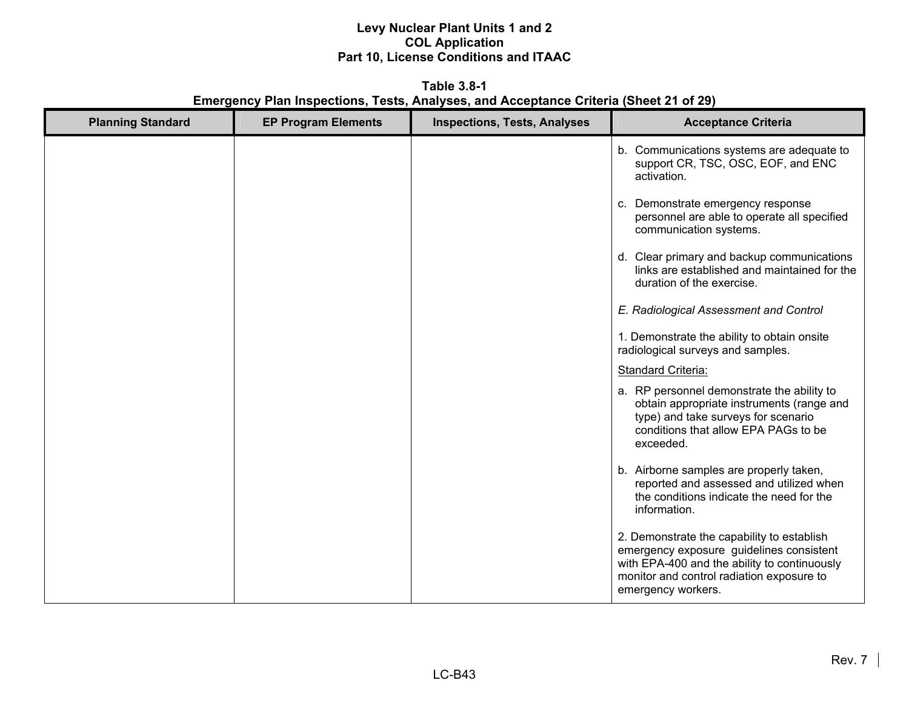Table 3.8-1
Emergency Plan Inspections, Tests, Analyses, and Acceptance Criteria (Sheet 21 of 29)

| Planning Standard | EP Program Elements | Inspections, Tests, Analyses | Acceptance Criteria |
|---|---|---|---|
| | | | b. Communications systems are adequate to support CR, TSC, OSC, EOF, and ENC activation.<br><br>c. Demonstrate emergency response personnel are able to operate all specified communication systems.<br><br>d. Clear primary and backup communications links are established and maintained for the duration of the exercise.<br><br>*E. Radiological Assessment and Control*<br><br>1. Demonstrate the ability to obtain onsite radiological surveys and samples.<br><br>Standard Criteria:<br><br>a. RP personnel demonstrate the ability to obtain appropriate instruments (range and type) and take surveys for scenario conditions that allow EPA PAGs to be exceeded.<br><br>b. Airborne samples are properly taken, reported and assessed and utilized when the conditions indicate the need for the information.<br><br>2. Demonstrate the capability to establish emergency exposure guidelines consistent with EPA-400 and the ability to continuously monitor and control radiation exposure to emergency workers. |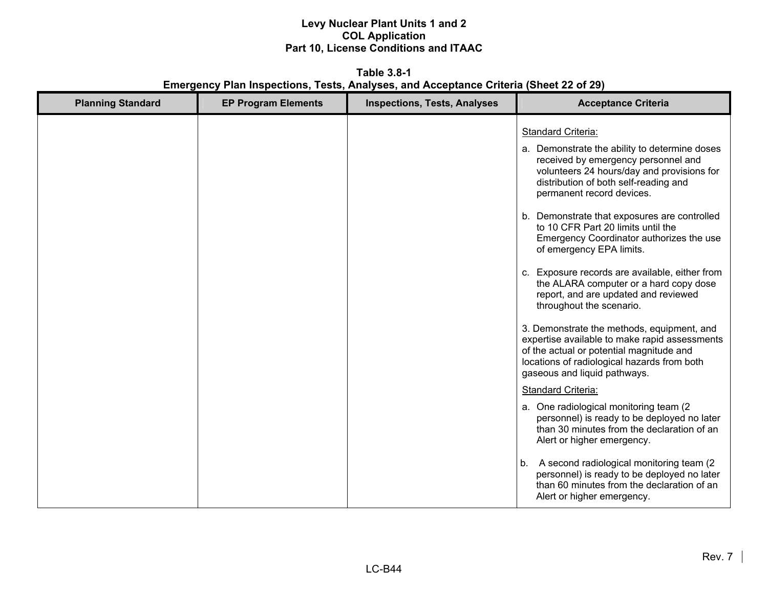**Table 3.8-1**
**Emergency Plan Inspections, Tests, Analyses, and Acceptance Criteria (Sheet 22 of 29)**

| Planning Standard | EP Program Elements | Inspections, Tests, Analyses | Acceptance Criteria |
|---|---|---|---|
| | | | Standard Criteria:<br><br>a. Demonstrate the ability to determine doses received by emergency personnel and volunteers 24 hours/day and provisions for distribution of both self-reading and permanent record devices.<br><br>b. Demonstrate that exposures are controlled to 10 CFR Part 20 limits until the Emergency Coordinator authorizes the use of emergency EPA limits.<br><br>c. Exposure records are available, either from the ALARA computer or a hard copy dose report, and are updated and reviewed throughout the scenario.<br><br>3. Demonstrate the methods, equipment, and expertise available to make rapid assessments of the actual or potential magnitude and locations of radiological hazards from both gaseous and liquid pathways.<br><br>Standard Criteria:<br><br>a. One radiological monitoring team (2 personnel) is ready to be deployed no later than 30 minutes from the declaration of an Alert or higher emergency.<br><br>b. A second radiological monitoring team (2 personnel) is ready to be deployed no later than 60 minutes from the declaration of an Alert or higher emergency. |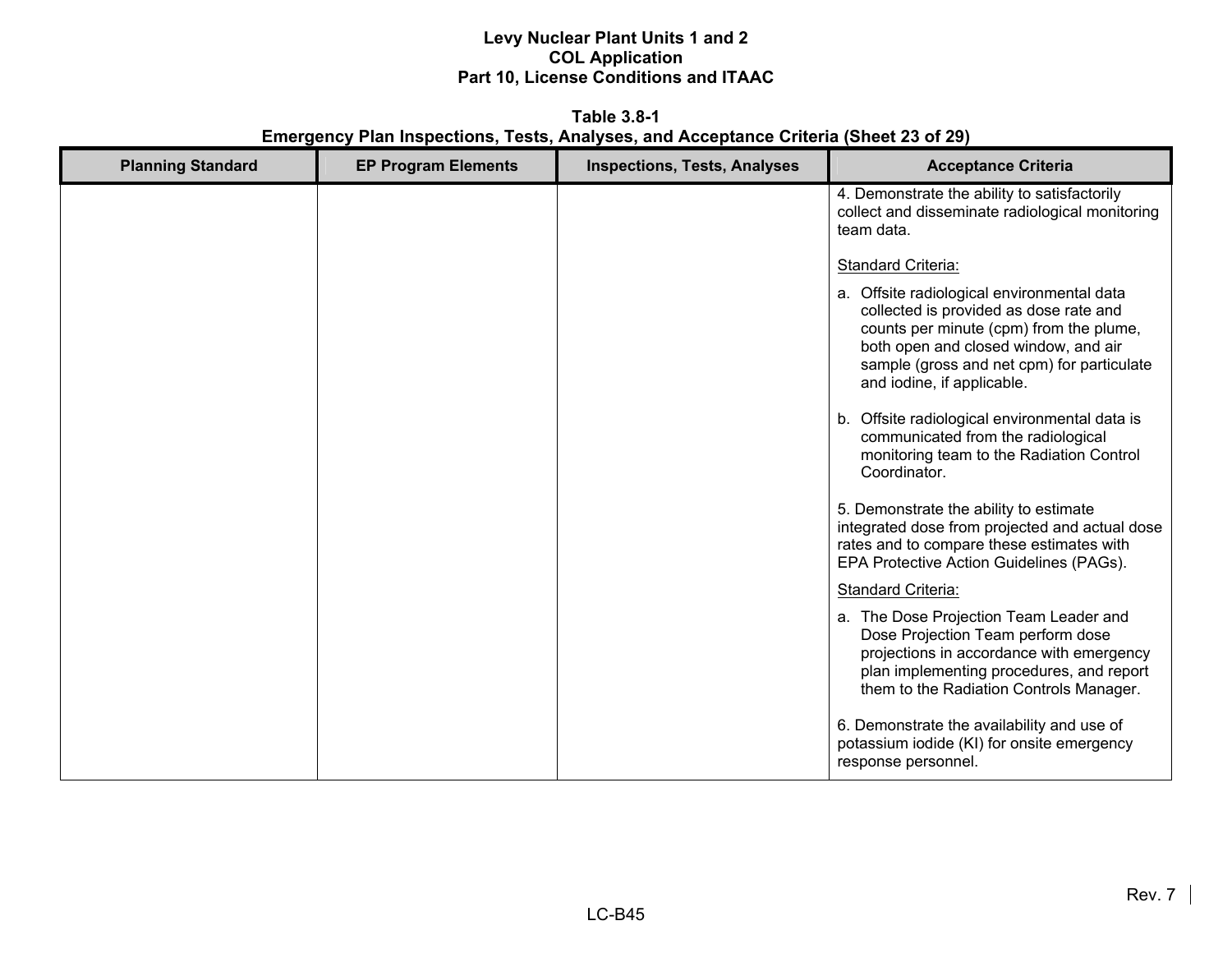**Table 3.8-1**
**Emergency Plan Inspections, Tests, Analyses, and Acceptance Criteria (Sheet 23 of 29)**

| Planning Standard | EP Program Elements | Inspections, Tests, Analyses | Acceptance Criteria |
|---|---|---|---|
| | | | 4. Demonstrate the ability to satisfactorily collect and disseminate radiological monitoring team data.<br><br>Standard Criteria:<br><br>a. Offsite radiological environmental data collected is provided as dose rate and counts per minute (cpm) from the plume, both open and closed window, and air sample (gross and net cpm) for particulate and iodine, if applicable.<br><br>b. Offsite radiological environmental data is communicated from the radiological monitoring team to the Radiation Control Coordinator.<br><br>5. Demonstrate the ability to estimate integrated dose from projected and actual dose rates and to compare these estimates with EPA Protective Action Guidelines (PAGs).<br><br>Standard Criteria:<br><br>a. The Dose Projection Team Leader and Dose Projection Team perform dose projections in accordance with emergency plan implementing procedures, and report them to the Radiation Controls Manager.<br><br>6. Demonstrate the availability and use of potassium iodide (KI) for onsite emergency response personnel. |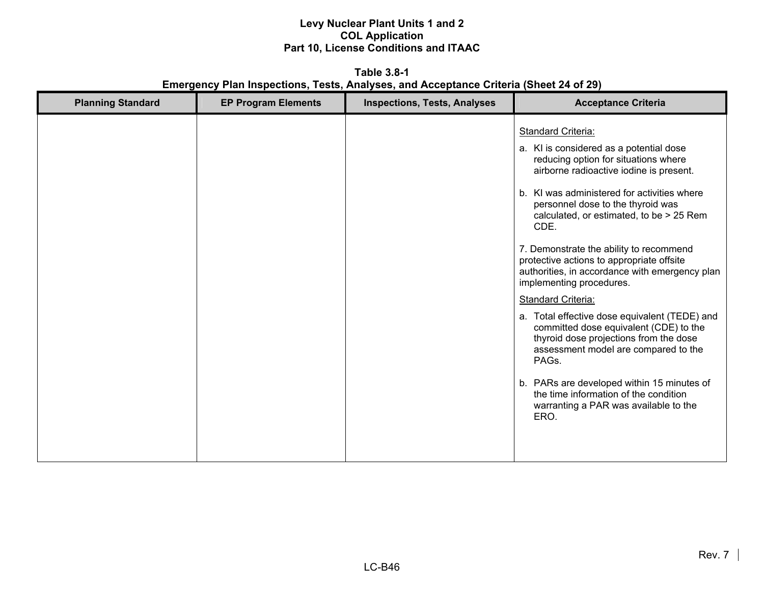Levy Nuclear Plant Units 1 and 2
COL Application
Part 10, License Conditions and ITAAC

**Table 3.8-1**
**Emergency Plan Inspections, Tests, Analyses, and Acceptance Criteria (Sheet 24 of 29)**

| Planning Standard | EP Program Elements | Inspections, Tests, Analyses | Acceptance Criteria |
|---|---|---|---|
| | | | Standard Criteria:<br>a. KI is considered as a potential dose reducing option for situations where airborne radioactive iodine is present.<br>b. KI was administered for activities where personnel dose to the thyroid was calculated, or estimated, to be > 25 Rem CDE.<br><br>7. Demonstrate the ability to recommend protective actions to appropriate offsite authorities, in accordance with emergency plan implementing procedures.<br><br>Standard Criteria:<br>a. Total effective dose equivalent (TEDE) and committed dose equivalent (CDE) to the thyroid dose projections from the dose assessment model are compared to the PAGs.<br>b. PARs are developed within 15 minutes of the time information of the condition warranting a PAR was available to the ERO. |

Rev. 7

LC-B46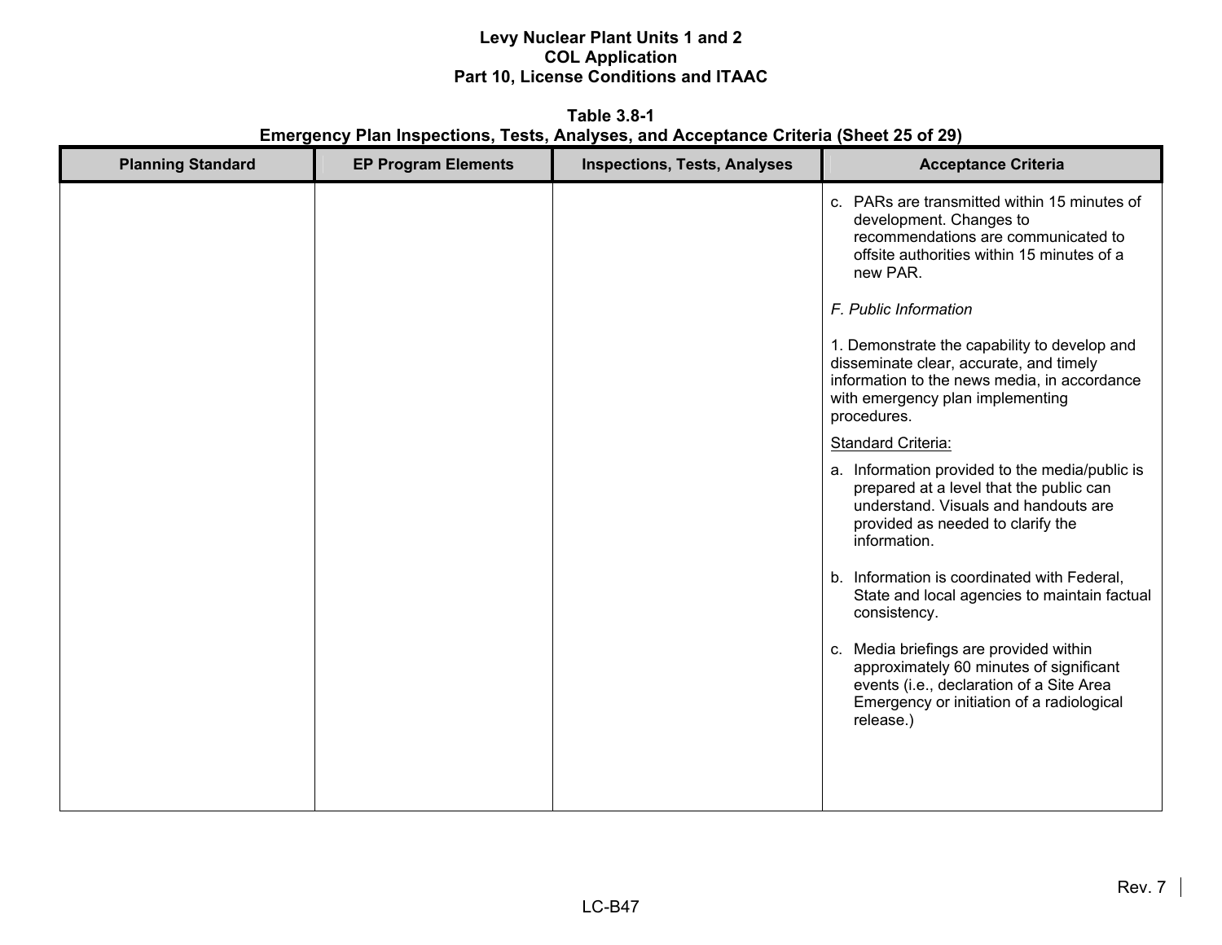**Table 3.8-1**
**Emergency Plan Inspections, Tests, Analyses, and Acceptance Criteria (Sheet 25 of 29)**

| Planning Standard | EP Program Elements | Inspections, Tests, Analyses | Acceptance Criteria |
|---|---|---|---|
| | | | c. PARs are transmitted within 15 minutes of development. Changes to recommendations are communicated to offsite authorities within 15 minutes of a new PAR.<br><br>*F. Public Information*<br><br>1. Demonstrate the capability to develop and disseminate clear, accurate, and timely information to the news media, in accordance with emergency plan implementing procedures.<br><br><u>Standard Criteria:</u><br><br>a. Information provided to the media/public is prepared at a level that the public can understand. Visuals and handouts are provided as needed to clarify the information.<br><br>b. Information is coordinated with Federal, State and local agencies to maintain factual consistency.<br><br>c. Media briefings are provided within approximately 60 minutes of significant events (i.e., declaration of a Site Area Emergency or initiation of a radiological release.) |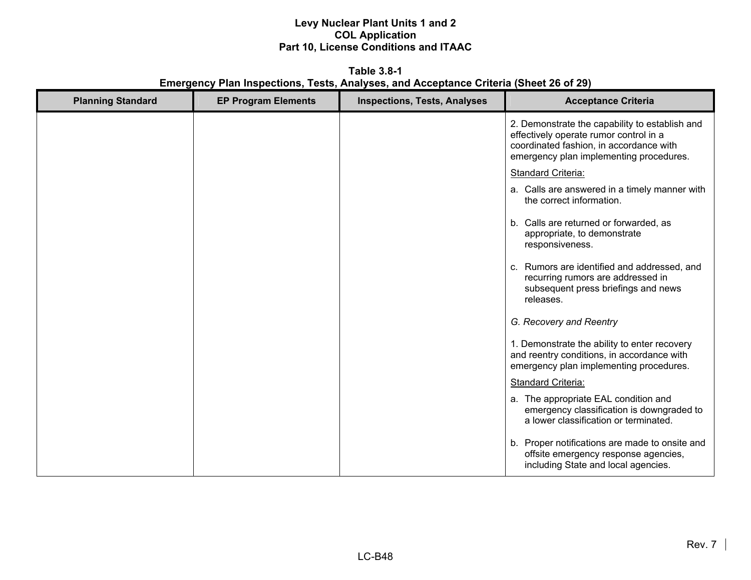**Table 3.8-1**
**Emergency Plan Inspections, Tests, Analyses, and Acceptance Criteria (Sheet 26 of 29)**

| Planning Standard | EP Program Elements | Inspections, Tests, Analyses | Acceptance Criteria |
|---|---|---|---|
| | | | 2. Demonstrate the capability to establish and effectively operate rumor control in a coordinated fashion, in accordance with emergency plan implementing procedures.<br><br><u>Standard Criteria:</u><br><br>a. Calls are answered in a timely manner with the correct information.<br><br>b. Calls are returned or forwarded, as appropriate, to demonstrate responsiveness.<br><br>c. Rumors are identified and addressed, and recurring rumors are addressed in subsequent press briefings and news releases.<br><br>*G. Recovery and Reentry*<br><br>1. Demonstrate the ability to enter recovery and reentry conditions, in accordance with emergency plan implementing procedures.<br><br><u>Standard Criteria:</u><br><br>a. The appropriate EAL condition and emergency classification is downgraded to a lower classification or terminated.<br><br>b. Proper notifications are made to onsite and offsite emergency response agencies, including State and local agencies. |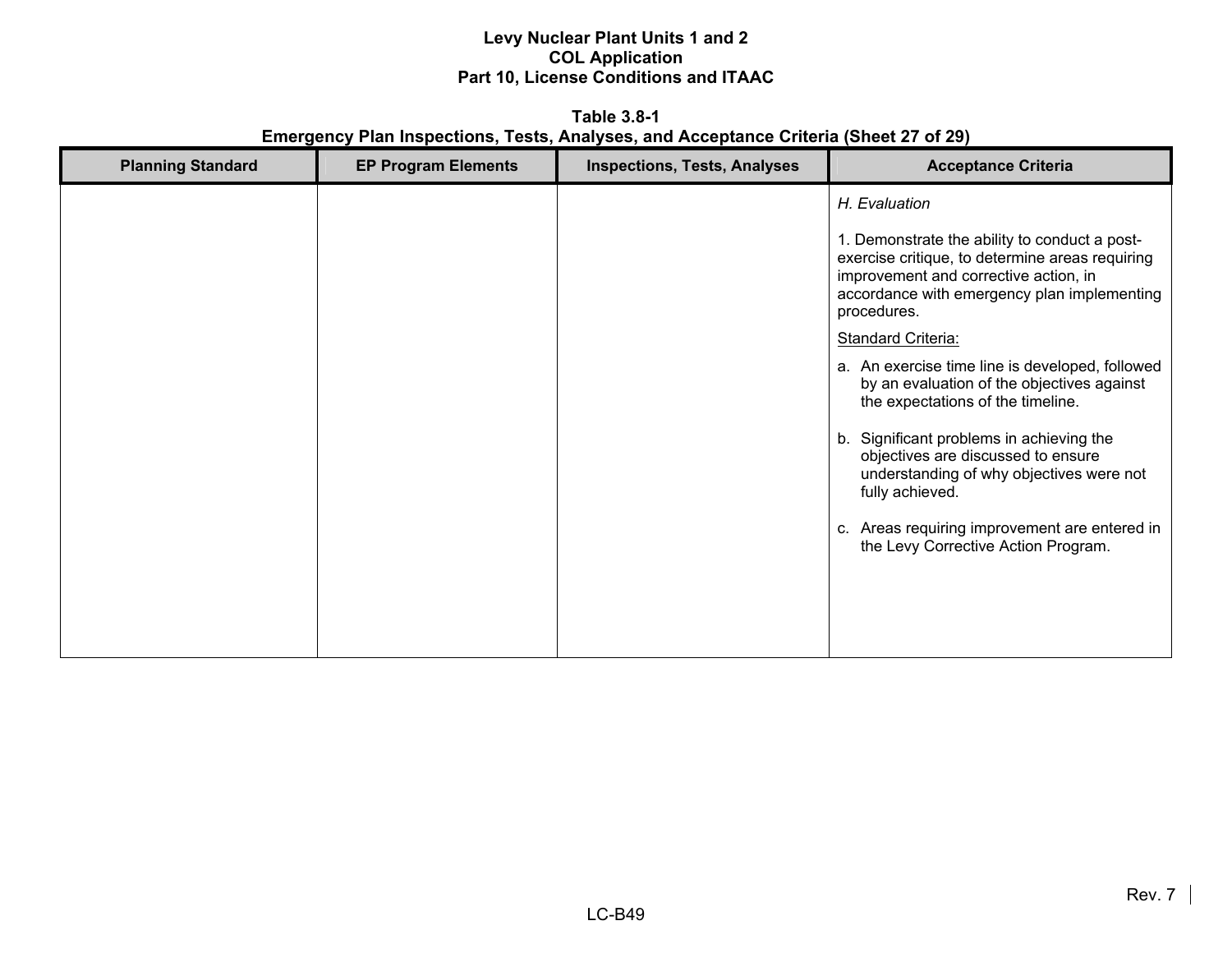**Table 3.8-1**
**Emergency Plan Inspections, Tests, Analyses, and Acceptance Criteria (Sheet 27 of 29)**

| Planning Standard | EP Program Elements | Inspections, Tests, Analyses | Acceptance Criteria |
|---|---|---|---|
| | | | *H. Evaluation*<br><br>1. Demonstrate the ability to conduct a post-exercise critique, to determine areas requiring improvement and corrective action, in accordance with emergency plan implementing procedures.<br><br>Standard Criteria:<br><br>a. An exercise time line is developed, followed by an evaluation of the objectives against the expectations of the timeline.<br><br>b. Significant problems in achieving the objectives are discussed to ensure understanding of why objectives were not fully achieved.<br><br>c. Areas requiring improvement are entered in the Levy Corrective Action Program. |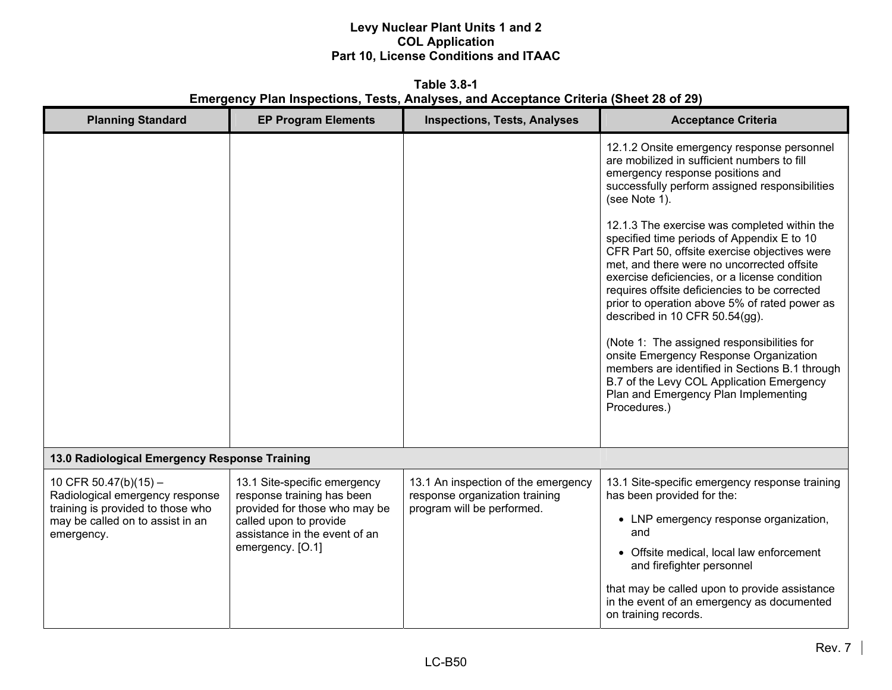**Table 3.8-1**
**Emergency Plan Inspections, Tests, Analyses, and Acceptance Criteria (Sheet 28 of 29)**

| Planning Standard | EP Program Elements | Inspections, Tests, Analyses | Acceptance Criteria |
|---|---|---|---|
| | | | 12.1.2 Onsite emergency response personnel are mobilized in sufficient numbers to fill emergency response positions and successfully perform assigned responsibilities (see Note 1).<br><br>12.1.3 The exercise was completed within the specified time periods of Appendix E to 10 CFR Part 50, offsite exercise objectives were met, and there were no uncorrected offsite exercise deficiencies, or a license condition requires offsite deficiencies to be corrected prior to operation above 5% of rated power as described in 10 CFR 50.54(gg).<br><br>(Note 1: The assigned responsibilities for onsite Emergency Response Organization members are identified in Sections B.1 through B.7 of the Levy COL Application Emergency Plan and Emergency Plan Implementing Procedures.) |
| **13.0 Radiological Emergency Response Training** | | | |
| 10 CFR 50.47(b)(15) – Radiological emergency response training is provided to those who may be called on to assist in an emergency. | 13.1 Site-specific emergency response training has been provided for those who may be called upon to provide assistance in the event of an emergency. [O.1] | 13.1 An inspection of the emergency response organization training program will be performed. | 13.1 Site-specific emergency response training has been provided for the:<br>• LNP emergency response organization, and<br>• Offsite medical, local law enforcement and firefighter personnel<br><br>that may be called upon to provide assistance in the event of an emergency as documented on training records. |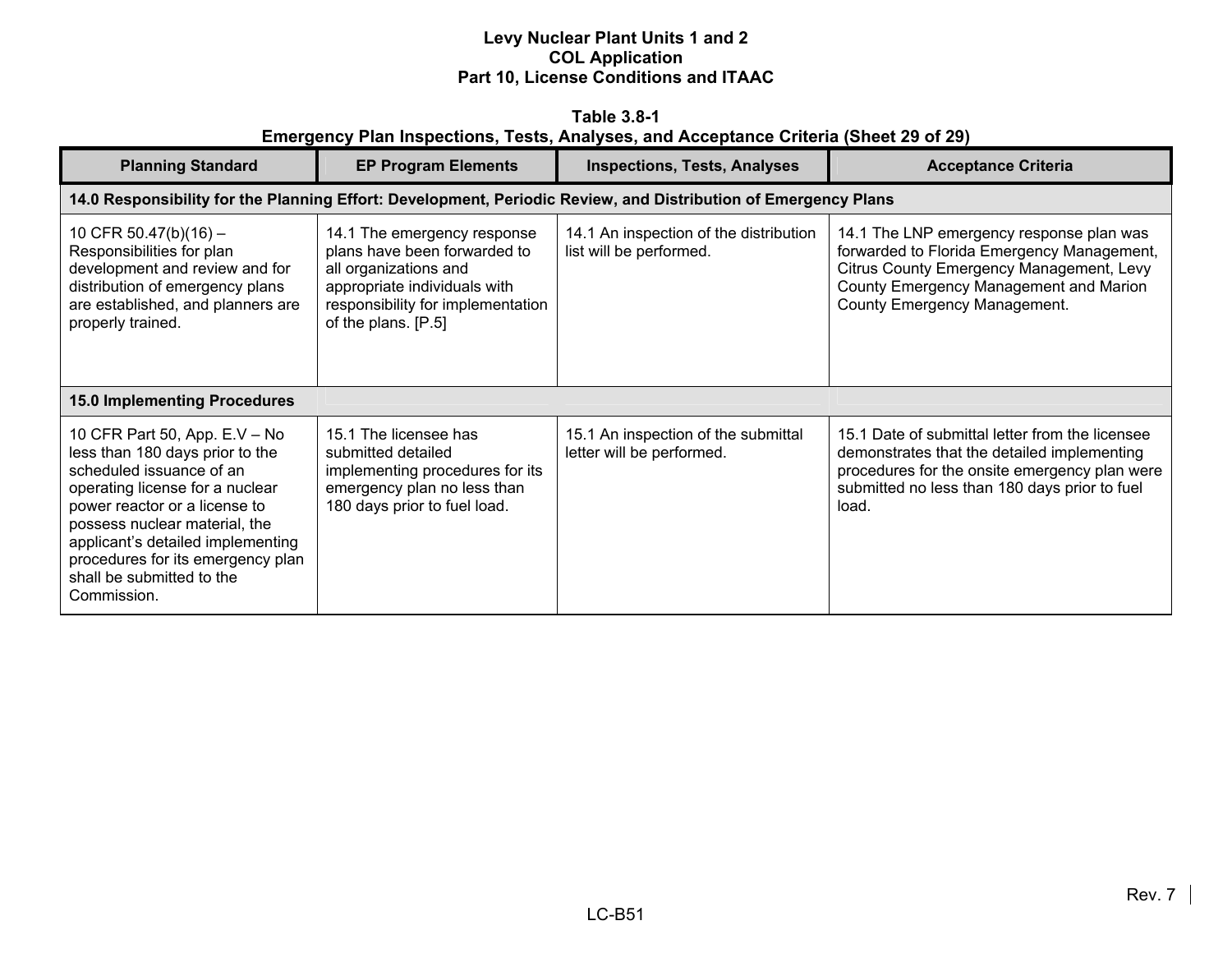**Table 3.8-1**
**Emergency Plan Inspections, Tests, Analyses, and Acceptance Criteria (Sheet 29 of 29)**

| Planning Standard | EP Program Elements | Inspections, Tests, Analyses | Acceptance Criteria |
|---|---|---|---|
| **14.0 Responsibility for the Planning Effort: Development, Periodic Review, and Distribution of Emergency Plans** | | | |
| 10 CFR 50.47(b)(16) – Responsibilities for plan development and review and for distribution of emergency plans are established, and planners are properly trained. | 14.1 The emergency response plans have been forwarded to all organizations and appropriate individuals with responsibility for implementation of the plans. [P.5] | 14.1 An inspection of the distribution list will be performed. | 14.1 The LNP emergency response plan was forwarded to Florida Emergency Management, Citrus County Emergency Management, Levy County Emergency Management and Marion County Emergency Management. |
| **15.0 Implementing Procedures** | | | |
| 10 CFR Part 50, App. E.V – No less than 180 days prior to the scheduled issuance of an operating license for a nuclear power reactor or a license to possess nuclear material, the applicant's detailed implementing procedures for its emergency plan shall be submitted to the Commission. | 15.1 The licensee has submitted detailed implementing procedures for its emergency plan no less than 180 days prior to fuel load. | 15.1 An inspection of the submittal letter will be performed. | 15.1 Date of submittal letter from the licensee demonstrates that the detailed implementing procedures for the onsite emergency plan were submitted no less than 180 days prior to fuel load. |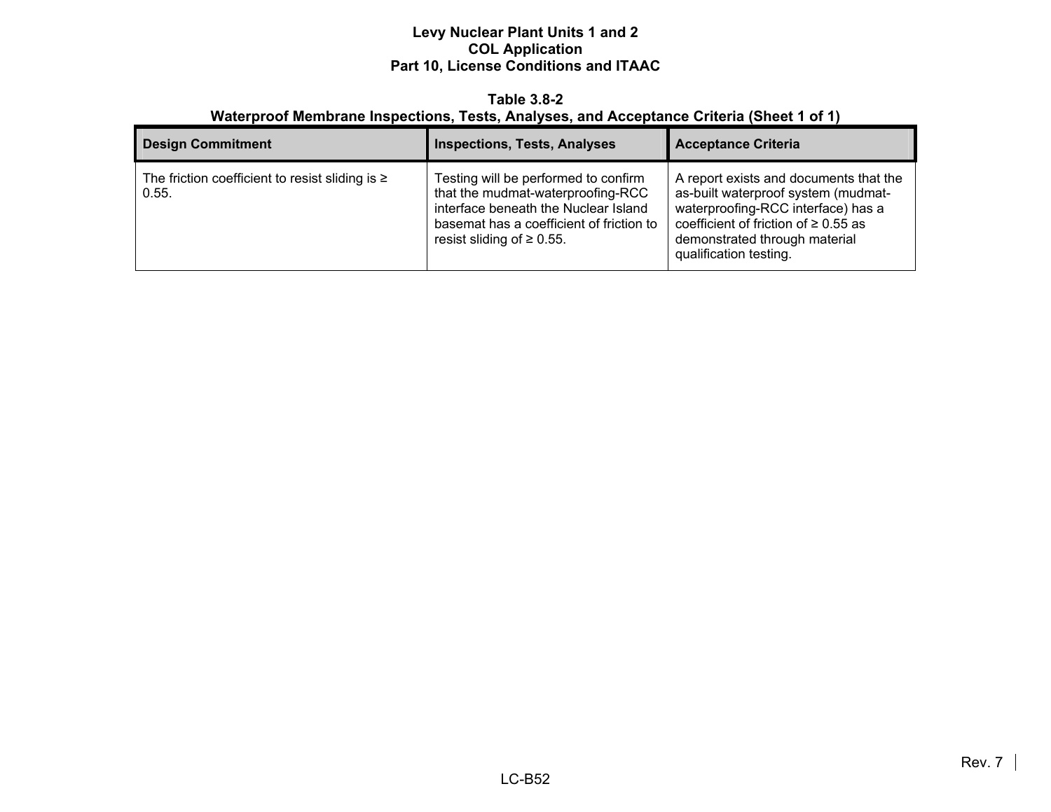**Table 3.8-2**
**Waterproof Membrane Inspections, Tests, Analyses, and Acceptance Criteria (Sheet 1 of 1)**

| Design Commitment | Inspections, Tests, Analyses | Acceptance Criteria |
|---|---|---|
| The friction coefficient to resist sliding is ≥ 0.55. | Testing will be performed to confirm that the mudmat-waterproofing-RCC interface beneath the Nuclear Island basemat has a coefficient of friction to resist sliding of ≥ 0.55. | A report exists and documents that the as-built waterproof system (mudmat-waterproofing-RCC interface) has a coefficient of friction of ≥ 0.55 as demonstrated through material qualification testing. |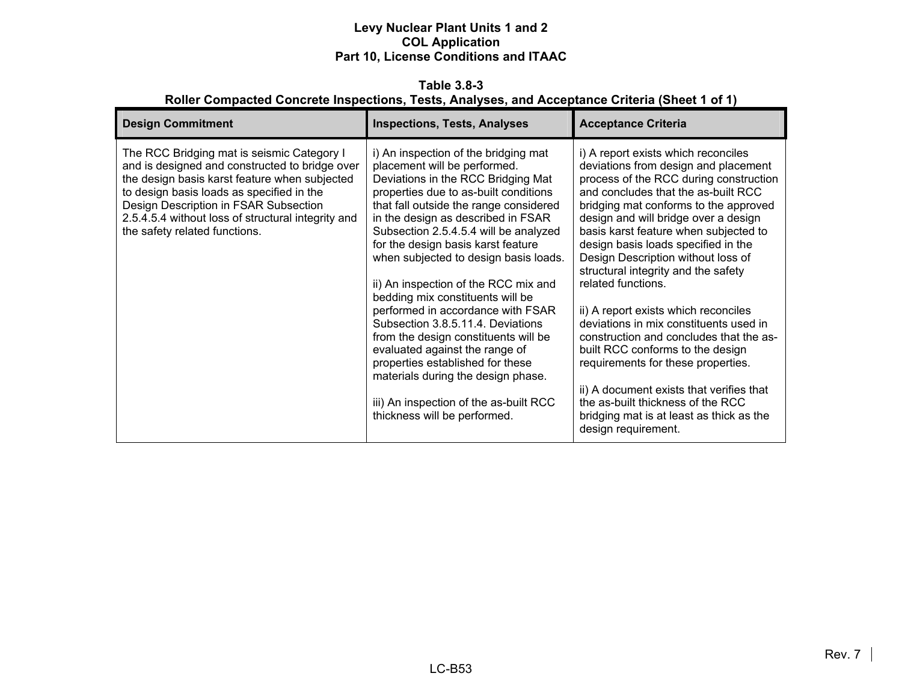**Table 3.8-3**
**Roller Compacted Concrete Inspections, Tests, Analyses, and Acceptance Criteria (Sheet 1 of 1)**

| Design Commitment | Inspections, Tests, Analyses | Acceptance Criteria |
|---|---|---|
| The RCC Bridging mat is seismic Category I and is designed and constructed to bridge over the design basis karst feature when subjected to design basis loads as specified in the Design Description in FSAR Subsection 2.5.4.5.4 without loss of structural integrity and the safety related functions. | i) An inspection of the bridging mat placement will be performed. Deviations in the RCC Bridging Mat properties due to as-built conditions that fall outside the range considered in the design as described in FSAR Subsection 2.5.4.5.4 will be analyzed for the design basis karst feature when subjected to design basis loads.<br><br>ii) An inspection of the RCC mix and bedding mix constituents will be performed in accordance with FSAR Subsection 3.8.5.11.4. Deviations from the design constituents will be evaluated against the range of properties established for these materials during the design phase.<br><br>iii) An inspection of the as-built RCC thickness will be performed. | i) A report exists which reconciles deviations from design and placement process of the RCC during construction and concludes that the as-built RCC bridging mat conforms to the approved design and will bridge over a design basis karst feature when subjected to design basis loads specified in the Design Description without loss of structural integrity and the safety related functions.<br><br>ii) A report exists which reconciles deviations in mix constituents used in construction and concludes that the as-built RCC conforms to the design requirements for these properties.<br><br>ii) A document exists that verifies that the as-built thickness of the RCC bridging mat is at least as thick as the design requirement. |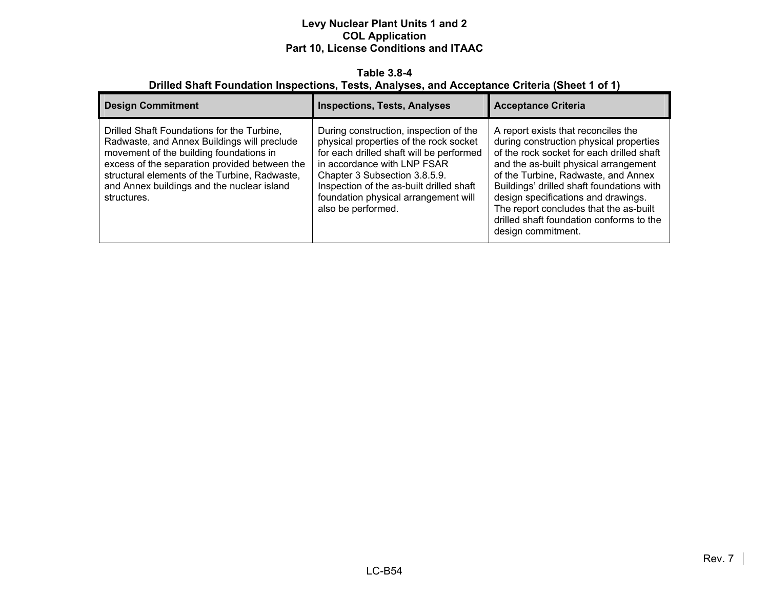**Table 3.8-4**
**Drilled Shaft Foundation Inspections, Tests, Analyses, and Acceptance Criteria (Sheet 1 of 1)**

| Design Commitment | Inspections, Tests, Analyses | Acceptance Criteria |
|---|---|---|
| Drilled Shaft Foundations for the Turbine, Radwaste, and Annex Buildings will preclude movement of the building foundations in excess of the separation provided between the structural elements of the Turbine, Radwaste, and Annex buildings and the nuclear island structures. | During construction, inspection of the physical properties of the rock socket for each drilled shaft will be performed in accordance with LNP FSAR Chapter 3 Subsection 3.8.5.9. Inspection of the as-built drilled shaft foundation physical arrangement will also be performed. | A report exists that reconciles the during construction physical properties of the rock socket for each drilled shaft and the as-built physical arrangement of the Turbine, Radwaste, and Annex Buildings' drilled shaft foundations with design specifications and drawings. The report concludes that the as-built drilled shaft foundation conforms to the design commitment. |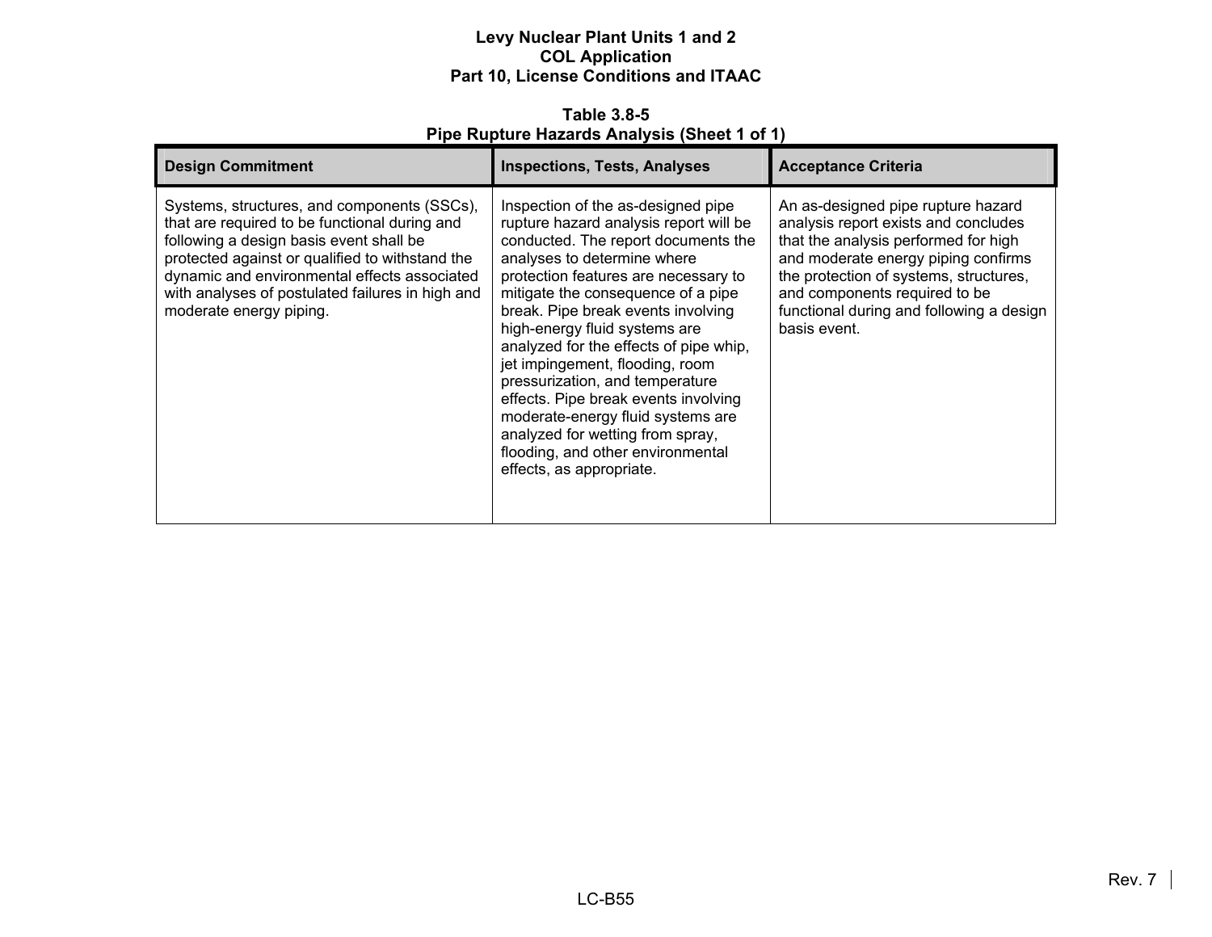**Table 3.8-5**
**Pipe Rupture Hazards Analysis (Sheet 1 of 1)**

| Design Commitment | Inspections, Tests, Analyses | Acceptance Criteria |
|---|---|---|
| Systems, structures, and components (SSCs), that are required to be functional during and following a design basis event shall be protected against or qualified to withstand the dynamic and environmental effects associated with analyses of postulated failures in high and moderate energy piping. | Inspection of the as-designed pipe rupture hazard analysis report will be conducted. The report documents the analyses to determine where protection features are necessary to mitigate the consequence of a pipe break. Pipe break events involving high-energy fluid systems are analyzed for the effects of pipe whip, jet impingement, flooding, room pressurization, and temperature effects. Pipe break events involving moderate-energy fluid systems are analyzed for wetting from spray, flooding, and other environmental effects, as appropriate. | An as-designed pipe rupture hazard analysis report exists and concludes that the analysis performed for high and moderate energy piping confirms the protection of systems, structures, and components required to be functional during and following a design basis event. |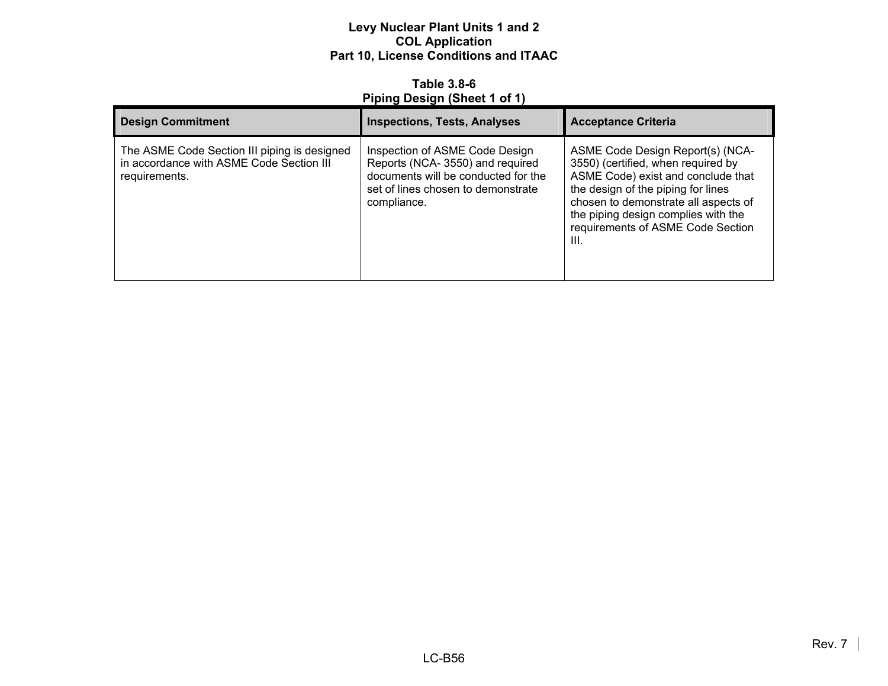**Table 3.8-6**
**Piping Design (Sheet 1 of 1)**

| Design Commitment | Inspections, Tests, Analyses | Acceptance Criteria |
|---|---|---|
| The ASME Code Section III piping is designed in accordance with ASME Code Section III requirements. | Inspection of ASME Code Design Reports (NCA- 3550) and required documents will be conducted for the set of lines chosen to demonstrate compliance. | ASME Code Design Report(s) (NCA-3550) (certified, when required by ASME Code) exist and conclude that the design of the piping for lines chosen to demonstrate all aspects of the piping design complies with the requirements of ASME Code Section III. |